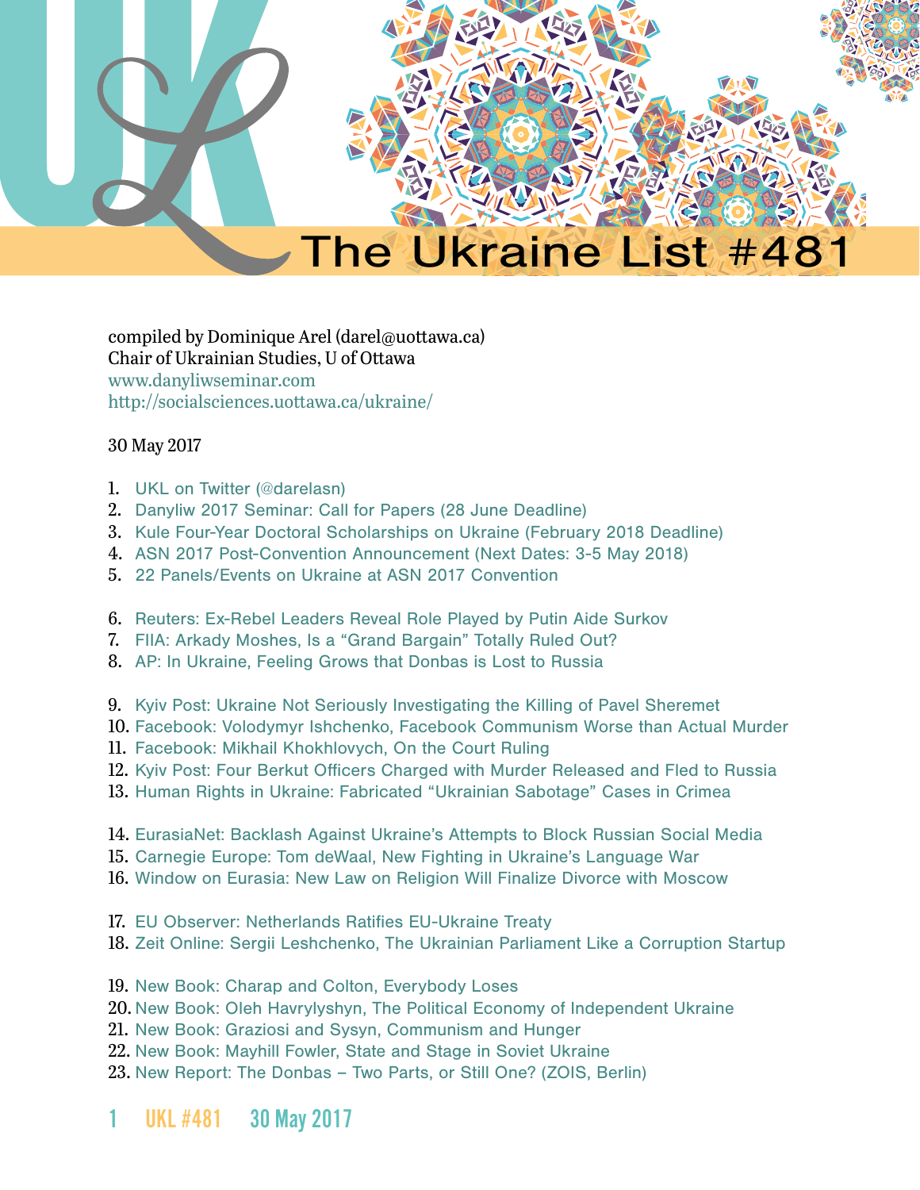# The Ukraine List #481

compiled by Dominique Arel (darel@uottawa.ca)
Chair of Ukrainian Studies, U of Ottawa
www.danyliwseminar.com
http://socialsciences.uottawa.ca/ukraine/

30 May 2017

1. UKL on Twitter (@darelasn)
2. Danyliw 2017 Seminar: Call for Papers (28 June Deadline)
3. Kule Four-Year Doctoral Scholarships on Ukraine (February 2018 Deadline)
4. ASN 2017 Post-Convention Announcement (Next Dates: 3-5 May 2018)
5. 22 Panels/Events on Ukraine at ASN 2017 Convention

6. Reuters: Ex-Rebel Leaders Reveal Role Played by Putin Aide Surkov
7. FIIA: Arkady Moshes, Is a "Grand Bargain" Totally Ruled Out?
8. AP: In Ukraine, Feeling Grows that Donbas is Lost to Russia

9. Kyiv Post: Ukraine Not Seriously Investigating the Killing of Pavel Sheremet
10. Facebook: Volodymyr Ishchenko, Facebook Communism Worse than Actual Murder
11. Facebook: Mikhail Khokhlovych, On the Court Ruling
12. Kyiv Post: Four Berkut Officers Charged with Murder Released and Fled to Russia
13. Human Rights in Ukraine: Fabricated "Ukrainian Sabotage" Cases in Crimea

14. EurasiaNet: Backlash Against Ukraine's Attempts to Block Russian Social Media
15. Carnegie Europe: Tom deWaal, New Fighting in Ukraine's Language War
16. Window on Eurasia: New Law on Religion Will Finalize Divorce with Moscow

17. EU Observer: Netherlands Ratifies EU-Ukraine Treaty
18. Zeit Online: Sergii Leshchenko, The Ukrainian Parliament Like a Corruption Startup

19. New Book: Charap and Colton, Everybody Loses
20. New Book: Oleh Havrylyshyn, The Political Economy of Independent Ukraine
21. New Book: Graziosi and Sysyn, Communism and Hunger
22. New Book: Mayhill Fowler, State and Stage in Soviet Ukraine
23. New Report: The Donbas – Two Parts, or Still One? (ZOIS, Berlin)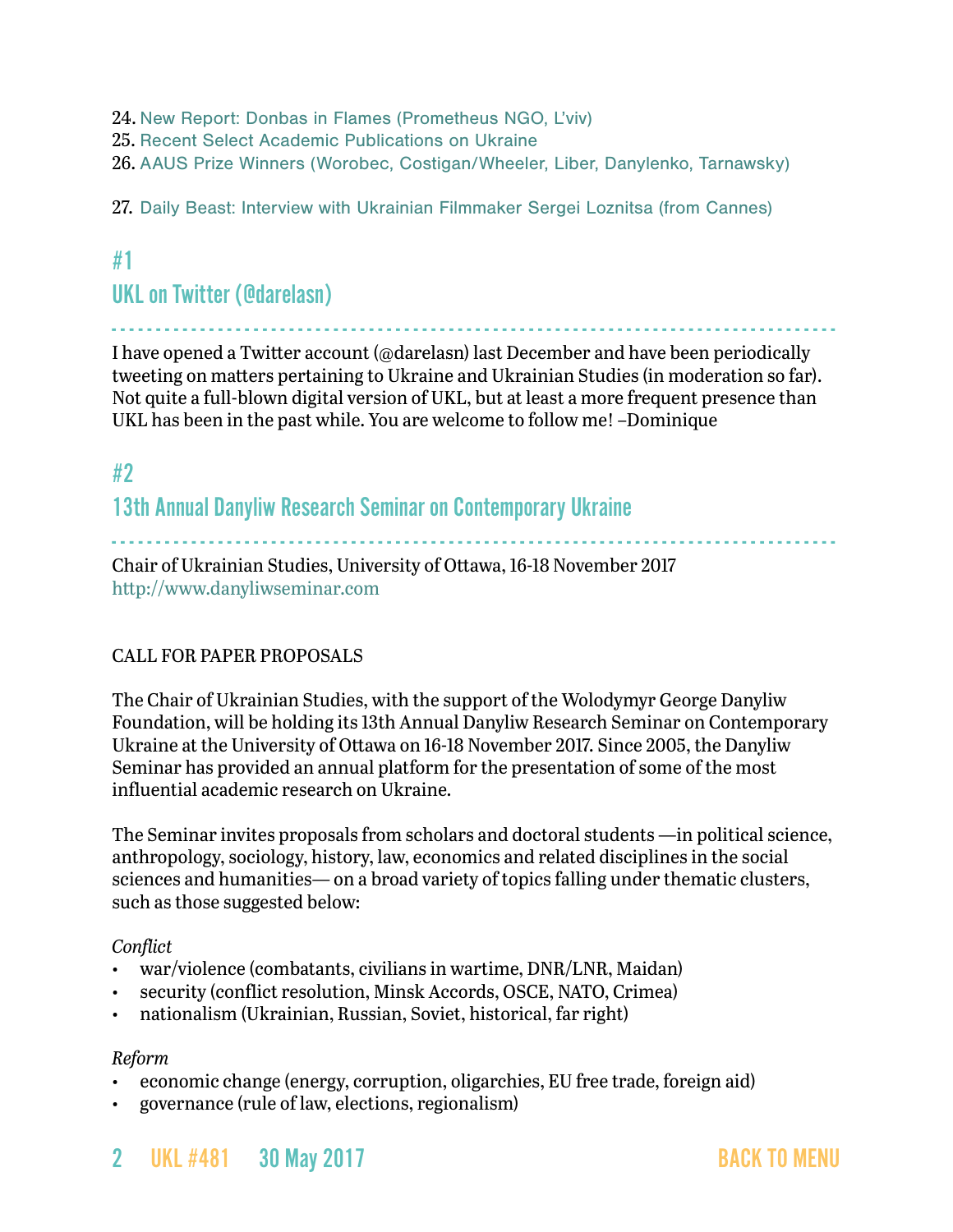24. New Report: Donbas in Flames (Prometheus NGO, L'viv)
25. Recent Select Academic Publications on Ukraine
26. AAUS Prize Winners (Worobec, Costigan/Wheeler, Liber, Danylenko, Tarnawsky)

27. Daily Beast: Interview with Ukrainian Filmmaker Sergei Loznitsa (from Cannes)

## #1
## UKL on Twitter (@darelasn)

I have opened a Twitter account (@darelasn) last December and have been periodically tweeting on matters pertaining to Ukraine and Ukrainian Studies (in moderation so far). Not quite a full-blown digital version of UKL, but at least a more frequent presence than UKL has been in the past while. You are welcome to follow me! –Dominique

## #2
## 13th Annual Danyliw Research Seminar on Contemporary Ukraine

Chair of Ukrainian Studies, University of Ottawa, 16-18 November 2017
http://www.danyliwseminar.com

CALL FOR PAPER PROPOSALS

The Chair of Ukrainian Studies, with the support of the Wolodymyr George Danyliw Foundation, will be holding its 13th Annual Danyliw Research Seminar on Contemporary Ukraine at the University of Ottawa on 16-18 November 2017. Since 2005, the Danyliw Seminar has provided an annual platform for the presentation of some of the most influential academic research on Ukraine.

The Seminar invites proposals from scholars and doctoral students —in political science, anthropology, sociology, history, law, economics and related disciplines in the social sciences and humanities— on a broad variety of topics falling under thematic clusters, such as those suggested below:

*Conflict*
- war/violence (combatants, civilians in wartime, DNR/LNR, Maidan)
- security (conflict resolution, Minsk Accords, OSCE, NATO, Crimea)
- nationalism (Ukrainian, Russian, Soviet, historical, far right)

*Reform*
- economic change (energy, corruption, oligarchies, EU free trade, foreign aid)
- governance (rule of law, elections, regionalism)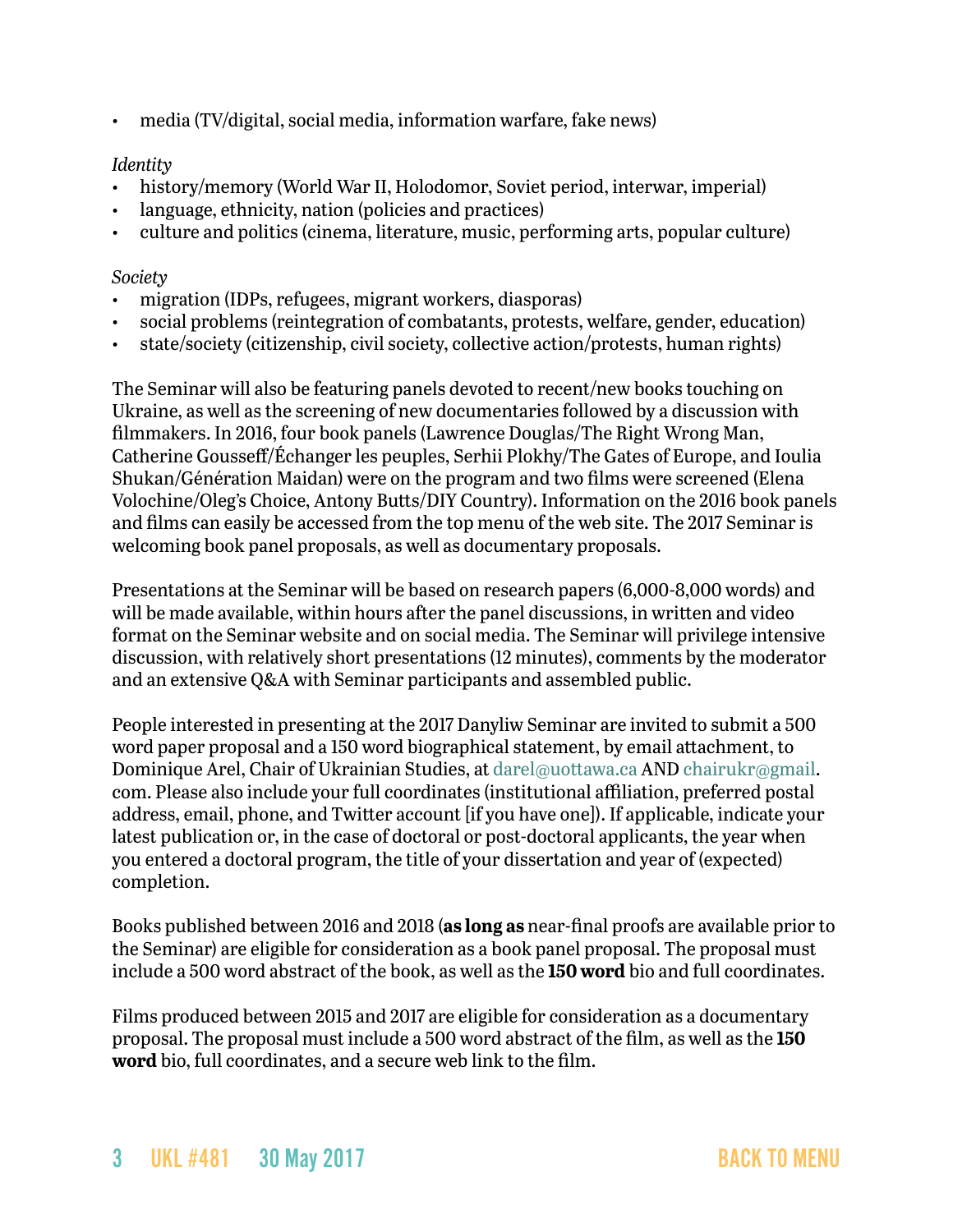- media (TV/digital, social media, information warfare, fake news)

*Identity*
- history/memory (World War II, Holodomor, Soviet period, interwar, imperial)
- language, ethnicity, nation (policies and practices)
- culture and politics (cinema, literature, music, performing arts, popular culture)

*Society*
- migration (IDPs, refugees, migrant workers, diasporas)
- social problems (reintegration of combatants, protests, welfare, gender, education)
- state/society (citizenship, civil society, collective action/protests, human rights)

The Seminar will also be featuring panels devoted to recent/new books touching on Ukraine, as well as the screening of new documentaries followed by a discussion with filmmakers. In 2016, four book panels (Lawrence Douglas/The Right Wrong Man, Catherine Gousseff/Échanger les peuples, Serhii Plokhy/The Gates of Europe, and Ioulia Shukan/Génération Maidan) were on the program and two films were screened (Elena Volochine/Oleg's Choice, Antony Butts/DIY Country). Information on the 2016 book panels and films can easily be accessed from the top menu of the web site. The 2017 Seminar is welcoming book panel proposals, as well as documentary proposals.

Presentations at the Seminar will be based on research papers (6,000-8,000 words) and will be made available, within hours after the panel discussions, in written and video format on the Seminar website and on social media. The Seminar will privilege intensive discussion, with relatively short presentations (12 minutes), comments by the moderator and an extensive Q&A with Seminar participants and assembled public.

People interested in presenting at the 2017 Danyliw Seminar are invited to submit a 500 word paper proposal and a 150 word biographical statement, by email attachment, to Dominique Arel, Chair of Ukrainian Studies, at darel@uottawa.ca AND chairukr@gmail.com. Please also include your full coordinates (institutional affiliation, preferred postal address, email, phone, and Twitter account [if you have one]). If applicable, indicate your latest publication or, in the case of doctoral or post-doctoral applicants, the year when you entered a doctoral program, the title of your dissertation and year of (expected) completion.

Books published between 2016 and 2018 (**as long as** near-final proofs are available prior to the Seminar) are eligible for consideration as a book panel proposal. The proposal must include a 500 word abstract of the book, as well as the **150 word** bio and full coordinates.

Films produced between 2015 and 2017 are eligible for consideration as a documentary proposal. The proposal must include a 500 word abstract of the film, as well as the **150 word** bio, full coordinates, and a secure web link to the film.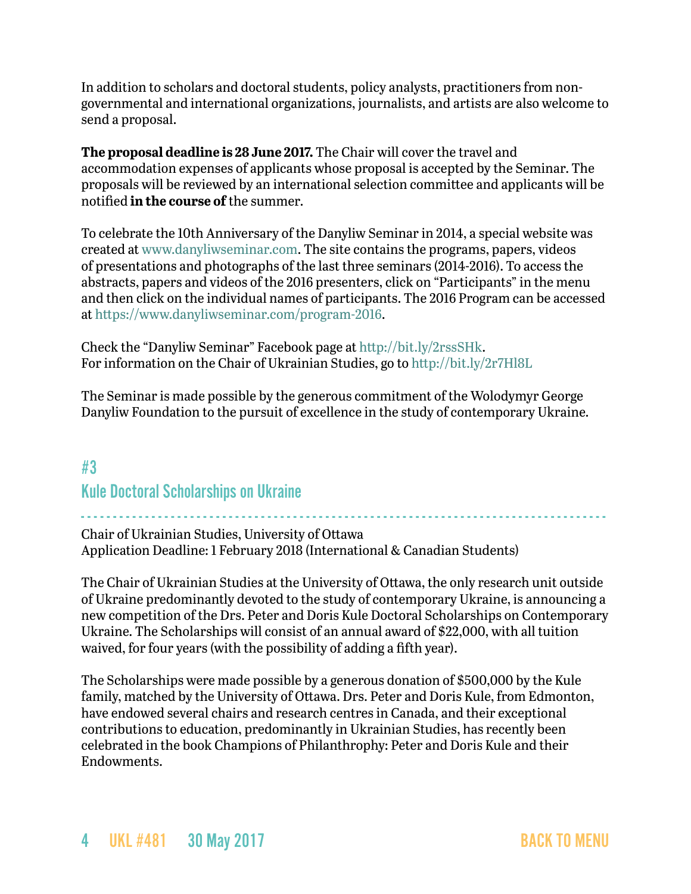In addition to scholars and doctoral students, policy analysts, practitioners from non-governmental and international organizations, journalists, and artists are also welcome to send a proposal.

**The proposal deadline is 28 June 2017.** The Chair will cover the travel and accommodation expenses of applicants whose proposal is accepted by the Seminar. The proposals will be reviewed by an international selection committee and applicants will be notified **in the course of** the summer.

To celebrate the 10th Anniversary of the Danyliw Seminar in 2014, a special website was created at www.danyliwseminar.com. The site contains the programs, papers, videos of presentations and photographs of the last three seminars (2014-2016). To access the abstracts, papers and videos of the 2016 presenters, click on "Participants" in the menu and then click on the individual names of participants. The 2016 Program can be accessed at https://www.danyliwseminar.com/program-2016.

Check the "Danyliw Seminar" Facebook page at http://bit.ly/2rssSHk.
For information on the Chair of Ukrainian Studies, go to http://bit.ly/2r7Hl8L

The Seminar is made possible by the generous commitment of the Wolodymyr George Danyliw Foundation to the pursuit of excellence in the study of contemporary Ukraine.

## #3
## Kule Doctoral Scholarships on Ukraine

Chair of Ukrainian Studies, University of Ottawa
Application Deadline: 1 February 2018 (International & Canadian Students)

The Chair of Ukrainian Studies at the University of Ottawa, the only research unit outside of Ukraine predominantly devoted to the study of contemporary Ukraine, is announcing a new competition of the Drs. Peter and Doris Kule Doctoral Scholarships on Contemporary Ukraine. The Scholarships will consist of an annual award of $22,000, with all tuition waived, for four years (with the possibility of adding a fifth year).

The Scholarships were made possible by a generous donation of $500,000 by the Kule family, matched by the University of Ottawa. Drs. Peter and Doris Kule, from Edmonton, have endowed several chairs and research centres in Canada, and their exceptional contributions to education, predominantly in Ukrainian Studies, has recently been celebrated in the book Champions of Philanthrophy: Peter and Doris Kule and their Endowments.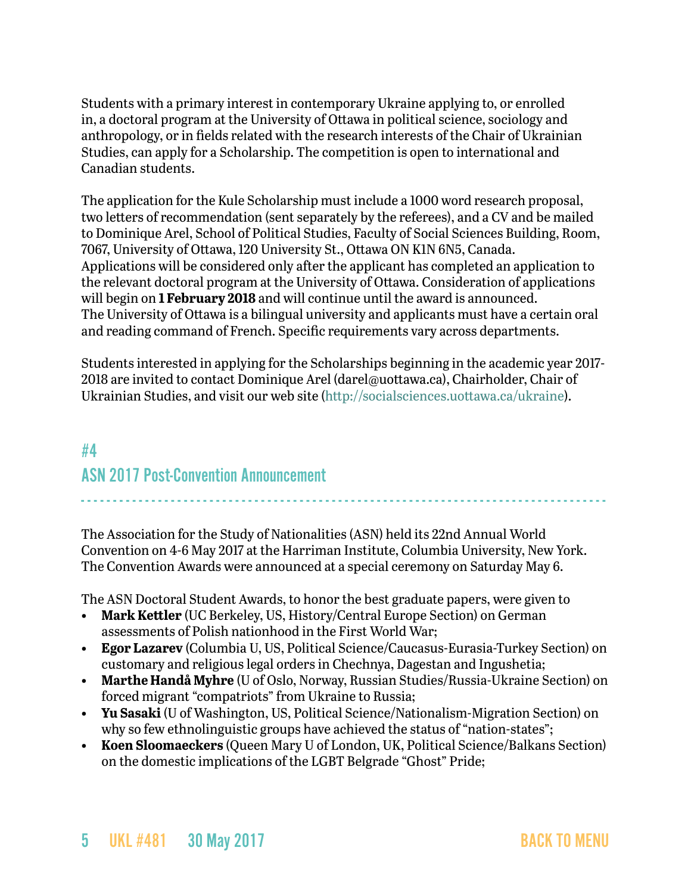Students with a primary interest in contemporary Ukraine applying to, or enrolled in, a doctoral program at the University of Ottawa in political science, sociology and anthropology, or in fields related with the research interests of the Chair of Ukrainian Studies, can apply for a Scholarship. The competition is open to international and Canadian students.

The application for the Kule Scholarship must include a 1000 word research proposal, two letters of recommendation (sent separately by the referees), and a CV and be mailed to Dominique Arel, School of Political Studies, Faculty of Social Sciences Building, Room, 7067, University of Ottawa, 120 University St., Ottawa ON K1N 6N5, Canada. Applications will be considered only after the applicant has completed an application to the relevant doctoral program at the University of Ottawa. Consideration of applications will begin on **1 February 2018** and will continue until the award is announced. The University of Ottawa is a bilingual university and applicants must have a certain oral and reading command of French. Specific requirements vary across departments.

Students interested in applying for the Scholarships beginning in the academic year 2017-2018 are invited to contact Dominique Arel (darel@uottawa.ca), Chairholder, Chair of Ukrainian Studies, and visit our web site (http://socialsciences.uottawa.ca/ukraine).

## #4
## ASN 2017 Post-Convention Announcement

The Association for the Study of Nationalities (ASN) held its 22nd Annual World Convention on 4-6 May 2017 at the Harriman Institute, Columbia University, New York. The Convention Awards were announced at a special ceremony on Saturday May 6.

The ASN Doctoral Student Awards, to honor the best graduate papers, were given to

- **Mark Kettler** (UC Berkeley, US, History/Central Europe Section) on German assessments of Polish nationhood in the First World War;
- **Egor Lazarev** (Columbia U, US, Political Science/Caucasus-Eurasia-Turkey Section) on customary and religious legal orders in Chechnya, Dagestan and Ingushetia;
- **Marthe Handå Myhre** (U of Oslo, Norway, Russian Studies/Russia-Ukraine Section) on forced migrant "compatriots" from Ukraine to Russia;
- **Yu Sasaki** (U of Washington, US, Political Science/Nationalism-Migration Section) on why so few ethnolinguistic groups have achieved the status of "nation-states";
- **Koen Sloomaeckers** (Queen Mary U of London, UK, Political Science/Balkans Section) on the domestic implications of the LGBT Belgrade "Ghost" Pride;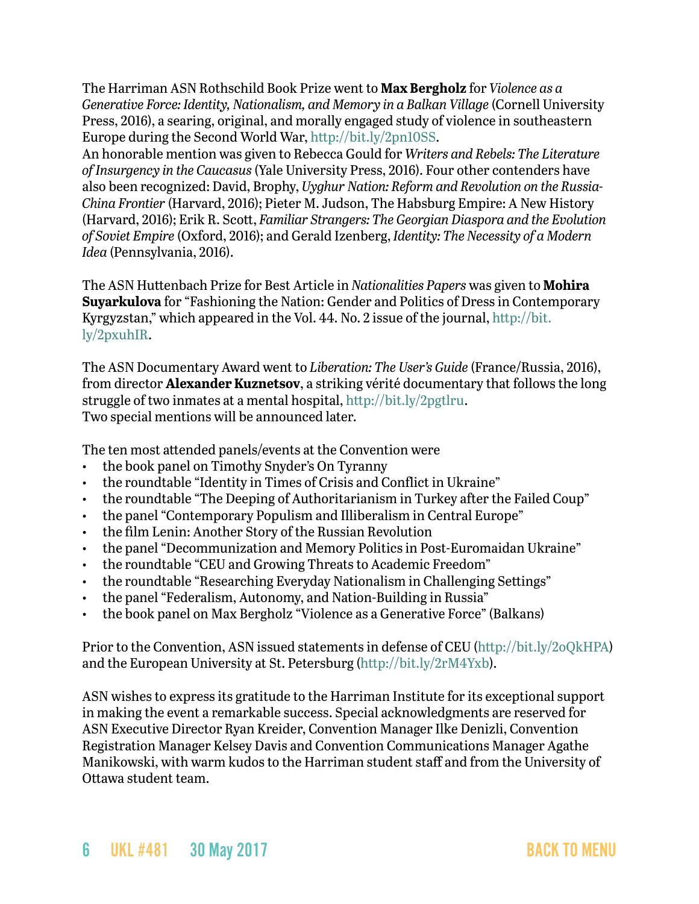The Harriman ASN Rothschild Book Prize went to **Max Bergholz** for *Violence as a Generative Force: Identity, Nationalism, and Memory in a Balkan Village* (Cornell University Press, 2016), a searing, original, and morally engaged study of violence in southeastern Europe during the Second World War, http://bit.ly/2pn10SS.
An honorable mention was given to Rebecca Gould for *Writers and Rebels: The Literature of Insurgency in the Caucasus* (Yale University Press, 2016). Four other contenders have also been recognized: David, Brophy, *Uyghur Nation: Reform and Revolution on the Russia-China Frontier* (Harvard, 2016); Pieter M. Judson, The Habsburg Empire: A New History (Harvard, 2016); Erik R. Scott, *Familiar Strangers: The Georgian Diaspora and the Evolution of Soviet Empire* (Oxford, 2016); and Gerald Izenberg, *Identity: The Necessity of a Modern Idea* (Pennsylvania, 2016).

The ASN Huttenbach Prize for Best Article in *Nationalities Papers* was given to **Mohira Suyarkulova** for "Fashioning the Nation: Gender and Politics of Dress in Contemporary Kyrgyzstan," which appeared in the Vol. 44. No. 2 issue of the journal, http://bit.ly/2pxuhIR.

The ASN Documentary Award went to *Liberation: The User's Guide* (France/Russia, 2016), from director **Alexander Kuznetsov**, a striking vérité documentary that follows the long struggle of two inmates at a mental hospital, http://bit.ly/2pgtlru.
Two special mentions will be announced later.

The ten most attended panels/events at the Convention were

- the book panel on Timothy Snyder's On Tyranny
- the roundtable "Identity in Times of Crisis and Conflict in Ukraine"
- the roundtable "The Deeping of Authoritarianism in Turkey after the Failed Coup"
- the panel "Contemporary Populism and Illiberalism in Central Europe"
- the film Lenin: Another Story of the Russian Revolution
- the panel "Decommunization and Memory Politics in Post-Euromaidan Ukraine"
- the roundtable "CEU and Growing Threats to Academic Freedom"
- the roundtable "Researching Everyday Nationalism in Challenging Settings"
- the panel "Federalism, Autonomy, and Nation-Building in Russia"
- the book panel on Max Bergholz "Violence as a Generative Force" (Balkans)

Prior to the Convention, ASN issued statements in defense of CEU (http://bit.ly/2oQkHPA) and the European University at St. Petersburg (http://bit.ly/2rM4Yxb).

ASN wishes to express its gratitude to the Harriman Institute for its exceptional support in making the event a remarkable success. Special acknowledgments are reserved for ASN Executive Director Ryan Kreider, Convention Manager Ilke Denizli, Convention Registration Manager Kelsey Davis and Convention Communications Manager Agathe Manikowski, with warm kudos to the Harriman student staff and from the University of Ottawa student team.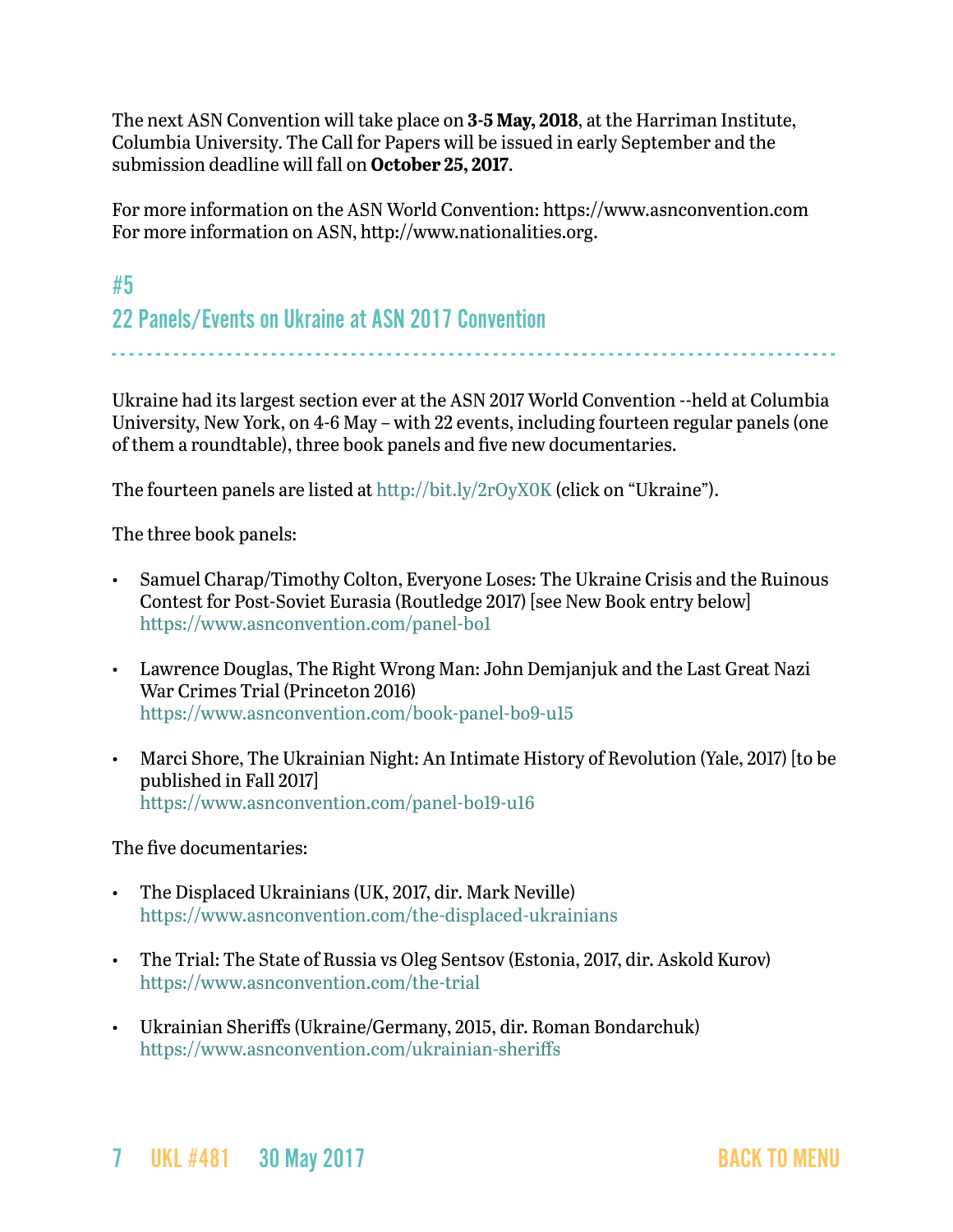The next ASN Convention will take place on **3-5 May, 2018**, at the Harriman Institute, Columbia University. The Call for Papers will be issued in early September and the submission deadline will fall on **October 25, 2017**.

For more information on the ASN World Convention: https://www.asnconvention.com
For more information on ASN, http://www.nationalities.org.

## #5
## 22 Panels/Events on Ukraine at ASN 2017 Convention

Ukraine had its largest section ever at the ASN 2017 World Convention --held at Columbia University, New York, on 4-6 May – with 22 events, including fourteen regular panels (one of them a roundtable), three book panels and five new documentaries.

The fourteen panels are listed at http://bit.ly/2rOyX0K (click on "Ukraine").

The three book panels:

- Samuel Charap/Timothy Colton, Everyone Loses: The Ukraine Crisis and the Ruinous Contest for Post-Soviet Eurasia (Routledge 2017) [see New Book entry below] https://www.asnconvention.com/panel-bo1
- Lawrence Douglas, The Right Wrong Man: John Demjanjuk and the Last Great Nazi War Crimes Trial (Princeton 2016) https://www.asnconvention.com/book-panel-bo9-u15
- Marci Shore, The Ukrainian Night: An Intimate History of Revolution (Yale, 2017) [to be published in Fall 2017] https://www.asnconvention.com/panel-bo19-u16

The five documentaries:

- The Displaced Ukrainians (UK, 2017, dir. Mark Neville) https://www.asnconvention.com/the-displaced-ukrainians
- The Trial: The State of Russia vs Oleg Sentsov (Estonia, 2017, dir. Askold Kurov) https://www.asnconvention.com/the-trial
- Ukrainian Sheriffs (Ukraine/Germany, 2015, dir. Roman Bondarchuk) https://www.asnconvention.com/ukrainian-sheriffs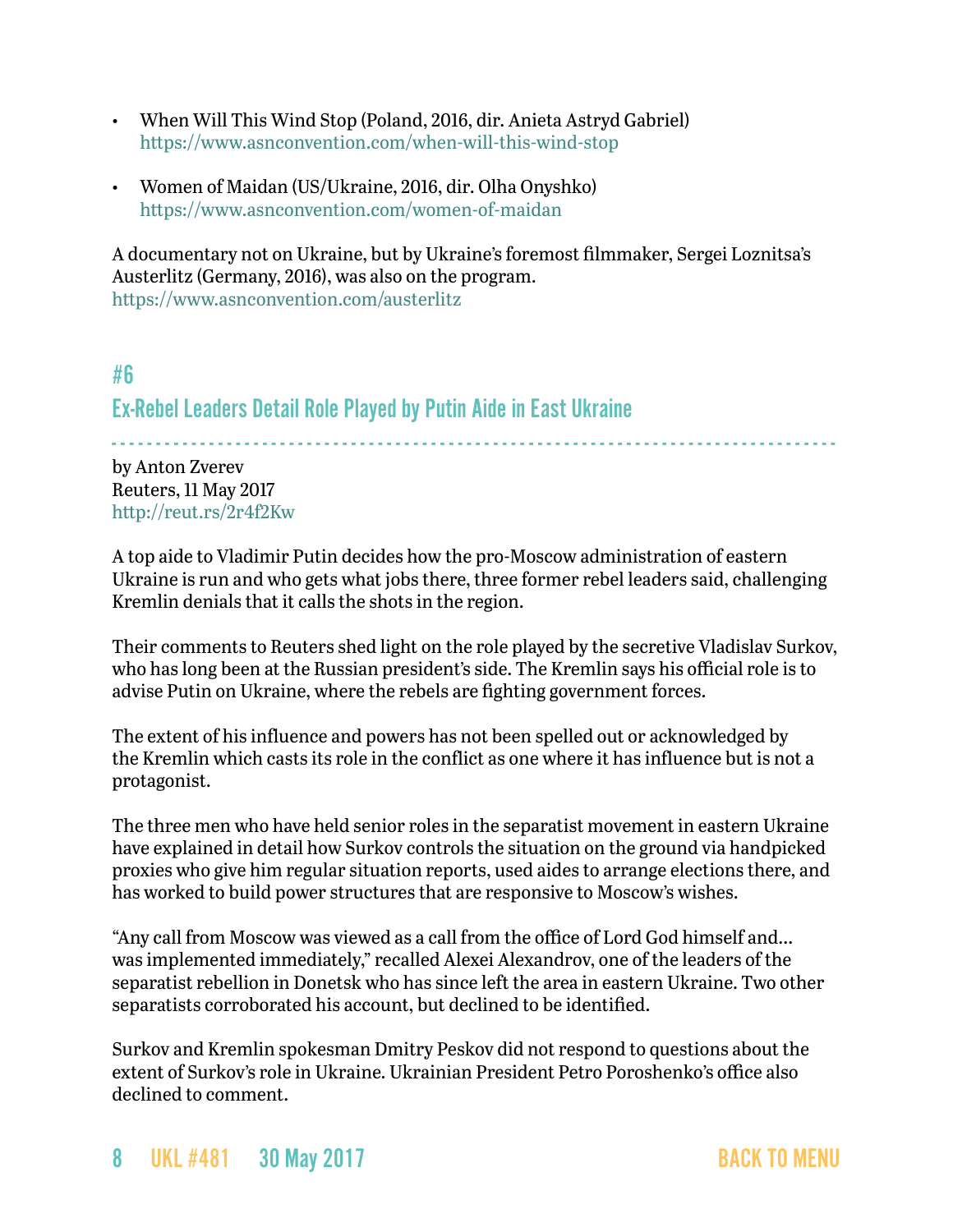- When Will This Wind Stop (Poland, 2016, dir. Anieta Astryd Gabriel)
  https://www.asnconvention.com/when-will-this-wind-stop

- Women of Maidan (US/Ukraine, 2016, dir. Olha Onyshko)
  https://www.asnconvention.com/women-of-maidan

A documentary not on Ukraine, but by Ukraine's foremost filmmaker, Sergei Loznitsa's Austerlitz (Germany, 2016), was also on the program.
https://www.asnconvention.com/austerlitz

## #6

## Ex-Rebel Leaders Detail Role Played by Putin Aide in East Ukraine

by Anton Zverev
Reuters, 11 May 2017
http://reut.rs/2r4f2Kw

A top aide to Vladimir Putin decides how the pro-Moscow administration of eastern Ukraine is run and who gets what jobs there, three former rebel leaders said, challenging Kremlin denials that it calls the shots in the region.

Their comments to Reuters shed light on the role played by the secretive Vladislav Surkov, who has long been at the Russian president's side. The Kremlin says his official role is to advise Putin on Ukraine, where the rebels are fighting government forces.

The extent of his influence and powers has not been spelled out or acknowledged by the Kremlin which casts its role in the conflict as one where it has influence but is not a protagonist.

The three men who have held senior roles in the separatist movement in eastern Ukraine have explained in detail how Surkov controls the situation on the ground via handpicked proxies who give him regular situation reports, used aides to arrange elections there, and has worked to build power structures that are responsive to Moscow's wishes.

"Any call from Moscow was viewed as a call from the office of Lord God himself and... was implemented immediately," recalled Alexei Alexandrov, one of the leaders of the separatist rebellion in Donetsk who has since left the area in eastern Ukraine. Two other separatists corroborated his account, but declined to be identified.

Surkov and Kremlin spokesman Dmitry Peskov did not respond to questions about the extent of Surkov's role in Ukraine. Ukrainian President Petro Poroshenko's office also declined to comment.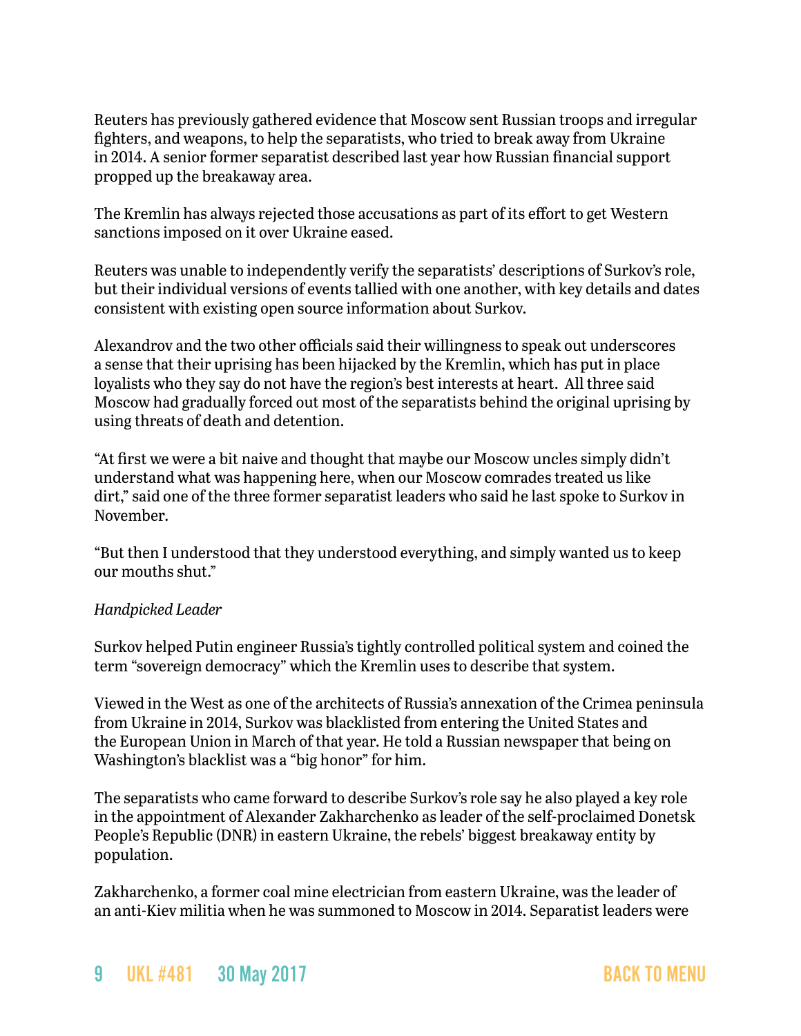Reuters has previously gathered evidence that Moscow sent Russian troops and irregular fighters, and weapons, to help the separatists, who tried to break away from Ukraine in 2014. A senior former separatist described last year how Russian financial support propped up the breakaway area.

The Kremlin has always rejected those accusations as part of its effort to get Western sanctions imposed on it over Ukraine eased.

Reuters was unable to independently verify the separatists' descriptions of Surkov's role, but their individual versions of events tallied with one another, with key details and dates consistent with existing open source information about Surkov.

Alexandrov and the two other officials said their willingness to speak out underscores a sense that their uprising has been hijacked by the Kremlin, which has put in place loyalists who they say do not have the region's best interests at heart. All three said Moscow had gradually forced out most of the separatists behind the original uprising by using threats of death and detention.

"At first we were a bit naive and thought that maybe our Moscow uncles simply didn't understand what was happening here, when our Moscow comrades treated us like dirt," said one of the three former separatist leaders who said he last spoke to Surkov in November.

"But then I understood that they understood everything, and simply wanted us to keep our mouths shut."

*Handpicked Leader*

Surkov helped Putin engineer Russia's tightly controlled political system and coined the term "sovereign democracy" which the Kremlin uses to describe that system.

Viewed in the West as one of the architects of Russia's annexation of the Crimea peninsula from Ukraine in 2014, Surkov was blacklisted from entering the United States and the European Union in March of that year. He told a Russian newspaper that being on Washington's blacklist was a "big honor" for him.

The separatists who came forward to describe Surkov's role say he also played a key role in the appointment of Alexander Zakharchenko as leader of the self-proclaimed Donetsk People's Republic (DNR) in eastern Ukraine, the rebels' biggest breakaway entity by population.

Zakharchenko, a former coal mine electrician from eastern Ukraine, was the leader of an anti-Kiev militia when he was summoned to Moscow in 2014. Separatist leaders were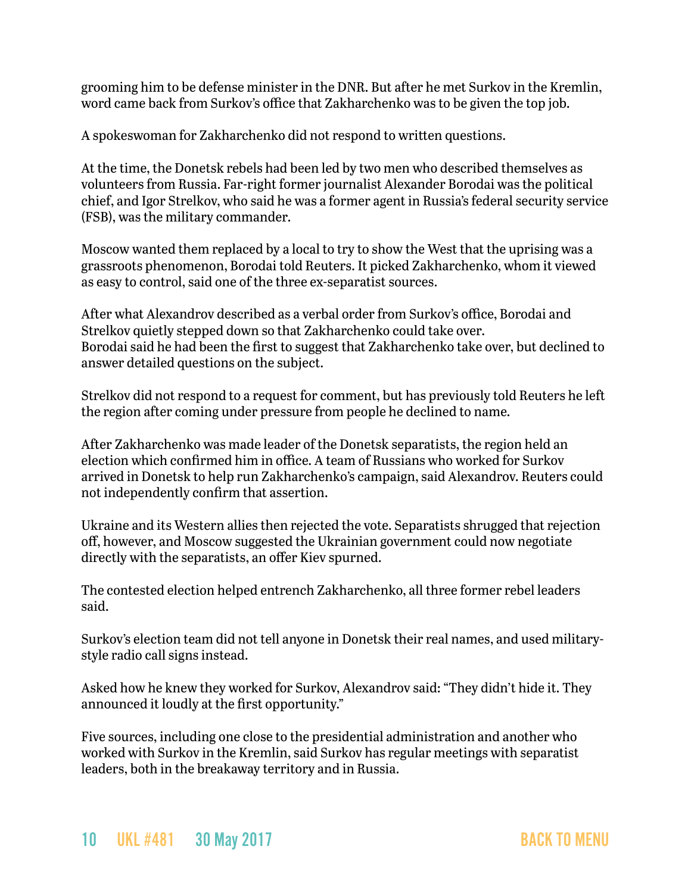grooming him to be defense minister in the DNR. But after he met Surkov in the Kremlin, word came back from Surkov's office that Zakharchenko was to be given the top job.

A spokeswoman for Zakharchenko did not respond to written questions.

At the time, the Donetsk rebels had been led by two men who described themselves as volunteers from Russia. Far-right former journalist Alexander Borodai was the political chief, and Igor Strelkov, who said he was a former agent in Russia's federal security service (FSB), was the military commander.

Moscow wanted them replaced by a local to try to show the West that the uprising was a grassroots phenomenon, Borodai told Reuters. It picked Zakharchenko, whom it viewed as easy to control, said one of the three ex-separatist sources.

After what Alexandrov described as a verbal order from Surkov's office, Borodai and Strelkov quietly stepped down so that Zakharchenko could take over.
Borodai said he had been the first to suggest that Zakharchenko take over, but declined to answer detailed questions on the subject.

Strelkov did not respond to a request for comment, but has previously told Reuters he left the region after coming under pressure from people he declined to name.

After Zakharchenko was made leader of the Donetsk separatists, the region held an election which confirmed him in office. A team of Russians who worked for Surkov arrived in Donetsk to help run Zakharchenko's campaign, said Alexandrov. Reuters could not independently confirm that assertion.

Ukraine and its Western allies then rejected the vote. Separatists shrugged that rejection off, however, and Moscow suggested the Ukrainian government could now negotiate directly with the separatists, an offer Kiev spurned.

The contested election helped entrench Zakharchenko, all three former rebel leaders said.

Surkov's election team did not tell anyone in Donetsk their real names, and used military-style radio call signs instead.

Asked how he knew they worked for Surkov, Alexandrov said: "They didn't hide it. They announced it loudly at the first opportunity."

Five sources, including one close to the presidential administration and another who worked with Surkov in the Kremlin, said Surkov has regular meetings with separatist leaders, both in the breakaway territory and in Russia.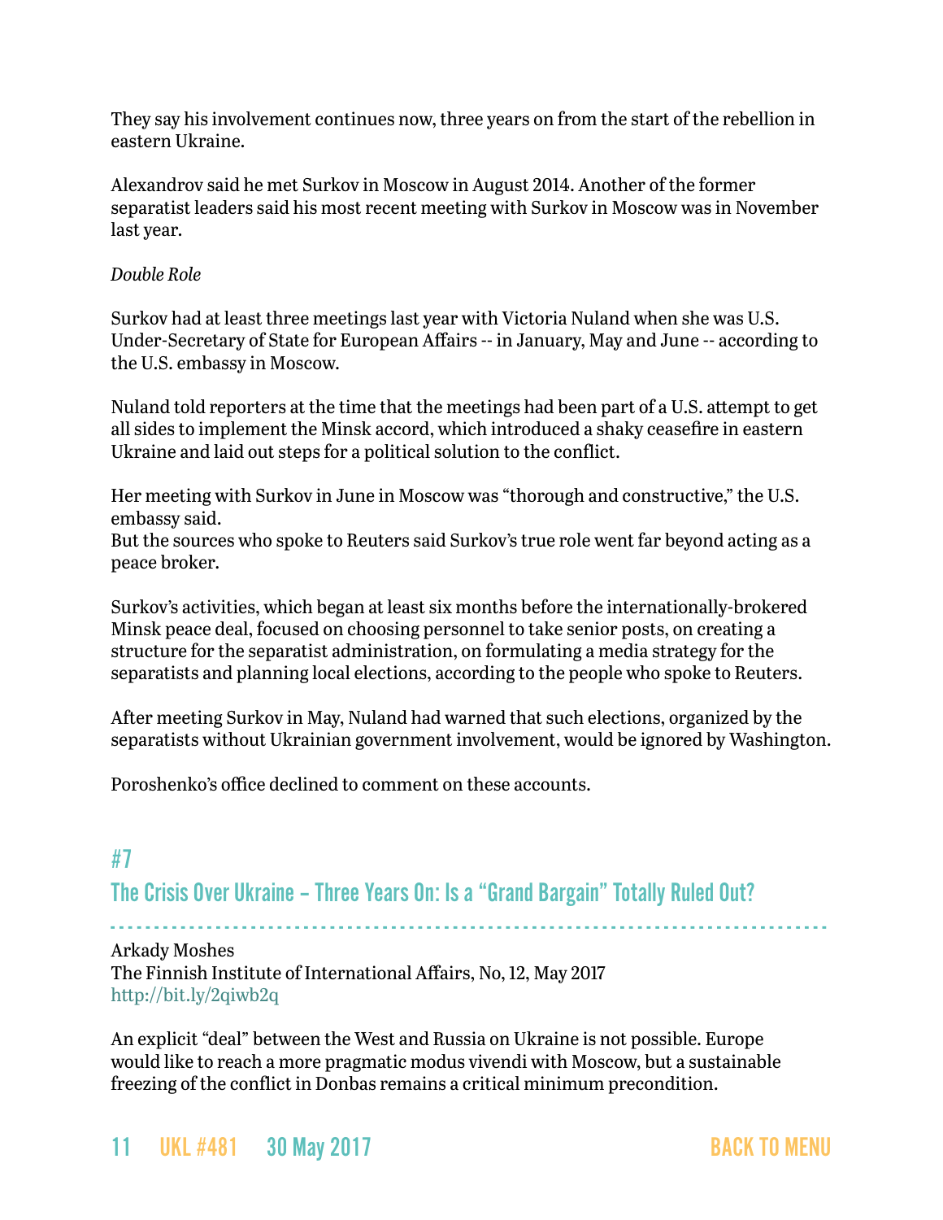They say his involvement continues now, three years on from the start of the rebellion in eastern Ukraine.

Alexandrov said he met Surkov in Moscow in August 2014. Another of the former separatist leaders said his most recent meeting with Surkov in Moscow was in November last year.

*Double Role*

Surkov had at least three meetings last year with Victoria Nuland when she was U.S. Under-Secretary of State for European Affairs -- in January, May and June -- according to the U.S. embassy in Moscow.

Nuland told reporters at the time that the meetings had been part of a U.S. attempt to get all sides to implement the Minsk accord, which introduced a shaky ceasefire in eastern Ukraine and laid out steps for a political solution to the conflict.

Her meeting with Surkov in June in Moscow was "thorough and constructive," the U.S. embassy said.
But the sources who spoke to Reuters said Surkov's true role went far beyond acting as a peace broker.

Surkov's activities, which began at least six months before the internationally-brokered Minsk peace deal, focused on choosing personnel to take senior posts, on creating a structure for the separatist administration, on formulating a media strategy for the separatists and planning local elections, according to the people who spoke to Reuters.

After meeting Surkov in May, Nuland had warned that such elections, organized by the separatists without Ukrainian government involvement, would be ignored by Washington.

Poroshenko's office declined to comment on these accounts.

## #7
## The Crisis Over Ukraine – Three Years On: Is a "Grand Bargain" Totally Ruled Out?

Arkady Moshes
The Finnish Institute of International Affairs, No, 12, May 2017
http://bit.ly/2qiwb2q

An explicit "deal" between the West and Russia on Ukraine is not possible. Europe would like to reach a more pragmatic modus vivendi with Moscow, but a sustainable freezing of the conflict in Donbas remains a critical minimum precondition.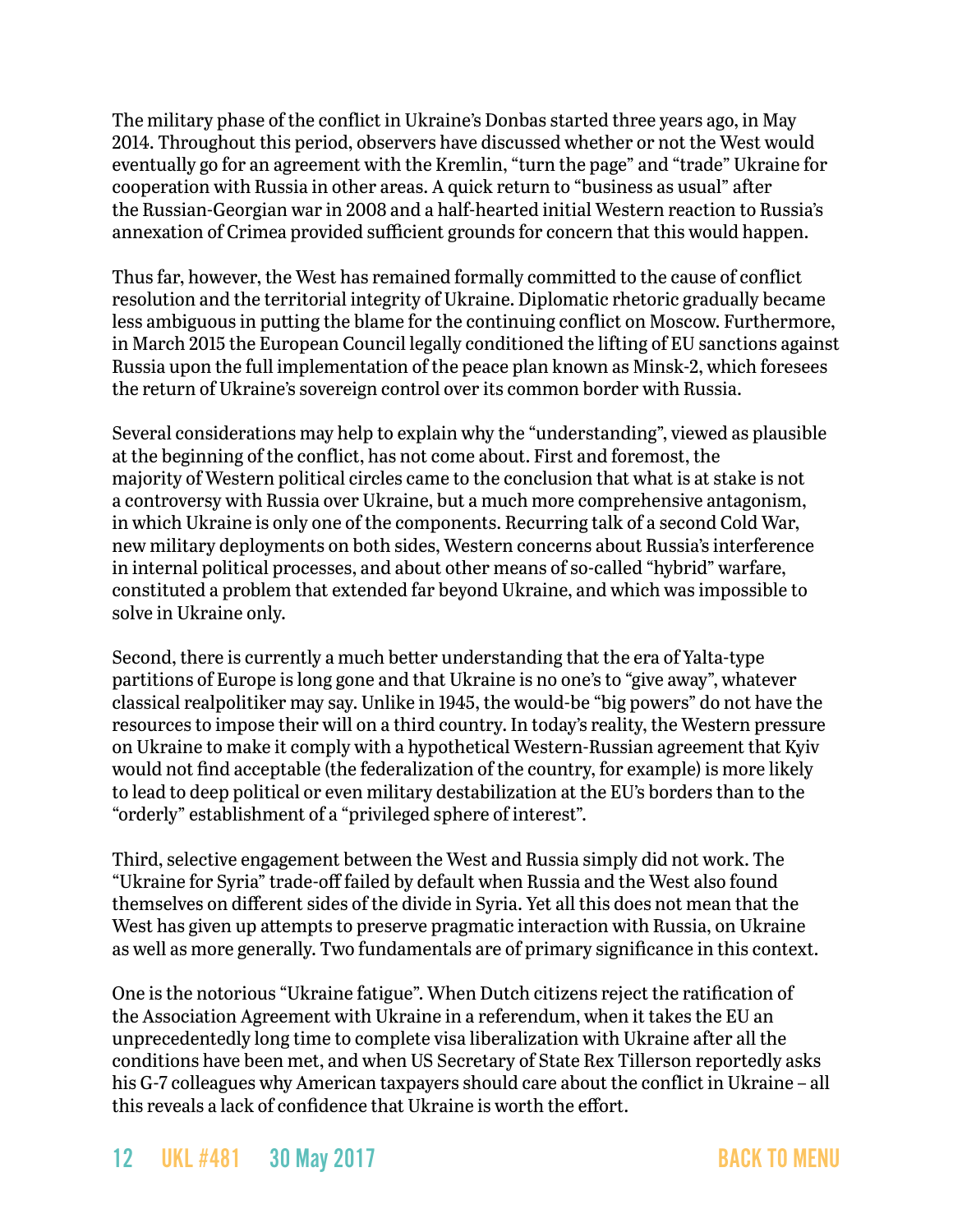The military phase of the conflict in Ukraine's Donbas started three years ago, in May 2014. Throughout this period, observers have discussed whether or not the West would eventually go for an agreement with the Kremlin, "turn the page" and "trade" Ukraine for cooperation with Russia in other areas. A quick return to "business as usual" after the Russian-Georgian war in 2008 and a half-hearted initial Western reaction to Russia's annexation of Crimea provided sufficient grounds for concern that this would happen.

Thus far, however, the West has remained formally committed to the cause of conflict resolution and the territorial integrity of Ukraine. Diplomatic rhetoric gradually became less ambiguous in putting the blame for the continuing conflict on Moscow. Furthermore, in March 2015 the European Council legally conditioned the lifting of EU sanctions against Russia upon the full implementation of the peace plan known as Minsk-2, which foresees the return of Ukraine's sovereign control over its common border with Russia.

Several considerations may help to explain why the "understanding", viewed as plausible at the beginning of the conflict, has not come about. First and foremost, the majority of Western political circles came to the conclusion that what is at stake is not a controversy with Russia over Ukraine, but a much more comprehensive antagonism, in which Ukraine is only one of the components. Recurring talk of a second Cold War, new military deployments on both sides, Western concerns about Russia's interference in internal political processes, and about other means of so-called "hybrid" warfare, constituted a problem that extended far beyond Ukraine, and which was impossible to solve in Ukraine only.

Second, there is currently a much better understanding that the era of Yalta-type partitions of Europe is long gone and that Ukraine is no one's to "give away", whatever classical realpolitiker may say. Unlike in 1945, the would-be "big powers" do not have the resources to impose their will on a third country. In today's reality, the Western pressure on Ukraine to make it comply with a hypothetical Western-Russian agreement that Kyiv would not find acceptable (the federalization of the country, for example) is more likely to lead to deep political or even military destabilization at the EU's borders than to the "orderly" establishment of a "privileged sphere of interest".

Third, selective engagement between the West and Russia simply did not work. The "Ukraine for Syria" trade-off failed by default when Russia and the West also found themselves on different sides of the divide in Syria. Yet all this does not mean that the West has given up attempts to preserve pragmatic interaction with Russia, on Ukraine as well as more generally. Two fundamentals are of primary significance in this context.

One is the notorious "Ukraine fatigue". When Dutch citizens reject the ratification of the Association Agreement with Ukraine in a referendum, when it takes the EU an unprecedentedly long time to complete visa liberalization with Ukraine after all the conditions have been met, and when US Secretary of State Rex Tillerson reportedly asks his G-7 colleagues why American taxpayers should care about the conflict in Ukraine – all this reveals a lack of confidence that Ukraine is worth the effort.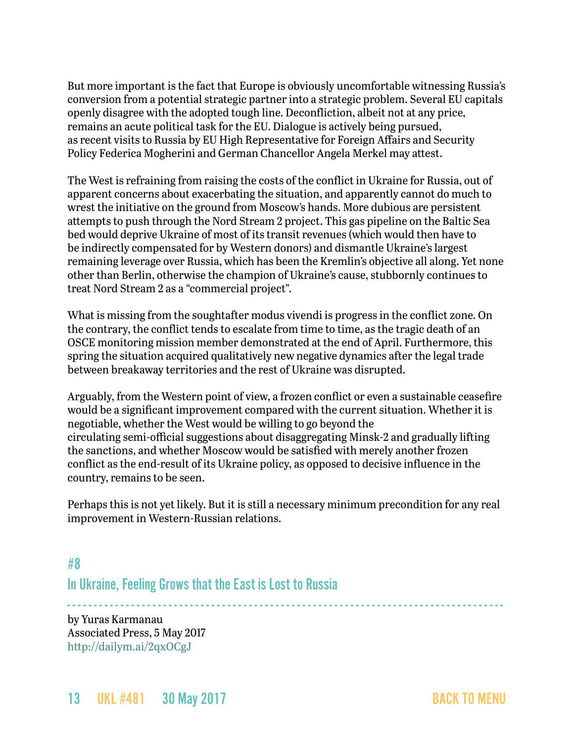But more important is the fact that Europe is obviously uncomfortable witnessing Russia's conversion from a potential strategic partner into a strategic problem. Several EU capitals openly disagree with the adopted tough line. Deconfliction, albeit not at any price, remains an acute political task for the EU. Dialogue is actively being pursued, as recent visits to Russia by EU High Representative for Foreign Affairs and Security Policy Federica Mogherini and German Chancellor Angela Merkel may attest.

The West is refraining from raising the costs of the conflict in Ukraine for Russia, out of apparent concerns about exacerbating the situation, and apparently cannot do much to wrest the initiative on the ground from Moscow's hands. More dubious are persistent attempts to push through the Nord Stream 2 project. This gas pipeline on the Baltic Sea bed would deprive Ukraine of most of its transit revenues (which would then have to be indirectly compensated for by Western donors) and dismantle Ukraine's largest remaining leverage over Russia, which has been the Kremlin's objective all along. Yet none other than Berlin, otherwise the champion of Ukraine's cause, stubbornly continues to treat Nord Stream 2 as a "commercial project".

What is missing from the soughtafter modus vivendi is progress in the conflict zone. On the contrary, the conflict tends to escalate from time to time, as the tragic death of an OSCE monitoring mission member demonstrated at the end of April. Furthermore, this spring the situation acquired qualitatively new negative dynamics after the legal trade between breakaway territories and the rest of Ukraine was disrupted.

Arguably, from the Western point of view, a frozen conflict or even a sustainable ceasefire would be a significant improvement compared with the current situation. Whether it is negotiable, whether the West would be willing to go beyond the circulating semi-official suggestions about disaggregating Minsk-2 and gradually lifting the sanctions, and whether Moscow would be satisfied with merely another frozen conflict as the end-result of its Ukraine policy, as opposed to decisive influence in the country, remains to be seen.

Perhaps this is not yet likely. But it is still a necessary minimum precondition for any real improvement in Western-Russian relations.

## #8

## In Ukraine, Feeling Grows that the East is Lost to Russia

by Yuras Karmanau
Associated Press, 5 May 2017
http://dailym.ai/2qxOCgJ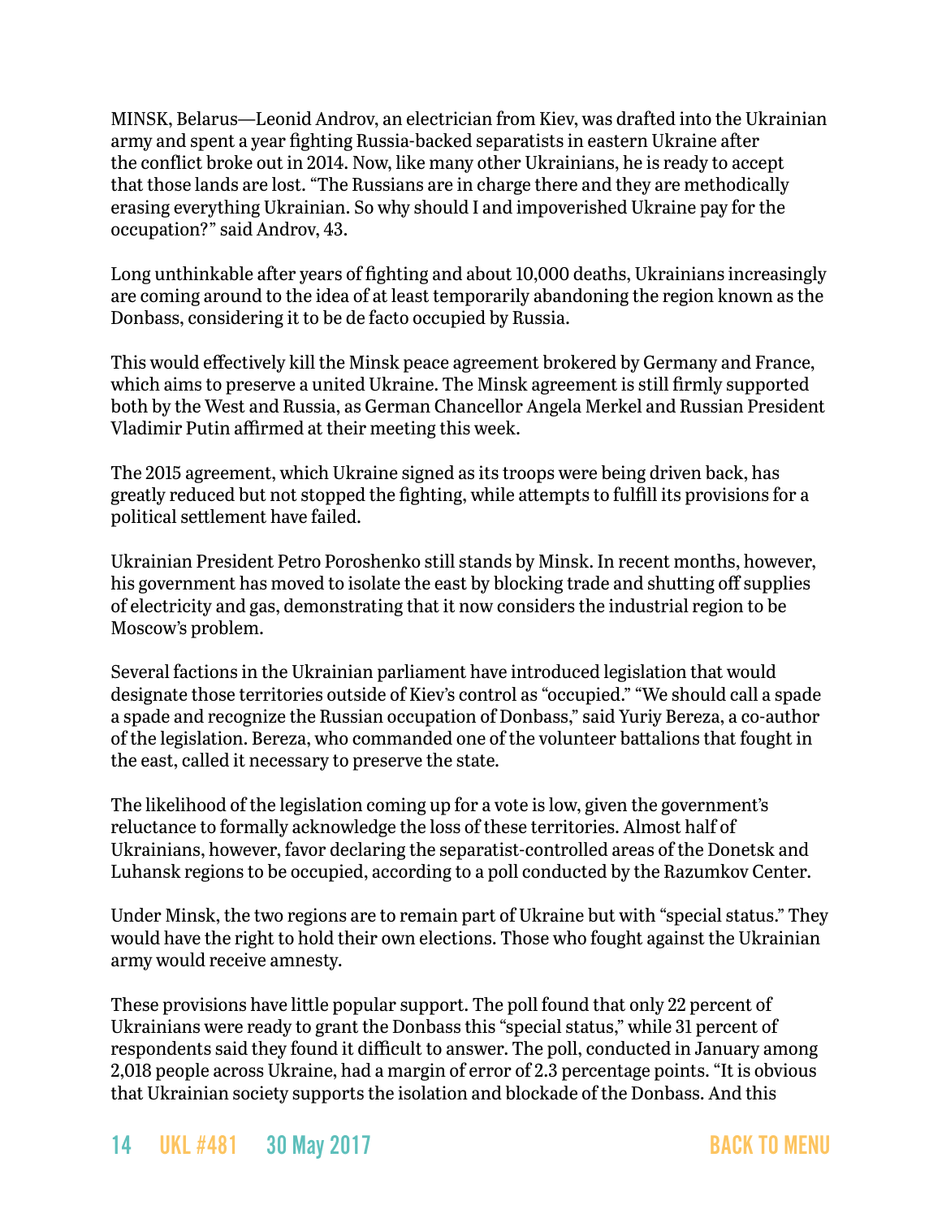MINSK, Belarus—Leonid Androv, an electrician from Kiev, was drafted into the Ukrainian army and spent a year fighting Russia-backed separatists in eastern Ukraine after the conflict broke out in 2014. Now, like many other Ukrainians, he is ready to accept that those lands are lost. "The Russians are in charge there and they are methodically erasing everything Ukrainian. So why should I and impoverished Ukraine pay for the occupation?" said Androv, 43.

Long unthinkable after years of fighting and about 10,000 deaths, Ukrainians increasingly are coming around to the idea of at least temporarily abandoning the region known as the Donbass, considering it to be de facto occupied by Russia.

This would effectively kill the Minsk peace agreement brokered by Germany and France, which aims to preserve a united Ukraine. The Minsk agreement is still firmly supported both by the West and Russia, as German Chancellor Angela Merkel and Russian President Vladimir Putin affirmed at their meeting this week.

The 2015 agreement, which Ukraine signed as its troops were being driven back, has greatly reduced but not stopped the fighting, while attempts to fulfill its provisions for a political settlement have failed.

Ukrainian President Petro Poroshenko still stands by Minsk. In recent months, however, his government has moved to isolate the east by blocking trade and shutting off supplies of electricity and gas, demonstrating that it now considers the industrial region to be Moscow's problem.

Several factions in the Ukrainian parliament have introduced legislation that would designate those territories outside of Kiev's control as "occupied." "We should call a spade a spade and recognize the Russian occupation of Donbass," said Yuriy Bereza, a co-author of the legislation. Bereza, who commanded one of the volunteer battalions that fought in the east, called it necessary to preserve the state.

The likelihood of the legislation coming up for a vote is low, given the government's reluctance to formally acknowledge the loss of these territories. Almost half of Ukrainians, however, favor declaring the separatist-controlled areas of the Donetsk and Luhansk regions to be occupied, according to a poll conducted by the Razumkov Center.

Under Minsk, the two regions are to remain part of Ukraine but with "special status." They would have the right to hold their own elections. Those who fought against the Ukrainian army would receive amnesty.

These provisions have little popular support. The poll found that only 22 percent of Ukrainians were ready to grant the Donbass this "special status," while 31 percent of respondents said they found it difficult to answer. The poll, conducted in January among 2,018 people across Ukraine, had a margin of error of 2.3 percentage points. "It is obvious that Ukrainian society supports the isolation and blockade of the Donbass. And this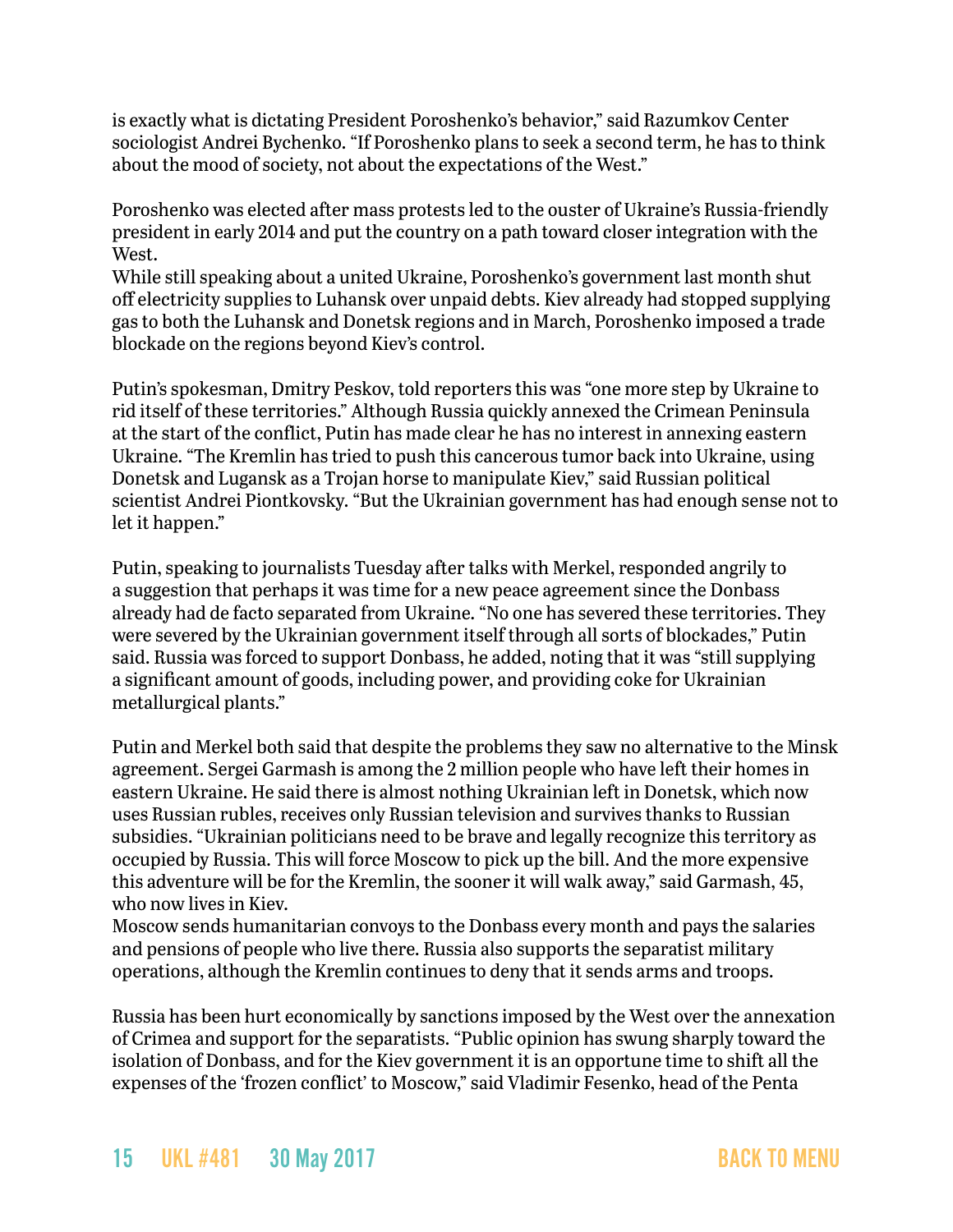is exactly what is dictating President Poroshenko's behavior," said Razumkov Center sociologist Andrei Bychenko. "If Poroshenko plans to seek a second term, he has to think about the mood of society, not about the expectations of the West."

Poroshenko was elected after mass protests led to the ouster of Ukraine's Russia-friendly president in early 2014 and put the country on a path toward closer integration with the West.
While still speaking about a united Ukraine, Poroshenko's government last month shut off electricity supplies to Luhansk over unpaid debts. Kiev already had stopped supplying gas to both the Luhansk and Donetsk regions and in March, Poroshenko imposed a trade blockade on the regions beyond Kiev's control.

Putin's spokesman, Dmitry Peskov, told reporters this was "one more step by Ukraine to rid itself of these territories." Although Russia quickly annexed the Crimean Peninsula at the start of the conflict, Putin has made clear he has no interest in annexing eastern Ukraine. "The Kremlin has tried to push this cancerous tumor back into Ukraine, using Donetsk and Lugansk as a Trojan horse to manipulate Kiev," said Russian political scientist Andrei Piontkovsky. "But the Ukrainian government has had enough sense not to let it happen."

Putin, speaking to journalists Tuesday after talks with Merkel, responded angrily to a suggestion that perhaps it was time for a new peace agreement since the Donbass already had de facto separated from Ukraine. "No one has severed these territories. They were severed by the Ukrainian government itself through all sorts of blockades," Putin said. Russia was forced to support Donbass, he added, noting that it was "still supplying a significant amount of goods, including power, and providing coke for Ukrainian metallurgical plants."

Putin and Merkel both said that despite the problems they saw no alternative to the Minsk agreement. Sergei Garmash is among the 2 million people who have left their homes in eastern Ukraine. He said there is almost nothing Ukrainian left in Donetsk, which now uses Russian rubles, receives only Russian television and survives thanks to Russian subsidies. "Ukrainian politicians need to be brave and legally recognize this territory as occupied by Russia. This will force Moscow to pick up the bill. And the more expensive this adventure will be for the Kremlin, the sooner it will walk away," said Garmash, 45, who now lives in Kiev.
Moscow sends humanitarian convoys to the Donbass every month and pays the salaries and pensions of people who live there. Russia also supports the separatist military operations, although the Kremlin continues to deny that it sends arms and troops.

Russia has been hurt economically by sanctions imposed by the West over the annexation of Crimea and support for the separatists. "Public opinion has swung sharply toward the isolation of Donbass, and for the Kiev government it is an opportune time to shift all the expenses of the 'frozen conflict' to Moscow," said Vladimir Fesenko, head of the Penta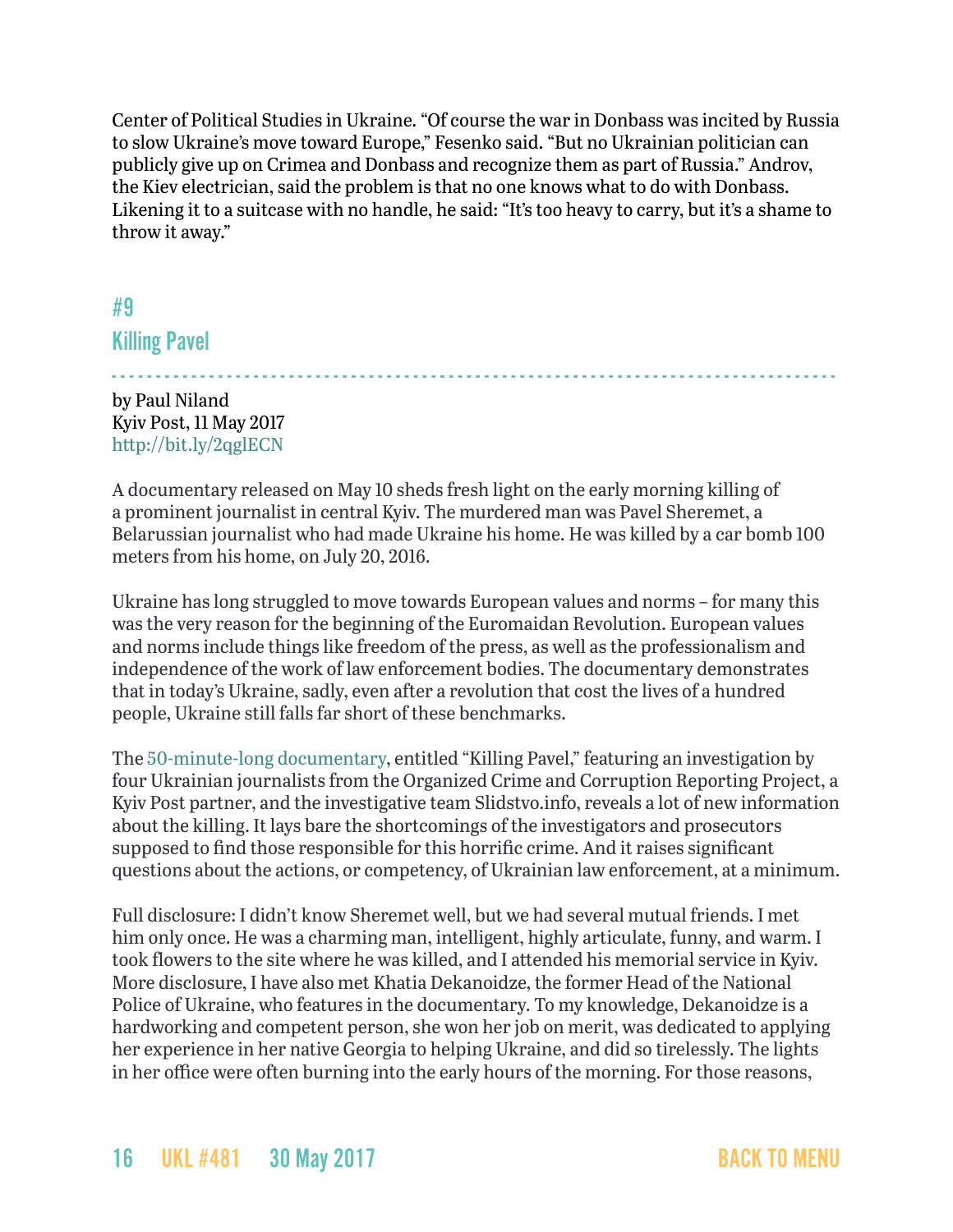Center of Political Studies in Ukraine. "Of course the war in Donbass was incited by Russia to slow Ukraine's move toward Europe," Fesenko said. "But no Ukrainian politician can publicly give up on Crimea and Donbass and recognize them as part of Russia." Androv, the Kiev electrician, said the problem is that no one knows what to do with Donbass. Likening it to a suitcase with no handle, he said: "It's too heavy to carry, but it's a shame to throw it away."

## #9
## Killing Pavel

by Paul Niland
Kyiv Post, 11 May 2017
http://bit.ly/2qglECN

A documentary released on May 10 sheds fresh light on the early morning killing of a prominent journalist in central Kyiv. The murdered man was Pavel Sheremet, a Belarussian journalist who had made Ukraine his home. He was killed by a car bomb 100 meters from his home, on July 20, 2016.

Ukraine has long struggled to move towards European values and norms – for many this was the very reason for the beginning of the Euromaidan Revolution. European values and norms include things like freedom of the press, as well as the professionalism and independence of the work of law enforcement bodies. The documentary demonstrates that in today's Ukraine, sadly, even after a revolution that cost the lives of a hundred people, Ukraine still falls far short of these benchmarks.

The 50-minute-long documentary, entitled "Killing Pavel," featuring an investigation by four Ukrainian journalists from the Organized Crime and Corruption Reporting Project, a Kyiv Post partner, and the investigative team Slidstvo.info, reveals a lot of new information about the killing. It lays bare the shortcomings of the investigators and prosecutors supposed to find those responsible for this horrific crime. And it raises significant questions about the actions, or competency, of Ukrainian law enforcement, at a minimum.

Full disclosure: I didn't know Sheremet well, but we had several mutual friends. I met him only once. He was a charming man, intelligent, highly articulate, funny, and warm. I took flowers to the site where he was killed, and I attended his memorial service in Kyiv. More disclosure, I have also met Khatia Dekanoidze, the former Head of the National Police of Ukraine, who features in the documentary. To my knowledge, Dekanoidze is a hardworking and competent person, she won her job on merit, was dedicated to applying her experience in her native Georgia to helping Ukraine, and did so tirelessly. The lights in her office were often burning into the early hours of the morning. For those reasons,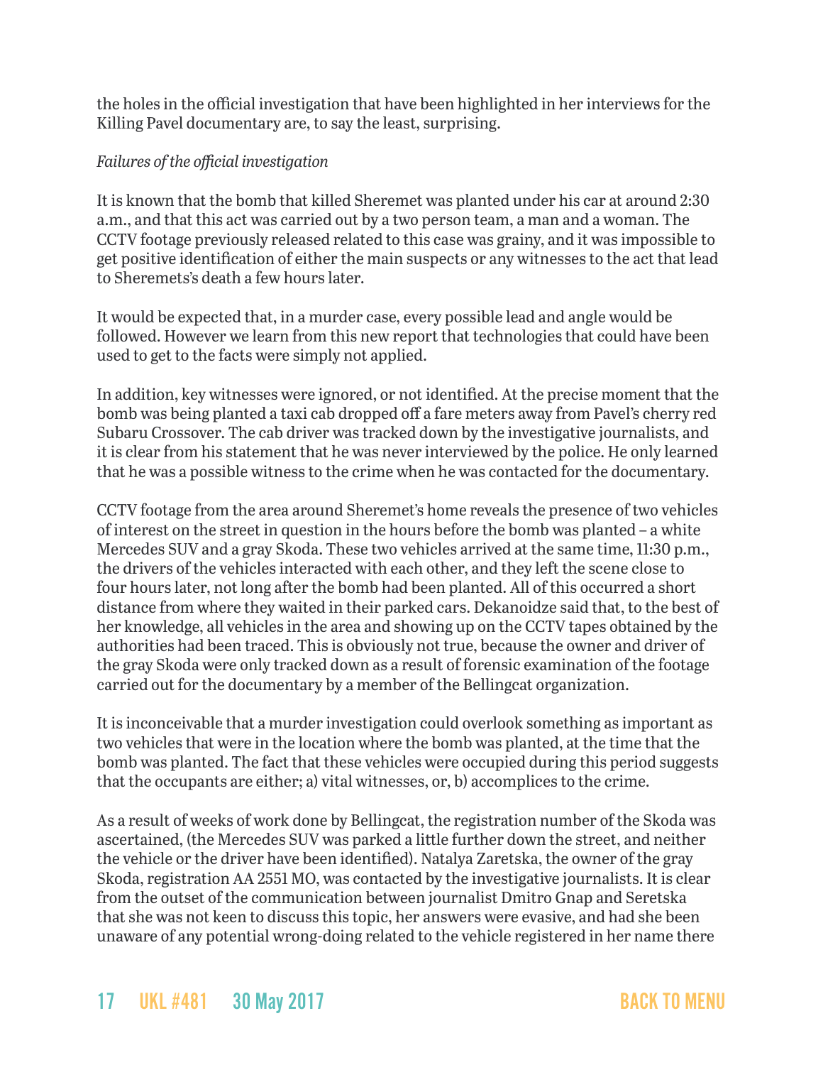the holes in the official investigation that have been highlighted in her interviews for the Killing Pavel documentary are, to say the least, surprising.

*Failures of the official investigation*

It is known that the bomb that killed Sheremet was planted under his car at around 2:30 a.m., and that this act was carried out by a two person team, a man and a woman. The CCTV footage previously released related to this case was grainy, and it was impossible to get positive identification of either the main suspects or any witnesses to the act that lead to Sheremets's death a few hours later.

It would be expected that, in a murder case, every possible lead and angle would be followed. However we learn from this new report that technologies that could have been used to get to the facts were simply not applied.

In addition, key witnesses were ignored, or not identified. At the precise moment that the bomb was being planted a taxi cab dropped off a fare meters away from Pavel's cherry red Subaru Crossover. The cab driver was tracked down by the investigative journalists, and it is clear from his statement that he was never interviewed by the police. He only learned that he was a possible witness to the crime when he was contacted for the documentary.

CCTV footage from the area around Sheremet's home reveals the presence of two vehicles of interest on the street in question in the hours before the bomb was planted – a white Mercedes SUV and a gray Skoda. These two vehicles arrived at the same time, 11:30 p.m., the drivers of the vehicles interacted with each other, and they left the scene close to four hours later, not long after the bomb had been planted. All of this occurred a short distance from where they waited in their parked cars. Dekanoidze said that, to the best of her knowledge, all vehicles in the area and showing up on the CCTV tapes obtained by the authorities had been traced. This is obviously not true, because the owner and driver of the gray Skoda were only tracked down as a result of forensic examination of the footage carried out for the documentary by a member of the Bellingcat organization.

It is inconceivable that a murder investigation could overlook something as important as two vehicles that were in the location where the bomb was planted, at the time that the bomb was planted. The fact that these vehicles were occupied during this period suggests that the occupants are either; a) vital witnesses, or, b) accomplices to the crime.

As a result of weeks of work done by Bellingcat, the registration number of the Skoda was ascertained, (the Mercedes SUV was parked a little further down the street, and neither the vehicle or the driver have been identified). Natalya Zaretska, the owner of the gray Skoda, registration AA 2551 MO, was contacted by the investigative journalists. It is clear from the outset of the communication between journalist Dmitro Gnap and Seretska that she was not keen to discuss this topic, her answers were evasive, and had she been unaware of any potential wrong-doing related to the vehicle registered in her name there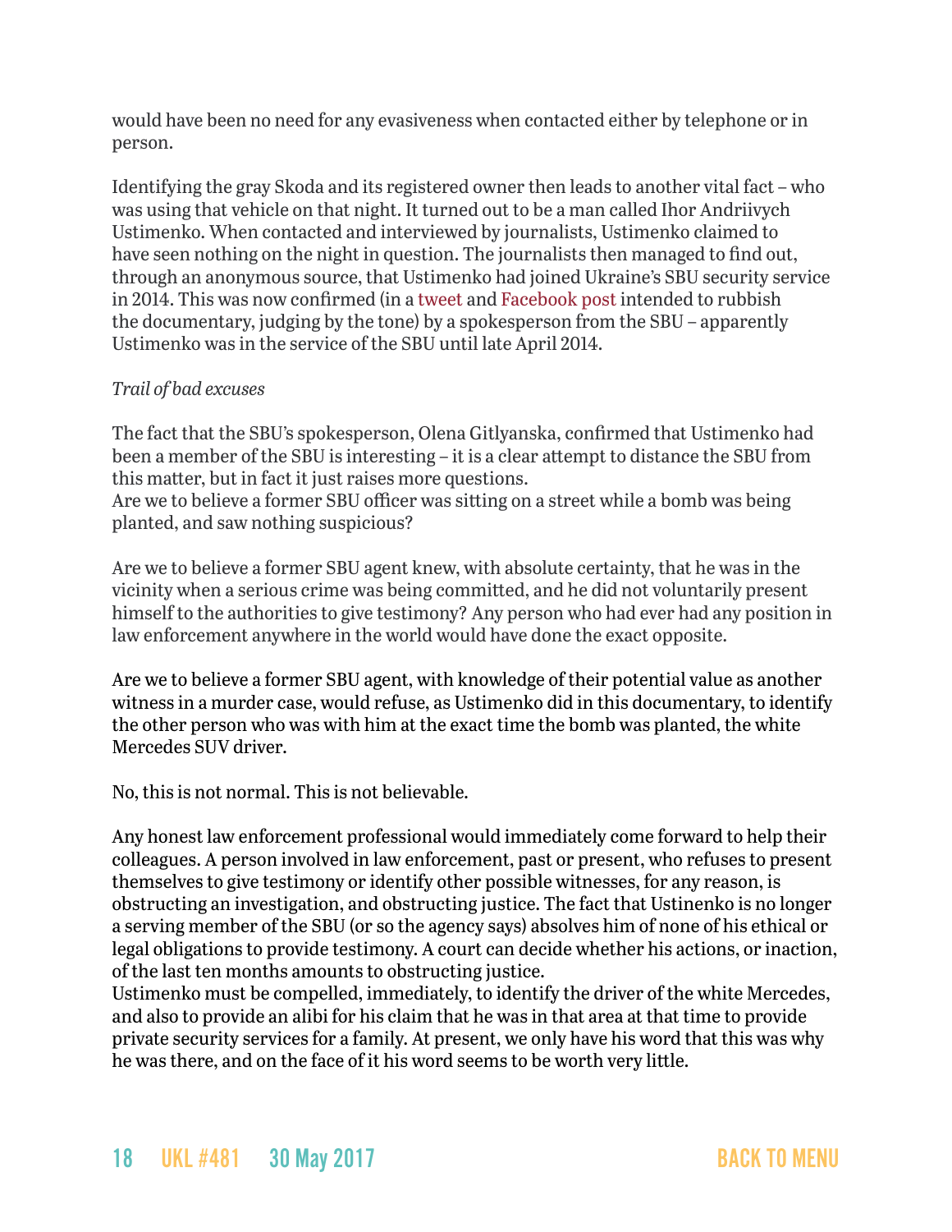would have been no need for any evasiveness when contacted either by telephone or in person.

Identifying the gray Skoda and its registered owner then leads to another vital fact – who was using that vehicle on that night. It turned out to be a man called Ihor Andriivych Ustimenko. When contacted and interviewed by journalists, Ustimenko claimed to have seen nothing on the night in question. The journalists then managed to find out, through an anonymous source, that Ustimenko had joined Ukraine's SBU security service in 2014. This was now confirmed (in a tweet and Facebook post intended to rubbish the documentary, judging by the tone) by a spokesperson from the SBU – apparently Ustimenko was in the service of the SBU until late April 2014.

*Trail of bad excuses*

The fact that the SBU's spokesperson, Olena Gitlyanska, confirmed that Ustimenko had been a member of the SBU is interesting – it is a clear attempt to distance the SBU from this matter, but in fact it just raises more questions.
Are we to believe a former SBU officer was sitting on a street while a bomb was being planted, and saw nothing suspicious?

Are we to believe a former SBU agent knew, with absolute certainty, that he was in the vicinity when a serious crime was being committed, and he did not voluntarily present himself to the authorities to give testimony? Any person who had ever had any position in law enforcement anywhere in the world would have done the exact opposite.

Are we to believe a former SBU agent, with knowledge of their potential value as another witness in a murder case, would refuse, as Ustimenko did in this documentary, to identify the other person who was with him at the exact time the bomb was planted, the white Mercedes SUV driver.

No, this is not normal. This is not believable.

Any honest law enforcement professional would immediately come forward to help their colleagues. A person involved in law enforcement, past or present, who refuses to present themselves to give testimony or identify other possible witnesses, for any reason, is obstructing an investigation, and obstructing justice. The fact that Ustinenko is no longer a serving member of the SBU (or so the agency says) absolves him of none of his ethical or legal obligations to provide testimony. A court can decide whether his actions, or inaction, of the last ten months amounts to obstructing justice.
Ustimenko must be compelled, immediately, to identify the driver of the white Mercedes, and also to provide an alibi for his claim that he was in that area at that time to provide private security services for a family. At present, we only have his word that this was why he was there, and on the face of it his word seems to be worth very little.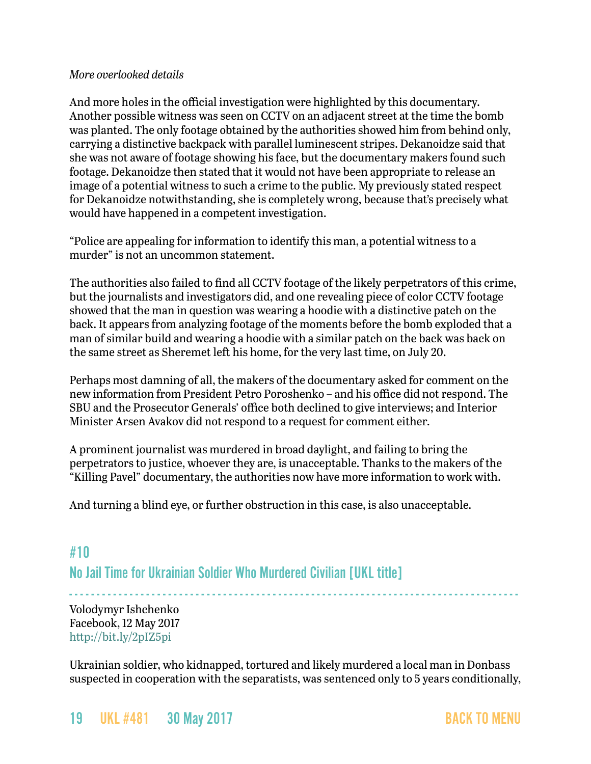*More overlooked details*

And more holes in the official investigation were highlighted by this documentary. Another possible witness was seen on CCTV on an adjacent street at the time the bomb was planted. The only footage obtained by the authorities showed him from behind only, carrying a distinctive backpack with parallel luminescent stripes. Dekanoidze said that she was not aware of footage showing his face, but the documentary makers found such footage. Dekanoidze then stated that it would not have been appropriate to release an image of a potential witness to such a crime to the public. My previously stated respect for Dekanoidze notwithstanding, she is completely wrong, because that's precisely what would have happened in a competent investigation.

"Police are appealing for information to identify this man, a potential witness to a murder" is not an uncommon statement.

The authorities also failed to find all CCTV footage of the likely perpetrators of this crime, but the journalists and investigators did, and one revealing piece of color CCTV footage showed that the man in question was wearing a hoodie with a distinctive patch on the back. It appears from analyzing footage of the moments before the bomb exploded that a man of similar build and wearing a hoodie with a similar patch on the back was back on the same street as Sheremet left his home, for the very last time, on July 20.

Perhaps most damning of all, the makers of the documentary asked for comment on the new information from President Petro Poroshenko – and his office did not respond. The SBU and the Prosecutor Generals' office both declined to give interviews; and Interior Minister Arsen Avakov did not respond to a request for comment either.

A prominent journalist was murdered in broad daylight, and failing to bring the perpetrators to justice, whoever they are, is unacceptable. Thanks to the makers of the "Killing Pavel" documentary, the authorities now have more information to work with.

And turning a blind eye, or further obstruction in this case, is also unacceptable.

## #10
## No Jail Time for Ukrainian Soldier Who Murdered Civilian [UKL title]

Volodymyr Ishchenko
Facebook, 12 May 2017
http://bit.ly/2pIZ5pi

Ukrainian soldier, who kidnapped, tortured and likely murdered a local man in Donbass suspected in cooperation with the separatists, was sentenced only to 5 years conditionally,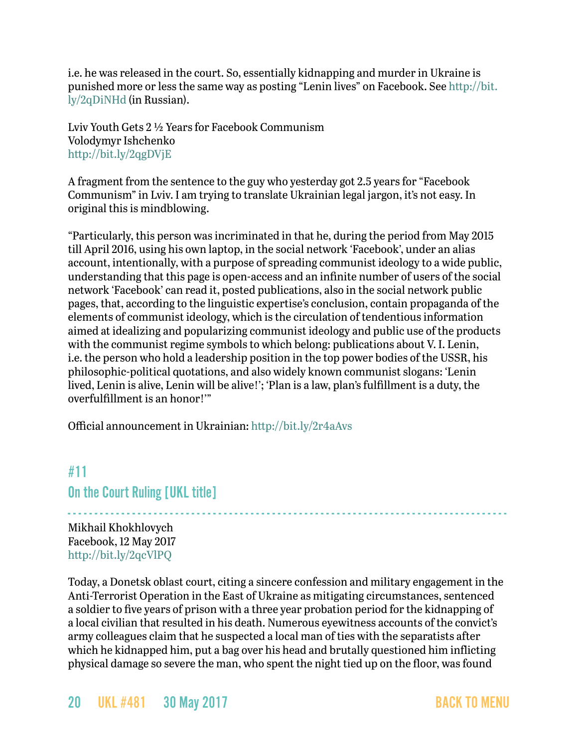i.e. he was released in the court. So, essentially kidnapping and murder in Ukraine is punished more or less the same way as posting "Lenin lives" on Facebook. See http://bit.ly/2qDiNHd (in Russian).

Lviv Youth Gets 2 ½ Years for Facebook Communism
Volodymyr Ishchenko
http://bit.ly/2qgDVjE

A fragment from the sentence to the guy who yesterday got 2.5 years for "Facebook Communism" in Lviv. I am trying to translate Ukrainian legal jargon, it's not easy. In original this is mindblowing.

"Particularly, this person was incriminated in that he, during the period from May 2015 till April 2016, using his own laptop, in the social network 'Facebook', under an alias account, intentionally, with a purpose of spreading communist ideology to a wide public, understanding that this page is open-access and an infinite number of users of the social network 'Facebook' can read it, posted publications, also in the social network public pages, that, according to the linguistic expertise's conclusion, contain propaganda of the elements of communist ideology, which is the circulation of tendentious information aimed at idealizing and popularizing communist ideology and public use of the products with the communist regime symbols to which belong: publications about V. I. Lenin, i.e. the person who hold a leadership position in the top power bodies of the USSR, his philosophic-political quotations, and also widely known communist slogans: 'Lenin lived, Lenin is alive, Lenin will be alive!'; 'Plan is a law, plan's fulfillment is a duty, the overfulfillment is an honor!'"

Official announcement in Ukrainian: http://bit.ly/2r4aAvs

## #11
## On the Court Ruling [UKL title]

Mikhail Khokhlovych
Facebook, 12 May 2017
http://bit.ly/2qcVlPQ

Today, a Donetsk oblast court, citing a sincere confession and military engagement in the Anti-Terrorist Operation in the East of Ukraine as mitigating circumstances, sentenced a soldier to five years of prison with a three year probation period for the kidnapping of a local civilian that resulted in his death. Numerous eyewitness accounts of the convict's army colleagues claim that he suspected a local man of ties with the separatists after which he kidnapped him, put a bag over his head and brutally questioned him inflicting physical damage so severe the man, who spent the night tied up on the floor, was found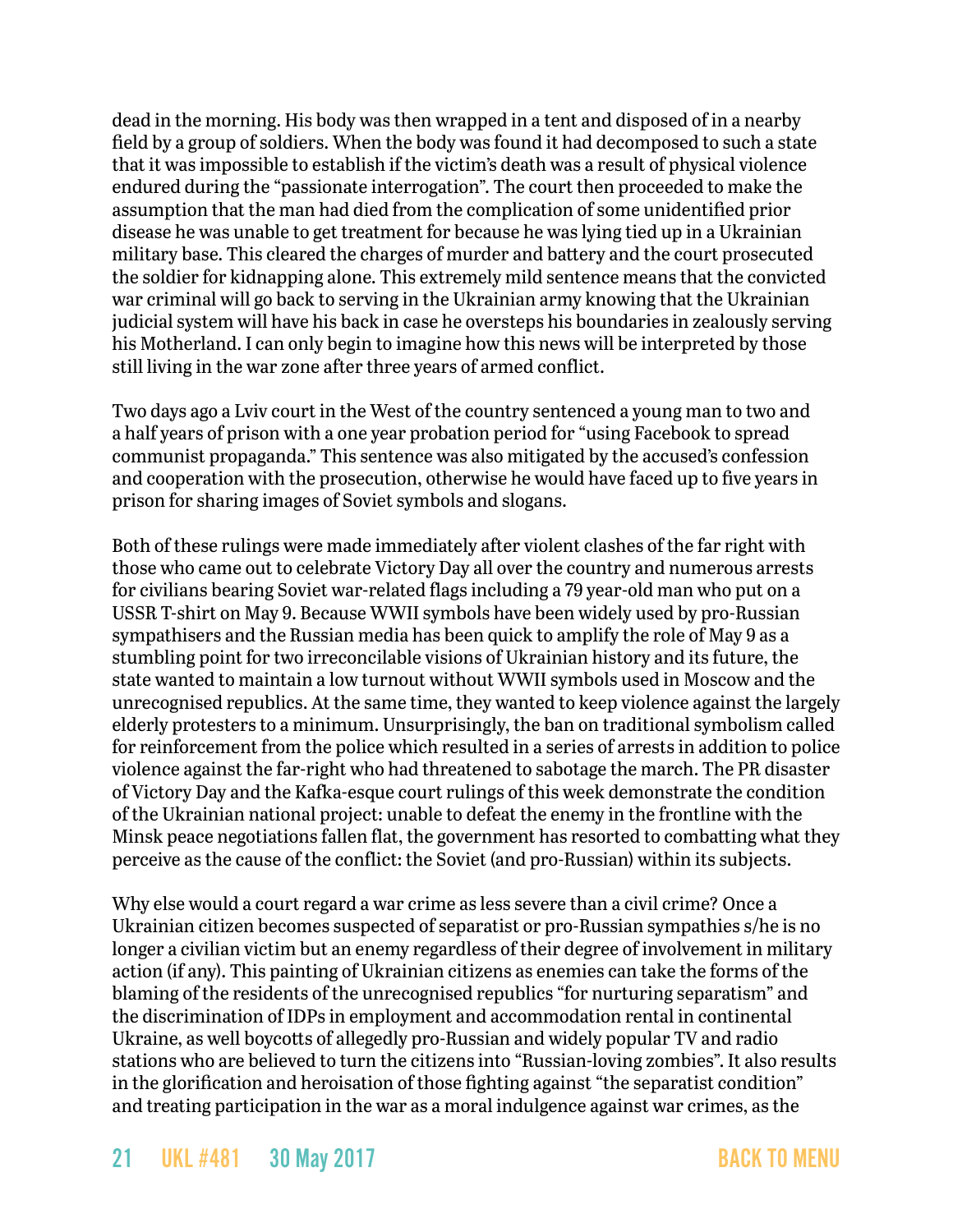dead in the morning. His body was then wrapped in a tent and disposed of in a nearby field by a group of soldiers. When the body was found it had decomposed to such a state that it was impossible to establish if the victim's death was a result of physical violence endured during the "passionate interrogation". The court then proceeded to make the assumption that the man had died from the complication of some unidentified prior disease he was unable to get treatment for because he was lying tied up in a Ukrainian military base. This cleared the charges of murder and battery and the court prosecuted the soldier for kidnapping alone. This extremely mild sentence means that the convicted war criminal will go back to serving in the Ukrainian army knowing that the Ukrainian judicial system will have his back in case he oversteps his boundaries in zealously serving his Motherland. I can only begin to imagine how this news will be interpreted by those still living in the war zone after three years of armed conflict.

Two days ago a Lviv court in the West of the country sentenced a young man to two and a half years of prison with a one year probation period for "using Facebook to spread communist propaganda." This sentence was also mitigated by the accused's confession and cooperation with the prosecution, otherwise he would have faced up to five years in prison for sharing images of Soviet symbols and slogans.

Both of these rulings were made immediately after violent clashes of the far right with those who came out to celebrate Victory Day all over the country and numerous arrests for civilians bearing Soviet war-related flags including a 79 year-old man who put on a USSR T-shirt on May 9. Because WWII symbols have been widely used by pro-Russian sympathisers and the Russian media has been quick to amplify the role of May 9 as a stumbling point for two irreconcilable visions of Ukrainian history and its future, the state wanted to maintain a low turnout without WWII symbols used in Moscow and the unrecognised republics. At the same time, they wanted to keep violence against the largely elderly protesters to a minimum. Unsurprisingly, the ban on traditional symbolism called for reinforcement from the police which resulted in a series of arrests in addition to police violence against the far-right who had threatened to sabotage the march. The PR disaster of Victory Day and the Kafka-esque court rulings of this week demonstrate the condition of the Ukrainian national project: unable to defeat the enemy in the frontline with the Minsk peace negotiations fallen flat, the government has resorted to combatting what they perceive as the cause of the conflict: the Soviet (and pro-Russian) within its subjects.

Why else would a court regard a war crime as less severe than a civil crime? Once a Ukrainian citizen becomes suspected of separatist or pro-Russian sympathies s/he is no longer a civilian victim but an enemy regardless of their degree of involvement in military action (if any). This painting of Ukrainian citizens as enemies can take the forms of the blaming of the residents of the unrecognised republics "for nurturing separatism" and the discrimination of IDPs in employment and accommodation rental in continental Ukraine, as well boycotts of allegedly pro-Russian and widely popular TV and radio stations who are believed to turn the citizens into "Russian-loving zombies". It also results in the glorification and heroisation of those fighting against "the separatist condition" and treating participation in the war as a moral indulgence against war crimes, as the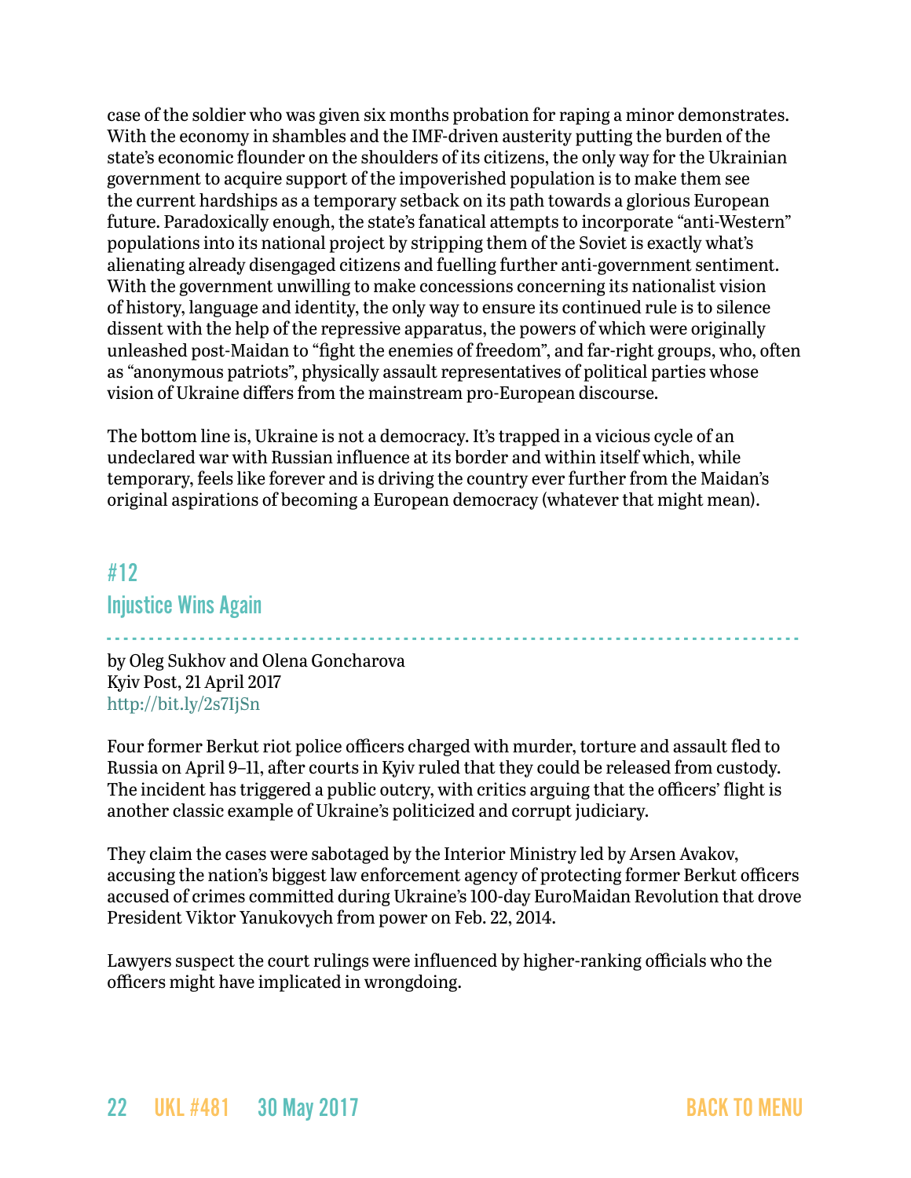case of the soldier who was given six months probation for raping a minor demonstrates. With the economy in shambles and the IMF-driven austerity putting the burden of the state's economic flounder on the shoulders of its citizens, the only way for the Ukrainian government to acquire support of the impoverished population is to make them see the current hardships as a temporary setback on its path towards a glorious European future. Paradoxically enough, the state's fanatical attempts to incorporate "anti-Western" populations into its national project by stripping them of the Soviet is exactly what's alienating already disengaged citizens and fuelling further anti-government sentiment. With the government unwilling to make concessions concerning its nationalist vision of history, language and identity, the only way to ensure its continued rule is to silence dissent with the help of the repressive apparatus, the powers of which were originally unleashed post-Maidan to "fight the enemies of freedom", and far-right groups, who, often as "anonymous patriots", physically assault representatives of political parties whose vision of Ukraine differs from the mainstream pro-European discourse.

The bottom line is, Ukraine is not a democracy. It's trapped in a vicious cycle of an undeclared war with Russian influence at its border and within itself which, while temporary, feels like forever and is driving the country ever further from the Maidan's original aspirations of becoming a European democracy (whatever that might mean).

## #12
## Injustice Wins Again

by Oleg Sukhov and Olena Goncharova
Kyiv Post, 21 April 2017
http://bit.ly/2s7IjSn

Four former Berkut riot police officers charged with murder, torture and assault fled to Russia on April 9–11, after courts in Kyiv ruled that they could be released from custody. The incident has triggered a public outcry, with critics arguing that the officers' flight is another classic example of Ukraine's politicized and corrupt judiciary.

They claim the cases were sabotaged by the Interior Ministry led by Arsen Avakov, accusing the nation's biggest law enforcement agency of protecting former Berkut officers accused of crimes committed during Ukraine's 100-day EuroMaidan Revolution that drove President Viktor Yanukovych from power on Feb. 22, 2014.

Lawyers suspect the court rulings were influenced by higher-ranking officials who the officers might have implicated in wrongdoing.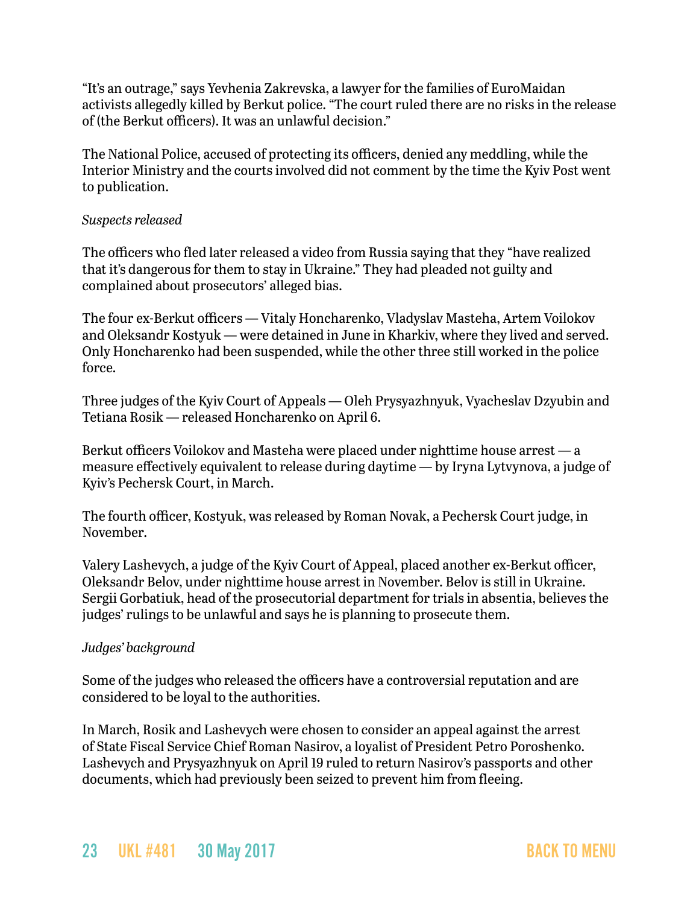"It's an outrage," says Yevhenia Zakrevska, a lawyer for the families of EuroMaidan activists allegedly killed by Berkut police. "The court ruled there are no risks in the release of (the Berkut officers). It was an unlawful decision."

The National Police, accused of protecting its officers, denied any meddling, while the Interior Ministry and the courts involved did not comment by the time the Kyiv Post went to publication.

*Suspects released*

The officers who fled later released a video from Russia saying that they "have realized that it's dangerous for them to stay in Ukraine." They had pleaded not guilty and complained about prosecutors' alleged bias.

The four ex-Berkut officers — Vitaly Honcharenko, Vladyslav Masteha, Artem Voilokov and Oleksandr Kostyuk — were detained in June in Kharkiv, where they lived and served. Only Honcharenko had been suspended, while the other three still worked in the police force.

Three judges of the Kyiv Court of Appeals — Oleh Prysyazhnyuk, Vyacheslav Dzyubin and Tetiana Rosik — released Honcharenko on April 6.

Berkut officers Voilokov and Masteha were placed under nighttime house arrest — a measure effectively equivalent to release during daytime — by Iryna Lytvynova, a judge of Kyiv's Pechersk Court, in March.

The fourth officer, Kostyuk, was released by Roman Novak, a Pechersk Court judge, in November.

Valery Lashevych, a judge of the Kyiv Court of Appeal, placed another ex-Berkut officer, Oleksandr Belov, under nighttime house arrest in November. Belov is still in Ukraine. Sergii Gorbatiuk, head of the prosecutorial department for trials in absentia, believes the judges' rulings to be unlawful and says he is planning to prosecute them.

*Judges' background*

Some of the judges who released the officers have a controversial reputation and are considered to be loyal to the authorities.

In March, Rosik and Lashevych were chosen to consider an appeal against the arrest of State Fiscal Service Chief Roman Nasirov, a loyalist of President Petro Poroshenko. Lashevych and Prysyazhnyuk on April 19 ruled to return Nasirov's passports and other documents, which had previously been seized to prevent him from fleeing.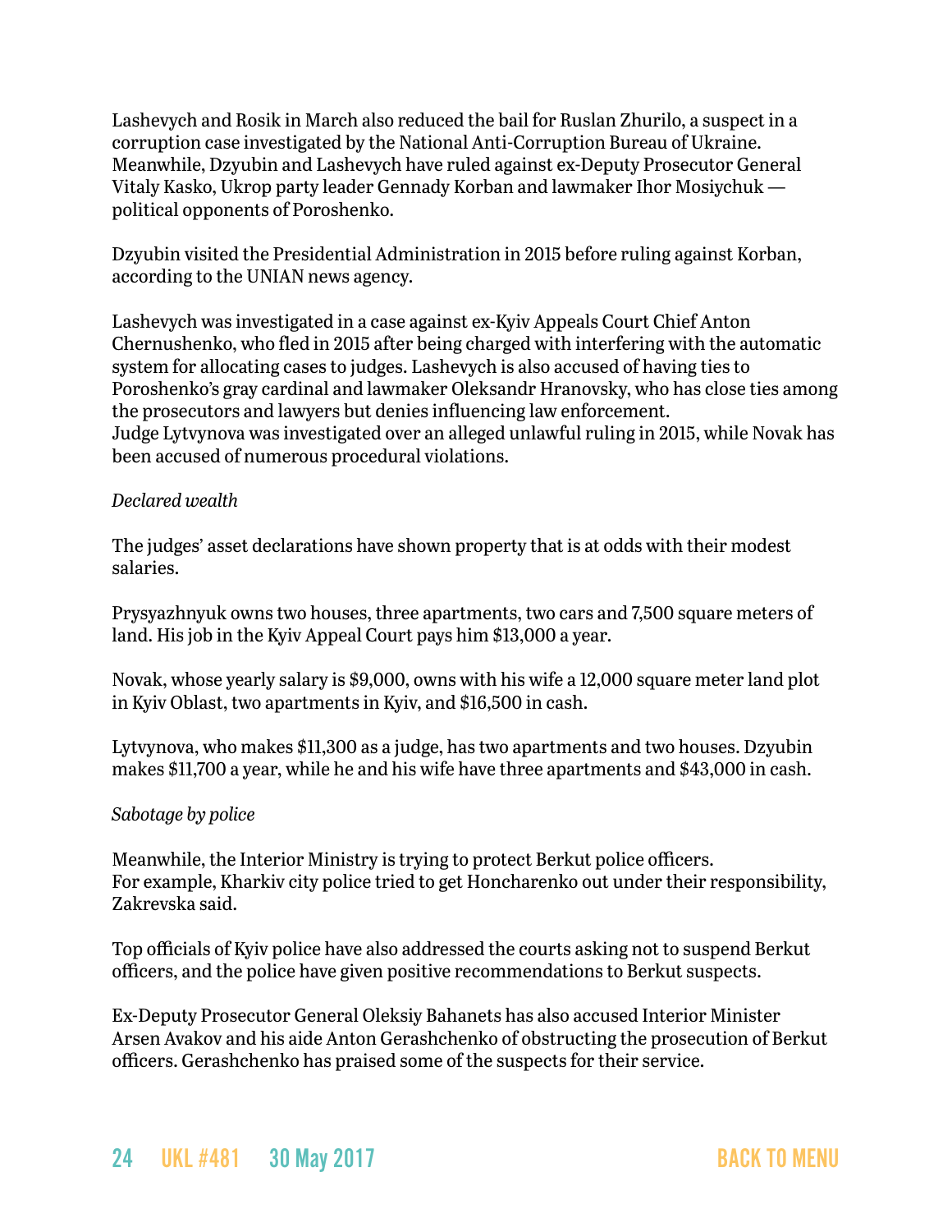Lashevych and Rosik in March also reduced the bail for Ruslan Zhurilo, a suspect in a corruption case investigated by the National Anti-Corruption Bureau of Ukraine. Meanwhile, Dzyubin and Lashevych have ruled against ex-Deputy Prosecutor General Vitaly Kasko, Ukrop party leader Gennady Korban and lawmaker Ihor Mosiychuk — political opponents of Poroshenko.

Dzyubin visited the Presidential Administration in 2015 before ruling against Korban, according to the UNIAN news agency.

Lashevych was investigated in a case against ex-Kyiv Appeals Court Chief Anton Chernushenko, who fled in 2015 after being charged with interfering with the automatic system for allocating cases to judges. Lashevych is also accused of having ties to Poroshenko's gray cardinal and lawmaker Oleksandr Hranovsky, who has close ties among the prosecutors and lawyers but denies influencing law enforcement.
Judge Lytvynova was investigated over an alleged unlawful ruling in 2015, while Novak has been accused of numerous procedural violations.

*Declared wealth*

The judges' asset declarations have shown property that is at odds with their modest salaries.

Prysyazhnyuk owns two houses, three apartments, two cars and 7,500 square meters of land. His job in the Kyiv Appeal Court pays him $13,000 a year.

Novak, whose yearly salary is $9,000, owns with his wife a 12,000 square meter land plot in Kyiv Oblast, two apartments in Kyiv, and $16,500 in cash.

Lytvynova, who makes $11,300 as a judge, has two apartments and two houses. Dzyubin makes $11,700 a year, while he and his wife have three apartments and $43,000 in cash.

*Sabotage by police*

Meanwhile, the Interior Ministry is trying to protect Berkut police officers.
For example, Kharkiv city police tried to get Honcharenko out under their responsibility, Zakrevska said.

Top officials of Kyiv police have also addressed the courts asking not to suspend Berkut officers, and the police have given positive recommendations to Berkut suspects.

Ex-Deputy Prosecutor General Oleksiy Bahanets has also accused Interior Minister Arsen Avakov and his aide Anton Gerashchenko of obstructing the prosecution of Berkut officers. Gerashchenko has praised some of the suspects for their service.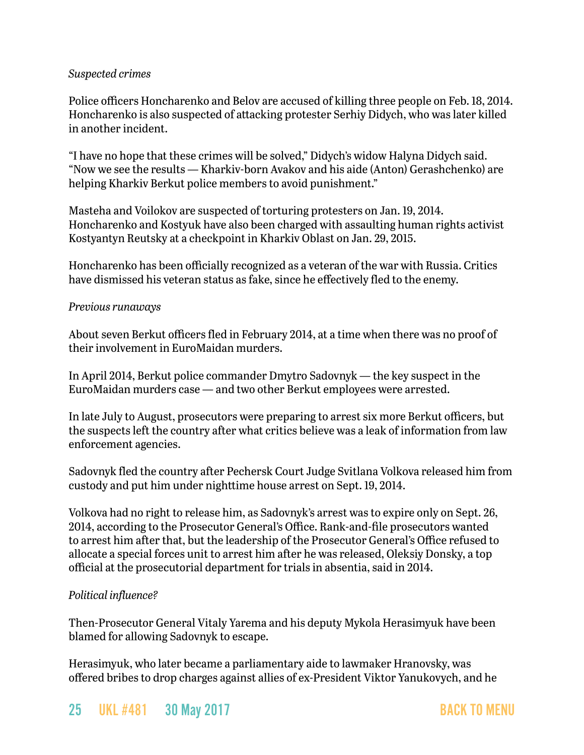*Suspected crimes*

Police officers Honcharenko and Belov are accused of killing three people on Feb. 18, 2014. Honcharenko is also suspected of attacking protester Serhiy Didych, who was later killed in another incident.

"I have no hope that these crimes will be solved," Didych's widow Halyna Didych said. "Now we see the results — Kharkiv-born Avakov and his aide (Anton) Gerashchenko) are helping Kharkiv Berkut police members to avoid punishment."

Masteha and Voilokov are suspected of torturing protesters on Jan. 19, 2014. Honcharenko and Kostyuk have also been charged with assaulting human rights activist Kostyantyn Reutsky at a checkpoint in Kharkiv Oblast on Jan. 29, 2015.

Honcharenko has been officially recognized as a veteran of the war with Russia. Critics have dismissed his veteran status as fake, since he effectively fled to the enemy.

*Previous runaways*

About seven Berkut officers fled in February 2014, at a time when there was no proof of their involvement in EuroMaidan murders.

In April 2014, Berkut police commander Dmytro Sadovnyk — the key suspect in the EuroMaidan murders case — and two other Berkut employees were arrested.

In late July to August, prosecutors were preparing to arrest six more Berkut officers, but the suspects left the country after what critics believe was a leak of information from law enforcement agencies.

Sadovnyk fled the country after Pechersk Court Judge Svitlana Volkova released him from custody and put him under nighttime house arrest on Sept. 19, 2014.

Volkova had no right to release him, as Sadovnyk's arrest was to expire only on Sept. 26, 2014, according to the Prosecutor General's Office. Rank-and-file prosecutors wanted to arrest him after that, but the leadership of the Prosecutor General's Office refused to allocate a special forces unit to arrest him after he was released, Oleksiy Donsky, a top official at the prosecutorial department for trials in absentia, said in 2014.

*Political influence?*

Then-Prosecutor General Vitaly Yarema and his deputy Mykola Herasimyuk have been blamed for allowing Sadovnyk to escape.

Herasimyuk, who later became a parliamentary aide to lawmaker Hranovsky, was offered bribes to drop charges against allies of ex-President Viktor Yanukovych, and he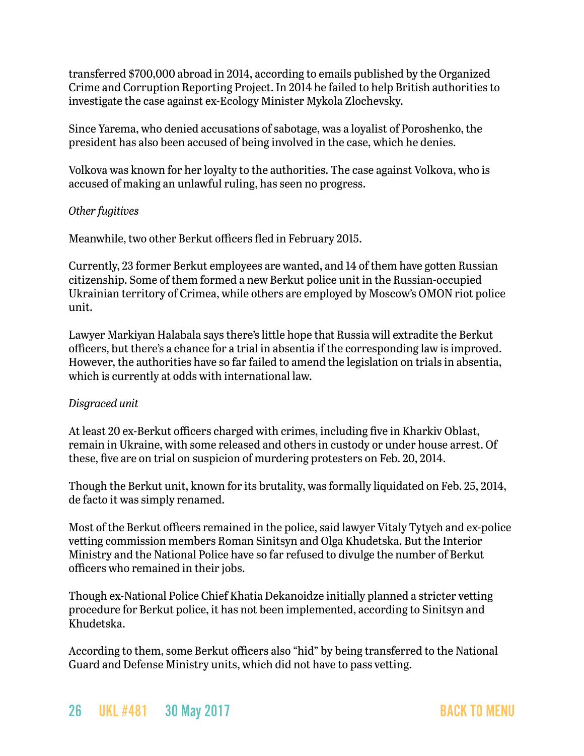transferred $700,000 abroad in 2014, according to emails published by the Organized Crime and Corruption Reporting Project. In 2014 he failed to help British authorities to investigate the case against ex-Ecology Minister Mykola Zlochevsky.

Since Yarema, who denied accusations of sabotage, was a loyalist of Poroshenko, the president has also been accused of being involved in the case, which he denies.

Volkova was known for her loyalty to the authorities. The case against Volkova, who is accused of making an unlawful ruling, has seen no progress.

*Other fugitives*

Meanwhile, two other Berkut officers fled in February 2015.

Currently, 23 former Berkut employees are wanted, and 14 of them have gotten Russian citizenship. Some of them formed a new Berkut police unit in the Russian-occupied Ukrainian territory of Crimea, while others are employed by Moscow's OMON riot police unit.

Lawyer Markiyan Halabala says there's little hope that Russia will extradite the Berkut officers, but there's a chance for a trial in absentia if the corresponding law is improved. However, the authorities have so far failed to amend the legislation on trials in absentia, which is currently at odds with international law.

*Disgraced unit*

At least 20 ex-Berkut officers charged with crimes, including five in Kharkiv Oblast, remain in Ukraine, with some released and others in custody or under house arrest. Of these, five are on trial on suspicion of murdering protesters on Feb. 20, 2014.

Though the Berkut unit, known for its brutality, was formally liquidated on Feb. 25, 2014, de facto it was simply renamed.

Most of the Berkut officers remained in the police, said lawyer Vitaly Tytych and ex-police vetting commission members Roman Sinitsyn and Olga Khudetska. But the Interior Ministry and the National Police have so far refused to divulge the number of Berkut officers who remained in their jobs.

Though ex-National Police Chief Khatia Dekanoidze initially planned a stricter vetting procedure for Berkut police, it has not been implemented, according to Sinitsyn and Khudetska.

According to them, some Berkut officers also "hid" by being transferred to the National Guard and Defense Ministry units, which did not have to pass vetting.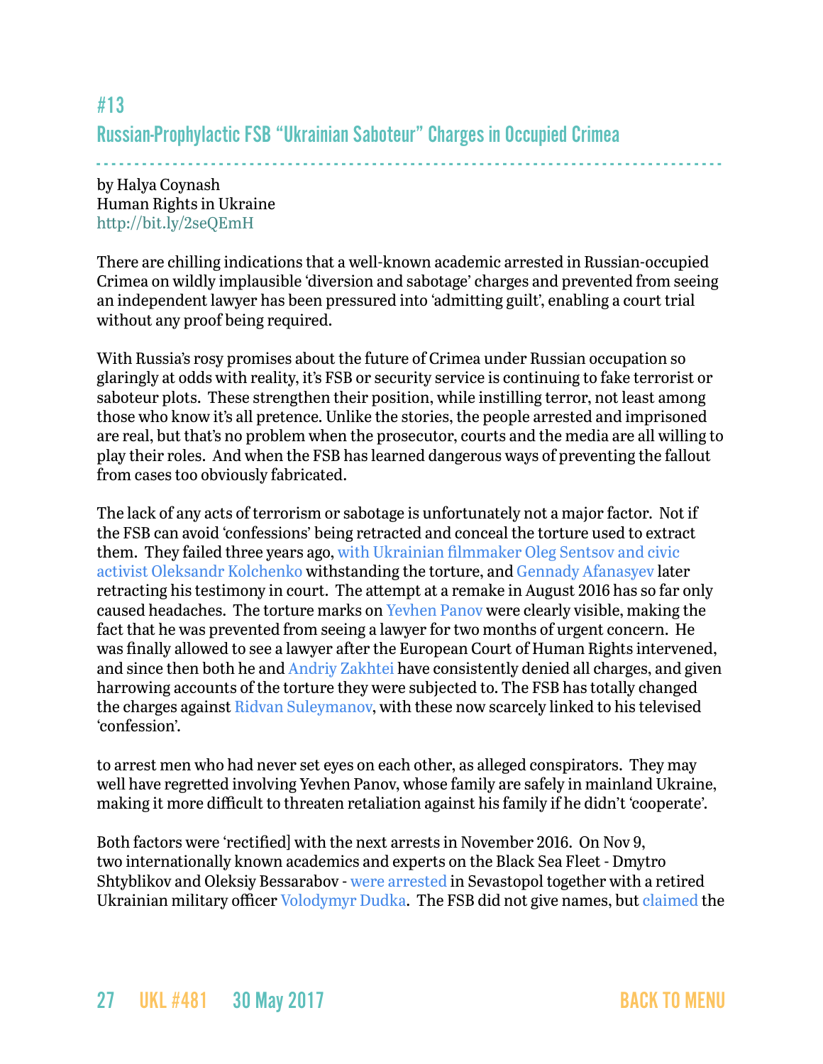## #13

## Russian-Prophylactic FSB "Ukrainian Saboteur" Charges in Occupied Crimea

by Halya Coynash
Human Rights in Ukraine
http://bit.ly/2seQEmH

There are chilling indications that a well-known academic arrested in Russian-occupied Crimea on wildly implausible 'diversion and sabotage' charges and prevented from seeing an independent lawyer has been pressured into 'admitting guilt', enabling a court trial without any proof being required.

With Russia's rosy promises about the future of Crimea under Russian occupation so glaringly at odds with reality, it's FSB or security service is continuing to fake terrorist or saboteur plots. These strengthen their position, while instilling terror, not least among those who know it's all pretence. Unlike the stories, the people arrested and imprisoned are real, but that's no problem when the prosecutor, courts and the media are all willing to play their roles. And when the FSB has learned dangerous ways of preventing the fallout from cases too obviously fabricated.

The lack of any acts of terrorism or sabotage is unfortunately not a major factor. Not if the FSB can avoid 'confessions' being retracted and conceal the torture used to extract them. They failed three years ago, with Ukrainian filmmaker Oleg Sentsov and civic activist Oleksandr Kolchenko withstanding the torture, and Gennady Afanasyev later retracting his testimony in court. The attempt at a remake in August 2016 has so far only caused headaches. The torture marks on Yevhen Panov were clearly visible, making the fact that he was prevented from seeing a lawyer for two months of urgent concern. He was finally allowed to see a lawyer after the European Court of Human Rights intervened, and since then both he and Andriy Zakhtei have consistently denied all charges, and given harrowing accounts of the torture they were subjected to. The FSB has totally changed the charges against Ridvan Suleymanov, with these now scarcely linked to his televised 'confession'.

to arrest men who had never set eyes on each other, as alleged conspirators. They may well have regretted involving Yevhen Panov, whose family are safely in mainland Ukraine, making it more difficult to threaten retaliation against his family if he didn't 'cooperate'.

Both factors were 'rectified] with the next arrests in November 2016. On Nov 9, two internationally known academics and experts on the Black Sea Fleet - Dmytro Shtyblikov and Oleksiy Bessarabov - were arrested in Sevastopol together with a retired Ukrainian military officer Volodymyr Dudka. The FSB did not give names, but claimed the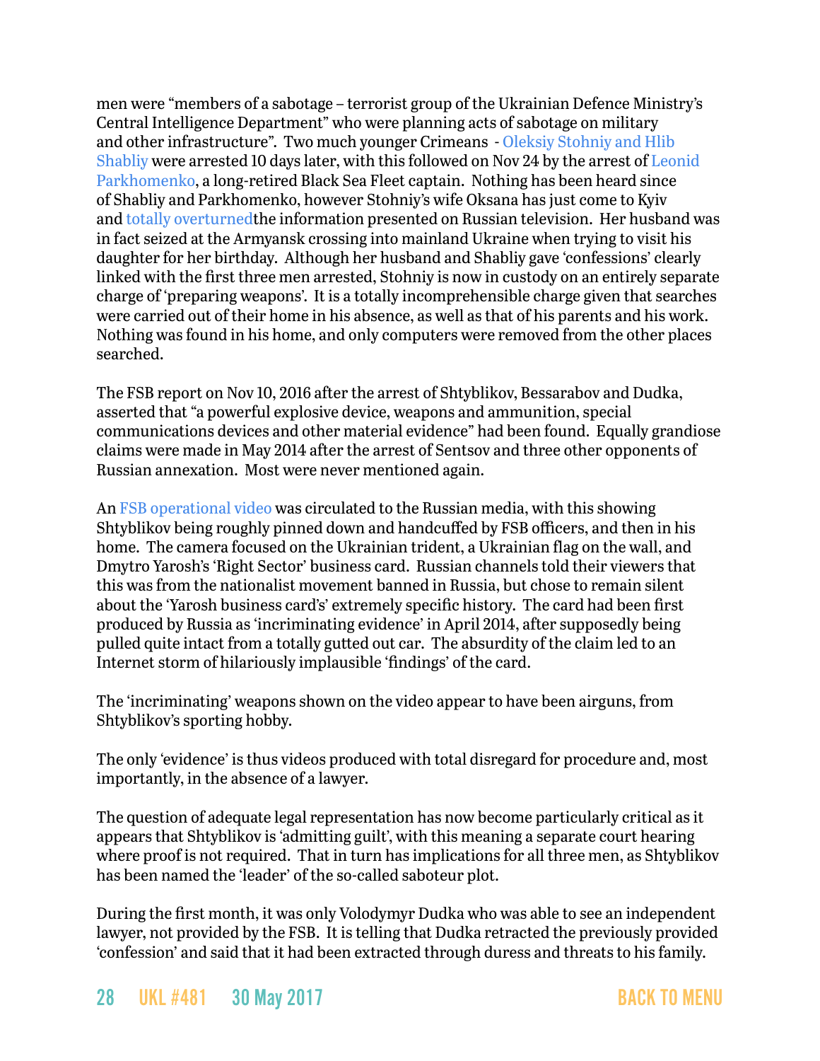men were “members of a sabotage – terrorist group of the Ukrainian Defence Ministry’s Central Intelligence Department” who were planning acts of sabotage on military and other infrastructure”. Two much younger Crimeans - Oleksiy Stohniy and Hlib Shabliy were arrested 10 days later, with this followed on Nov 24 by the arrest of Leonid Parkhomenko, a long-retired Black Sea Fleet captain. Nothing has been heard since of Shabliy and Parkhomenko, however Stohniy’s wife Oksana has just come to Kyiv and totally overturnedthe information presented on Russian television. Her husband was in fact seized at the Armyansk crossing into mainland Ukraine when trying to visit his daughter for her birthday. Although her husband and Shabliy gave ‘confessions’ clearly linked with the first three men arrested, Stohniy is now in custody on an entirely separate charge of ‘preparing weapons’. It is a totally incomprehensible charge given that searches were carried out of their home in his absence, as well as that of his parents and his work. Nothing was found in his home, and only computers were removed from the other places searched.

The FSB report on Nov 10, 2016 after the arrest of Shtyblikov, Bessarabov and Dudka, asserted that “a powerful explosive device, weapons and ammunition, special communications devices and other material evidence” had been found. Equally grandiose claims were made in May 2014 after the arrest of Sentsov and three other opponents of Russian annexation. Most were never mentioned again.

An FSB operational video was circulated to the Russian media, with this showing Shtyblikov being roughly pinned down and handcuffed by FSB officers, and then in his home. The camera focused on the Ukrainian trident, a Ukrainian flag on the wall, and Dmytro Yarosh’s ‘Right Sector’ business card. Russian channels told their viewers that this was from the nationalist movement banned in Russia, but chose to remain silent about the ‘Yarosh business card’s’ extremely specific history. The card had been first produced by Russia as ‘incriminating evidence’ in April 2014, after supposedly being pulled quite intact from a totally gutted out car. The absurdity of the claim led to an Internet storm of hilariously implausible ‘findings’ of the card.

The ‘incriminating’ weapons shown on the video appear to have been airguns, from Shtyblikov’s sporting hobby.

The only ‘evidence’ is thus videos produced with total disregard for procedure and, most importantly, in the absence of a lawyer.

The question of adequate legal representation has now become particularly critical as it appears that Shtyblikov is ‘admitting guilt’, with this meaning a separate court hearing where proof is not required. That in turn has implications for all three men, as Shtyblikov has been named the ‘leader’ of the so-called saboteur plot.

During the first month, it was only Volodymyr Dudka who was able to see an independent lawyer, not provided by the FSB. It is telling that Dudka retracted the previously provided ‘confession’ and said that it had been extracted through duress and threats to his family.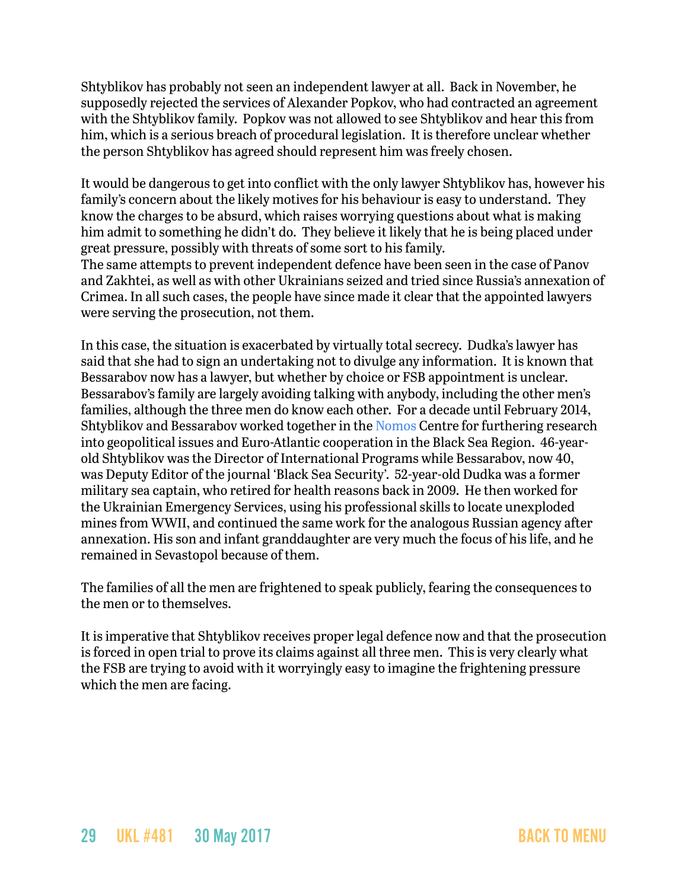Shtyblikov has probably not seen an independent lawyer at all. Back in November, he supposedly rejected the services of Alexander Popkov, who had contracted an agreement with the Shtyblikov family. Popkov was not allowed to see Shtyblikov and hear this from him, which is a serious breach of procedural legislation. It is therefore unclear whether the person Shtyblikov has agreed should represent him was freely chosen.

It would be dangerous to get into conflict with the only lawyer Shtyblikov has, however his family's concern about the likely motives for his behaviour is easy to understand. They know the charges to be absurd, which raises worrying questions about what is making him admit to something he didn't do. They believe it likely that he is being placed under great pressure, possibly with threats of some sort to his family.
The same attempts to prevent independent defence have been seen in the case of Panov and Zakhtei, as well as with other Ukrainians seized and tried since Russia's annexation of Crimea. In all such cases, the people have since made it clear that the appointed lawyers were serving the prosecution, not them.

In this case, the situation is exacerbated by virtually total secrecy. Dudka's lawyer has said that she had to sign an undertaking not to divulge any information. It is known that Bessarabov now has a lawyer, but whether by choice or FSB appointment is unclear. Bessarabov's family are largely avoiding talking with anybody, including the other men's families, although the three men do know each other. For a decade until February 2014, Shtyblikov and Bessarabov worked together in the Nomos Centre for furthering research into geopolitical issues and Euro-Atlantic cooperation in the Black Sea Region. 46-year-old Shtyblikov was the Director of International Programs while Bessarabov, now 40, was Deputy Editor of the journal 'Black Sea Security'. 52-year-old Dudka was a former military sea captain, who retired for health reasons back in 2009. He then worked for the Ukrainian Emergency Services, using his professional skills to locate unexploded mines from WWII, and continued the same work for the analogous Russian agency after annexation. His son and infant granddaughter are very much the focus of his life, and he remained in Sevastopol because of them.

The families of all the men are frightened to speak publicly, fearing the consequences to the men or to themselves.

It is imperative that Shtyblikov receives proper legal defence now and that the prosecution is forced in open trial to prove its claims against all three men. This is very clearly what the FSB are trying to avoid with it worryingly easy to imagine the frightening pressure which the men are facing.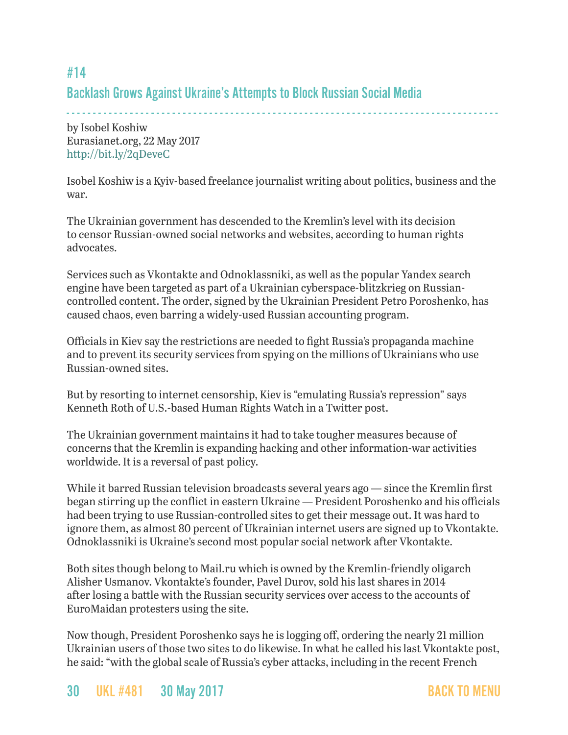## #14

## Backlash Grows Against Ukraine's Attempts to Block Russian Social Media

by Isobel Koshiw
Eurasianet.org, 22 May 2017
http://bit.ly/2qDeveC

Isobel Koshiw is a Kyiv-based freelance journalist writing about politics, business and the war.

The Ukrainian government has descended to the Kremlin's level with its decision to censor Russian-owned social networks and websites, according to human rights advocates.

Services such as Vkontakte and Odnoklassniki, as well as the popular Yandex search engine have been targeted as part of a Ukrainian cyberspace-blitzkrieg on Russian-controlled content. The order, signed by the Ukrainian President Petro Poroshenko, has caused chaos, even barring a widely-used Russian accounting program.

Officials in Kiev say the restrictions are needed to fight Russia's propaganda machine and to prevent its security services from spying on the millions of Ukrainians who use Russian-owned sites.

But by resorting to internet censorship, Kiev is "emulating Russia's repression" says Kenneth Roth of U.S.-based Human Rights Watch in a Twitter post.

The Ukrainian government maintains it had to take tougher measures because of concerns that the Kremlin is expanding hacking and other information-war activities worldwide. It is a reversal of past policy.

While it barred Russian television broadcasts several years ago — since the Kremlin first began stirring up the conflict in eastern Ukraine — President Poroshenko and his officials had been trying to use Russian-controlled sites to get their message out. It was hard to ignore them, as almost 80 percent of Ukrainian internet users are signed up to Vkontakte. Odnoklassniki is Ukraine's second most popular social network after Vkontakte.

Both sites though belong to Mail.ru which is owned by the Kremlin-friendly oligarch Alisher Usmanov. Vkontakte's founder, Pavel Durov, sold his last shares in 2014 after losing a battle with the Russian security services over access to the accounts of EuroMaidan protesters using the site.

Now though, President Poroshenko says he is logging off, ordering the nearly 21 million Ukrainian users of those two sites to do likewise. In what he called his last Vkontakte post, he said: "with the global scale of Russia's cyber attacks, including in the recent French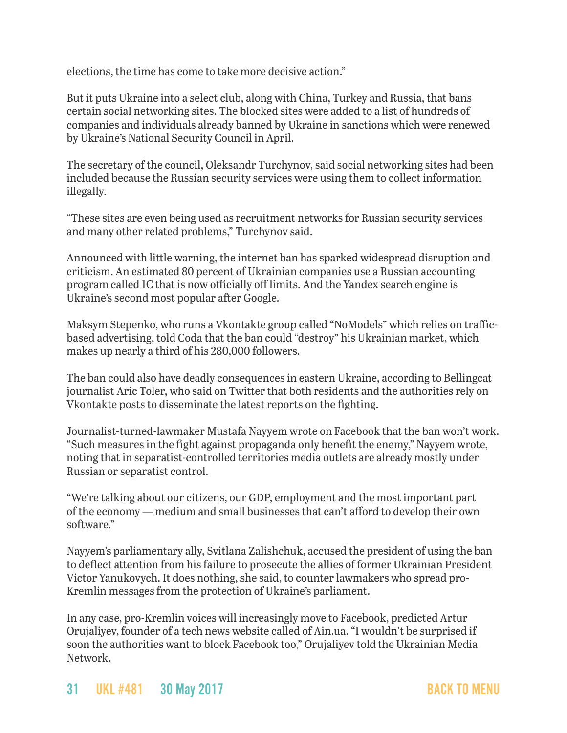elections, the time has come to take more decisive action."

But it puts Ukraine into a select club, along with China, Turkey and Russia, that bans certain social networking sites. The blocked sites were added to a list of hundreds of companies and individuals already banned by Ukraine in sanctions which were renewed by Ukraine's National Security Council in April.

The secretary of the council, Oleksandr Turchynov, said social networking sites had been included because the Russian security services were using them to collect information illegally.

"These sites are even being used as recruitment networks for Russian security services and many other related problems," Turchynov said.

Announced with little warning, the internet ban has sparked widespread disruption and criticism. An estimated 80 percent of Ukrainian companies use a Russian accounting program called 1C that is now officially off limits. And the Yandex search engine is Ukraine's second most popular after Google.

Maksym Stepenko, who runs a Vkontakte group called "NoModels" which relies on traffic-based advertising, told Coda that the ban could "destroy" his Ukrainian market, which makes up nearly a third of his 280,000 followers.

The ban could also have deadly consequences in eastern Ukraine, according to Bellingcat journalist Aric Toler, who said on Twitter that both residents and the authorities rely on Vkontakte posts to disseminate the latest reports on the fighting.

Journalist-turned-lawmaker Mustafa Nayyem wrote on Facebook that the ban won't work. "Such measures in the fight against propaganda only benefit the enemy," Nayyem wrote, noting that in separatist-controlled territories media outlets are already mostly under Russian or separatist control.

"We're talking about our citizens, our GDP, employment and the most important part of the economy — medium and small businesses that can't afford to develop their own software."

Nayyem's parliamentary ally, Svitlana Zalishchuk, accused the president of using the ban to deflect attention from his failure to prosecute the allies of former Ukrainian President Victor Yanukovych. It does nothing, she said, to counter lawmakers who spread pro-Kremlin messages from the protection of Ukraine's parliament.

In any case, pro-Kremlin voices will increasingly move to Facebook, predicted Artur Orujaliyev, founder of a tech news website called of Ain.ua. "I wouldn't be surprised if soon the authorities want to block Facebook too," Orujaliyev told the Ukrainian Media Network.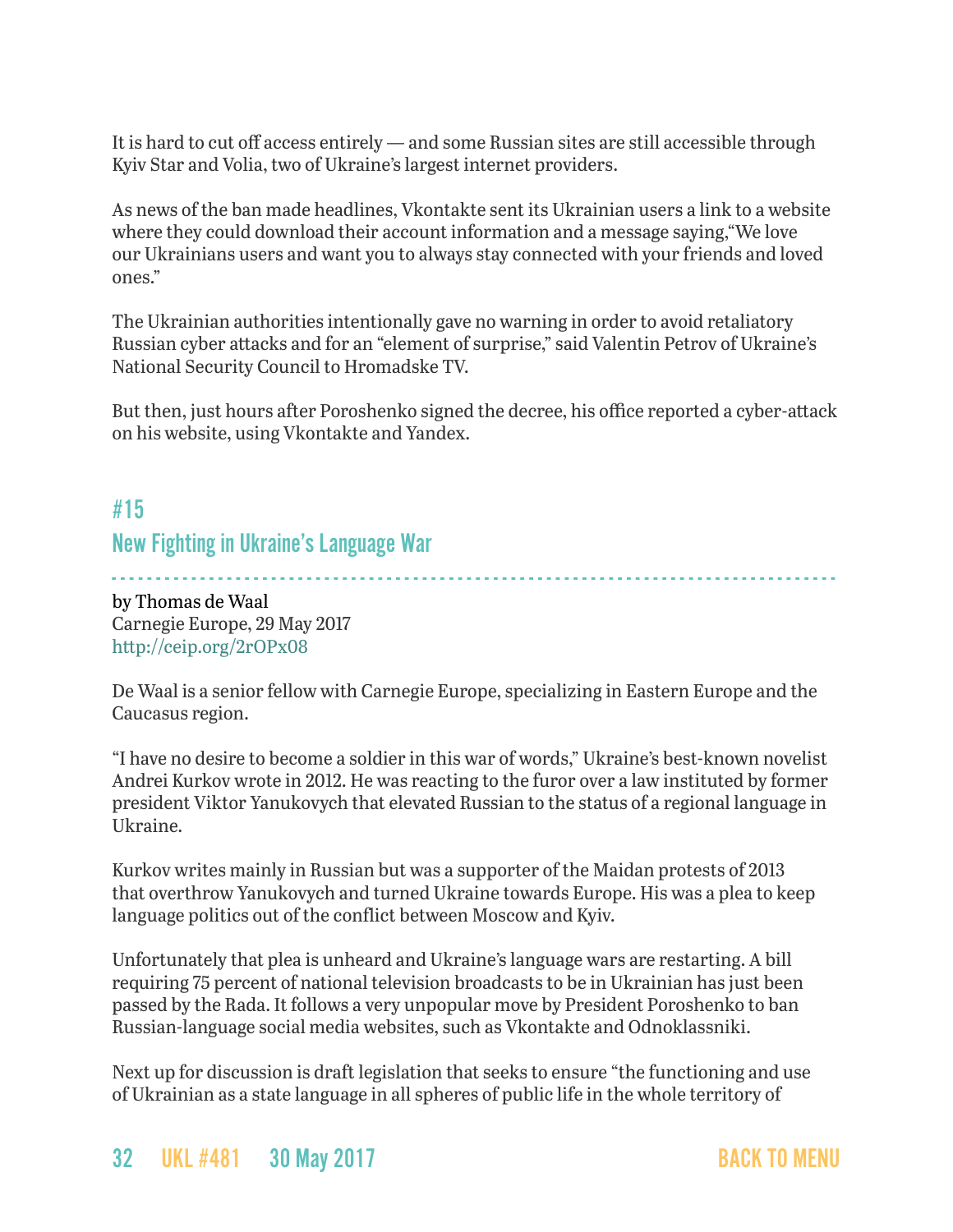It is hard to cut off access entirely — and some Russian sites are still accessible through Kyiv Star and Volia, two of Ukraine's largest internet providers.

As news of the ban made headlines, Vkontakte sent its Ukrainian users a link to a website where they could download their account information and a message saying,"We love our Ukrainians users and want you to always stay connected with your friends and loved ones."

The Ukrainian authorities intentionally gave no warning in order to avoid retaliatory Russian cyber attacks and for an "element of surprise," said Valentin Petrov of Ukraine's National Security Council to Hromadske TV.

But then, just hours after Poroshenko signed the decree, his office reported a cyber-attack on his website, using Vkontakte and Yandex.

## #15

## New Fighting in Ukraine's Language War

by Thomas de Waal
Carnegie Europe, 29 May 2017
http://ceip.org/2rOPx08

De Waal is a senior fellow with Carnegie Europe, specializing in Eastern Europe and the Caucasus region.

"I have no desire to become a soldier in this war of words," Ukraine's best-known novelist Andrei Kurkov wrote in 2012. He was reacting to the furor over a law instituted by former president Viktor Yanukovych that elevated Russian to the status of a regional language in Ukraine.

Kurkov writes mainly in Russian but was a supporter of the Maidan protests of 2013 that overthrow Yanukovych and turned Ukraine towards Europe. His was a plea to keep language politics out of the conflict between Moscow and Kyiv.

Unfortunately that plea is unheard and Ukraine's language wars are restarting. A bill requiring 75 percent of national television broadcasts to be in Ukrainian has just been passed by the Rada. It follows a very unpopular move by President Poroshenko to ban Russian-language social media websites, such as Vkontakte and Odnoklassniki.

Next up for discussion is draft legislation that seeks to ensure "the functioning and use of Ukrainian as a state language in all spheres of public life in the whole territory of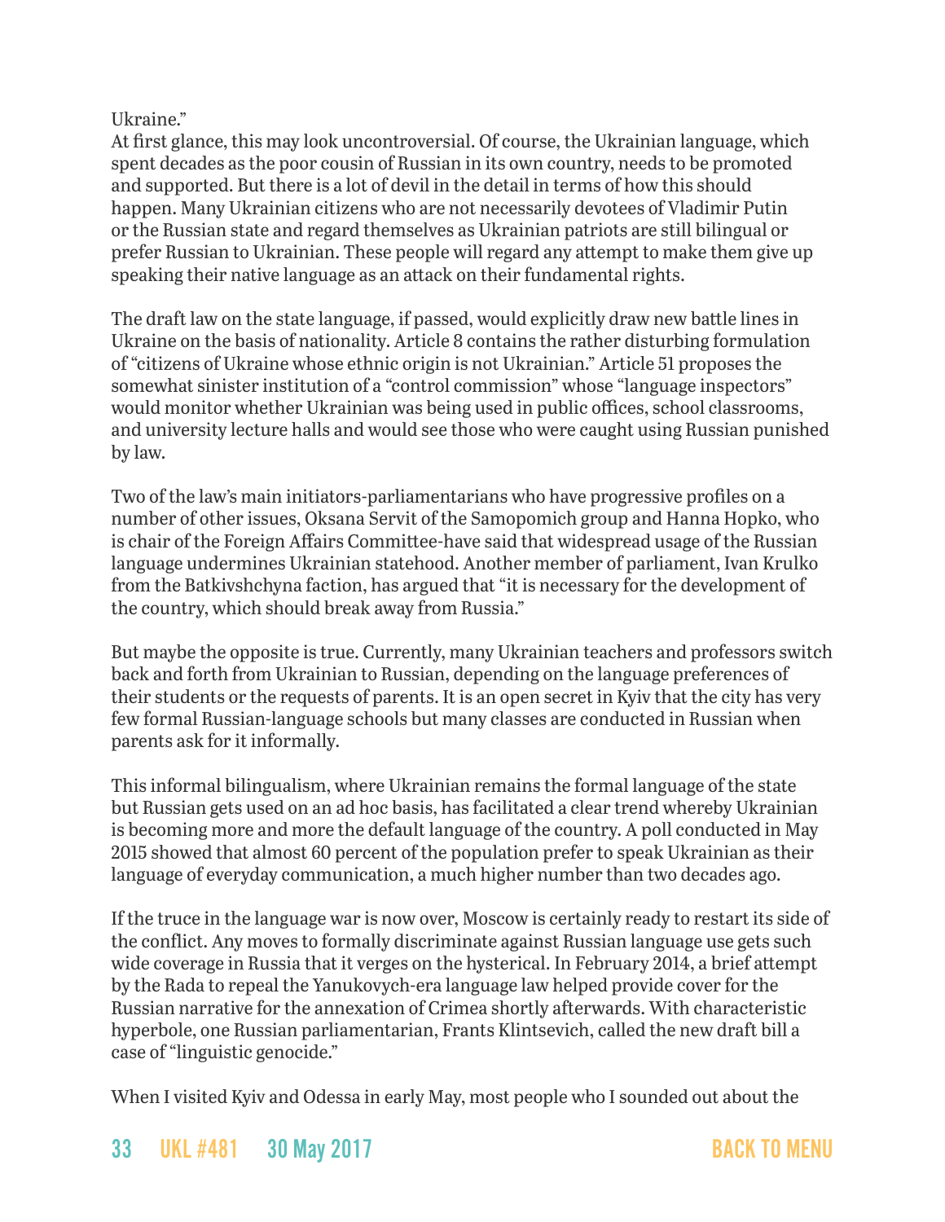Ukraine."

At first glance, this may look uncontroversial. Of course, the Ukrainian language, which spent decades as the poor cousin of Russian in its own country, needs to be promoted and supported. But there is a lot of devil in the detail in terms of how this should happen. Many Ukrainian citizens who are not necessarily devotees of Vladimir Putin or the Russian state and regard themselves as Ukrainian patriots are still bilingual or prefer Russian to Ukrainian. These people will regard any attempt to make them give up speaking their native language as an attack on their fundamental rights.

The draft law on the state language, if passed, would explicitly draw new battle lines in Ukraine on the basis of nationality. Article 8 contains the rather disturbing formulation of "citizens of Ukraine whose ethnic origin is not Ukrainian." Article 51 proposes the somewhat sinister institution of a "control commission" whose "language inspectors" would monitor whether Ukrainian was being used in public offices, school classrooms, and university lecture halls and would see those who were caught using Russian punished by law.

Two of the law's main initiators-parliamentarians who have progressive profiles on a number of other issues, Oksana Servit of the Samopomich group and Hanna Hopko, who is chair of the Foreign Affairs Committee-have said that widespread usage of the Russian language undermines Ukrainian statehood. Another member of parliament, Ivan Krulko from the Batkivshchyna faction, has argued that "it is necessary for the development of the country, which should break away from Russia."

But maybe the opposite is true. Currently, many Ukrainian teachers and professors switch back and forth from Ukrainian to Russian, depending on the language preferences of their students or the requests of parents. It is an open secret in Kyiv that the city has very few formal Russian-language schools but many classes are conducted in Russian when parents ask for it informally.

This informal bilingualism, where Ukrainian remains the formal language of the state but Russian gets used on an ad hoc basis, has facilitated a clear trend whereby Ukrainian is becoming more and more the default language of the country. A poll conducted in May 2015 showed that almost 60 percent of the population prefer to speak Ukrainian as their language of everyday communication, a much higher number than two decades ago.

If the truce in the language war is now over, Moscow is certainly ready to restart its side of the conflict. Any moves to formally discriminate against Russian language use gets such wide coverage in Russia that it verges on the hysterical. In February 2014, a brief attempt by the Rada to repeal the Yanukovych-era language law helped provide cover for the Russian narrative for the annexation of Crimea shortly afterwards. With characteristic hyperbole, one Russian parliamentarian, Frants Klintsevich, called the new draft bill a case of "linguistic genocide."

When I visited Kyiv and Odessa in early May, most people who I sounded out about the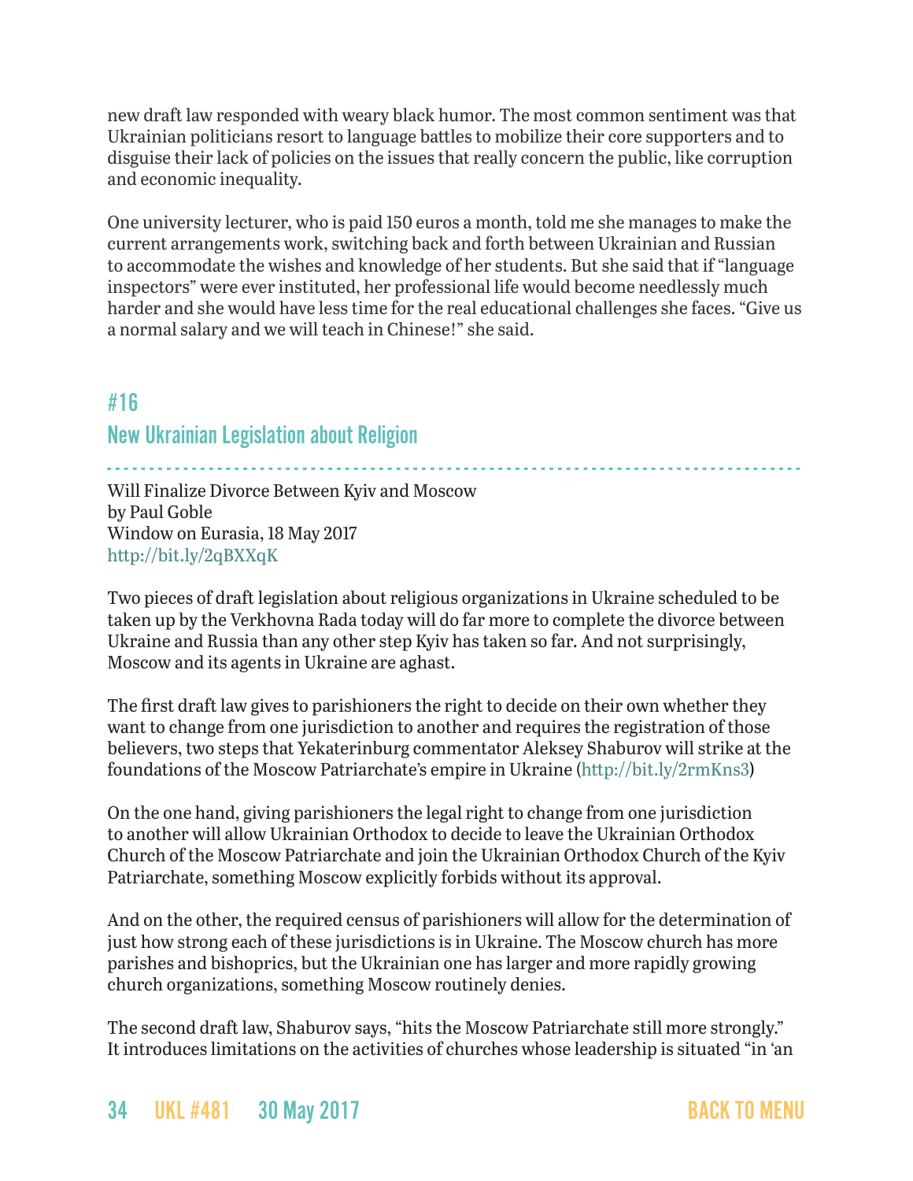new draft law responded with weary black humor. The most common sentiment was that Ukrainian politicians resort to language battles to mobilize their core supporters and to disguise their lack of policies on the issues that really concern the public, like corruption and economic inequality.

One university lecturer, who is paid 150 euros a month, told me she manages to make the current arrangements work, switching back and forth between Ukrainian and Russian to accommodate the wishes and knowledge of her students. But she said that if "language inspectors" were ever instituted, her professional life would become needlessly much harder and she would have less time for the real educational challenges she faces. "Give us a normal salary and we will teach in Chinese!" she said.

## #16

## New Ukrainian Legislation about Religion

Will Finalize Divorce Between Kyiv and Moscow
by Paul Goble
Window on Eurasia, 18 May 2017
http://bit.ly/2qBXXqK

Two pieces of draft legislation about religious organizations in Ukraine scheduled to be taken up by the Verkhovna Rada today will do far more to complete the divorce between Ukraine and Russia than any other step Kyiv has taken so far. And not surprisingly, Moscow and its agents in Ukraine are aghast.

The first draft law gives to parishioners the right to decide on their own whether they want to change from one jurisdiction to another and requires the registration of those believers, two steps that Yekaterinburg commentator Aleksey Shaburov will strike at the foundations of the Moscow Patriarchate's empire in Ukraine (http://bit.ly/2rmKns3)

On the one hand, giving parishioners the legal right to change from one jurisdiction to another will allow Ukrainian Orthodox to decide to leave the Ukrainian Orthodox Church of the Moscow Patriarchate and join the Ukrainian Orthodox Church of the Kyiv Patriarchate, something Moscow explicitly forbids without its approval.

And on the other, the required census of parishioners will allow for the determination of just how strong each of these jurisdictions is in Ukraine. The Moscow church has more parishes and bishoprics, but the Ukrainian one has larger and more rapidly growing church organizations, something Moscow routinely denies.

The second draft law, Shaburov says, "hits the Moscow Patriarchate still more strongly." It introduces limitations on the activities of churches whose leadership is situated "in 'an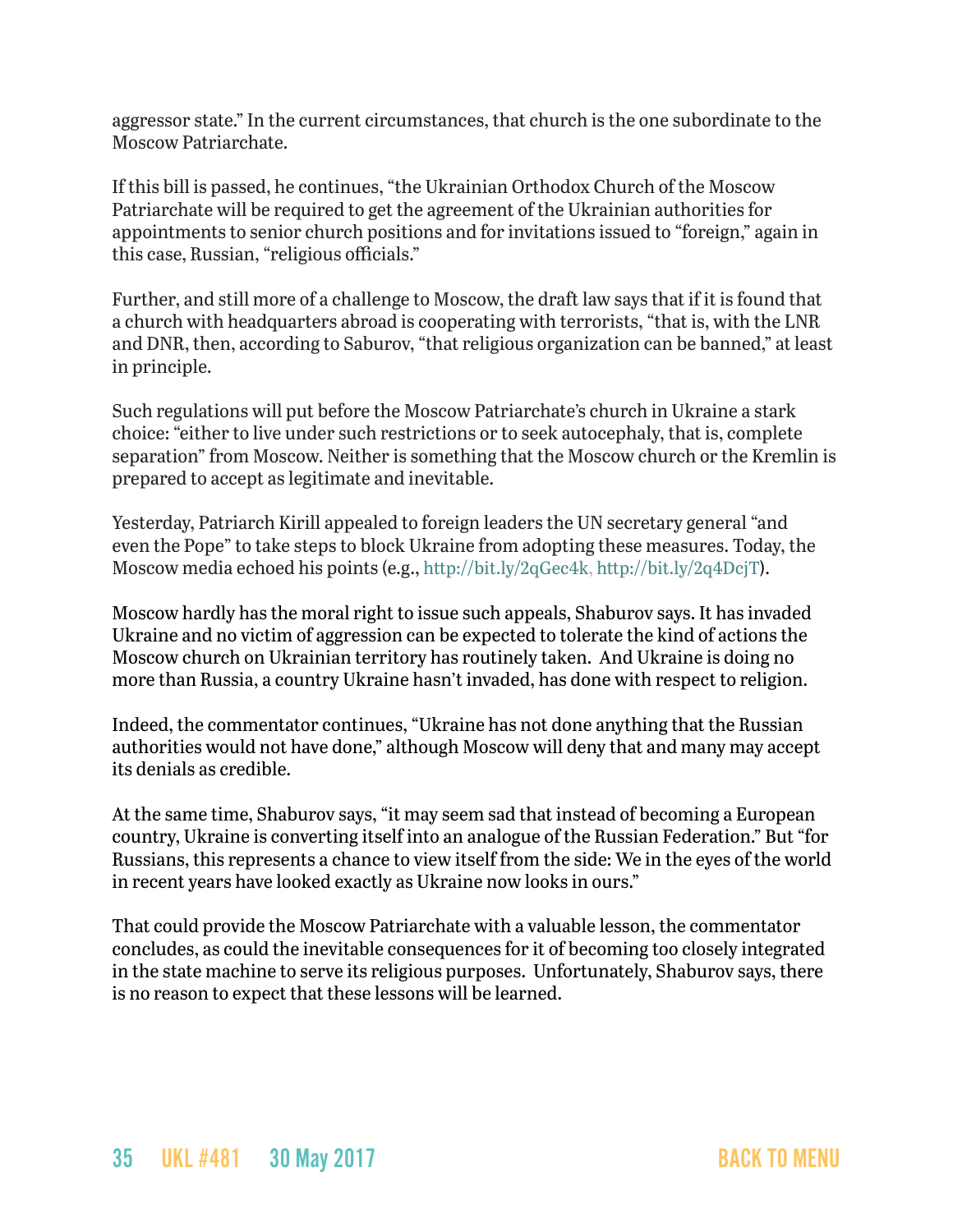aggressor state." In the current circumstances, that church is the one subordinate to the Moscow Patriarchate.

If this bill is passed, he continues, "the Ukrainian Orthodox Church of the Moscow Patriarchate will be required to get the agreement of the Ukrainian authorities for appointments to senior church positions and for invitations issued to "foreign," again in this case, Russian, "religious officials."

Further, and still more of a challenge to Moscow, the draft law says that if it is found that a church with headquarters abroad is cooperating with terrorists, "that is, with the LNR and DNR, then, according to Saburov, "that religious organization can be banned," at least in principle.

Such regulations will put before the Moscow Patriarchate's church in Ukraine a stark choice: "either to live under such restrictions or to seek autocephaly, that is, complete separation" from Moscow. Neither is something that the Moscow church or the Kremlin is prepared to accept as legitimate and inevitable.

Yesterday, Patriarch Kirill appealed to foreign leaders the UN secretary general "and even the Pope" to take steps to block Ukraine from adopting these measures. Today, the Moscow media echoed his points (e.g., http://bit.ly/2qGec4k, http://bit.ly/2q4DcjT).

Moscow hardly has the moral right to issue such appeals, Shaburov says. It has invaded Ukraine and no victim of aggression can be expected to tolerate the kind of actions the Moscow church on Ukrainian territory has routinely taken. And Ukraine is doing no more than Russia, a country Ukraine hasn't invaded, has done with respect to religion.

Indeed, the commentator continues, "Ukraine has not done anything that the Russian authorities would not have done," although Moscow will deny that and many may accept its denials as credible.

At the same time, Shaburov says, "it may seem sad that instead of becoming a European country, Ukraine is converting itself into an analogue of the Russian Federation." But "for Russians, this represents a chance to view itself from the side: We in the eyes of the world in recent years have looked exactly as Ukraine now looks in ours."

That could provide the Moscow Patriarchate with a valuable lesson, the commentator concludes, as could the inevitable consequences for it of becoming too closely integrated in the state machine to serve its religious purposes. Unfortunately, Shaburov says, there is no reason to expect that these lessons will be learned.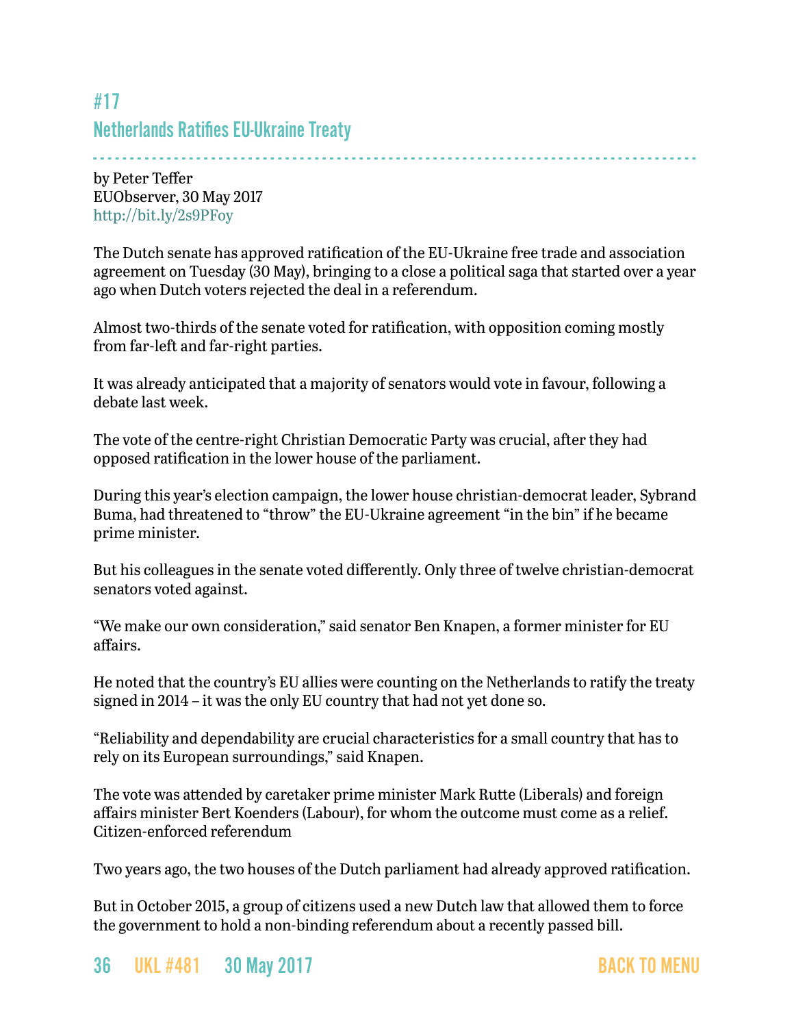## #17

## Netherlands Ratifies EU-Ukraine Treaty

by Peter Teffer
EUObserver, 30 May 2017
http://bit.ly/2s9PFoy

The Dutch senate has approved ratification of the EU-Ukraine free trade and association agreement on Tuesday (30 May), bringing to a close a political saga that started over a year ago when Dutch voters rejected the deal in a referendum.

Almost two-thirds of the senate voted for ratification, with opposition coming mostly from far-left and far-right parties.

It was already anticipated that a majority of senators would vote in favour, following a debate last week.

The vote of the centre-right Christian Democratic Party was crucial, after they had opposed ratification in the lower house of the parliament.

During this year's election campaign, the lower house christian-democrat leader, Sybrand Buma, had threatened to "throw" the EU-Ukraine agreement "in the bin" if he became prime minister.

But his colleagues in the senate voted differently. Only three of twelve christian-democrat senators voted against.

"We make our own consideration," said senator Ben Knapen, a former minister for EU affairs.

He noted that the country's EU allies were counting on the Netherlands to ratify the treaty signed in 2014 – it was the only EU country that had not yet done so.

"Reliability and dependability are crucial characteristics for a small country that has to rely on its European surroundings," said Knapen.

The vote was attended by caretaker prime minister Mark Rutte (Liberals) and foreign affairs minister Bert Koenders (Labour), for whom the outcome must come as a relief.

### Citizen-enforced referendum

Two years ago, the two houses of the Dutch parliament had already approved ratification.

But in October 2015, a group of citizens used a new Dutch law that allowed them to force the government to hold a non-binding referendum about a recently passed bill.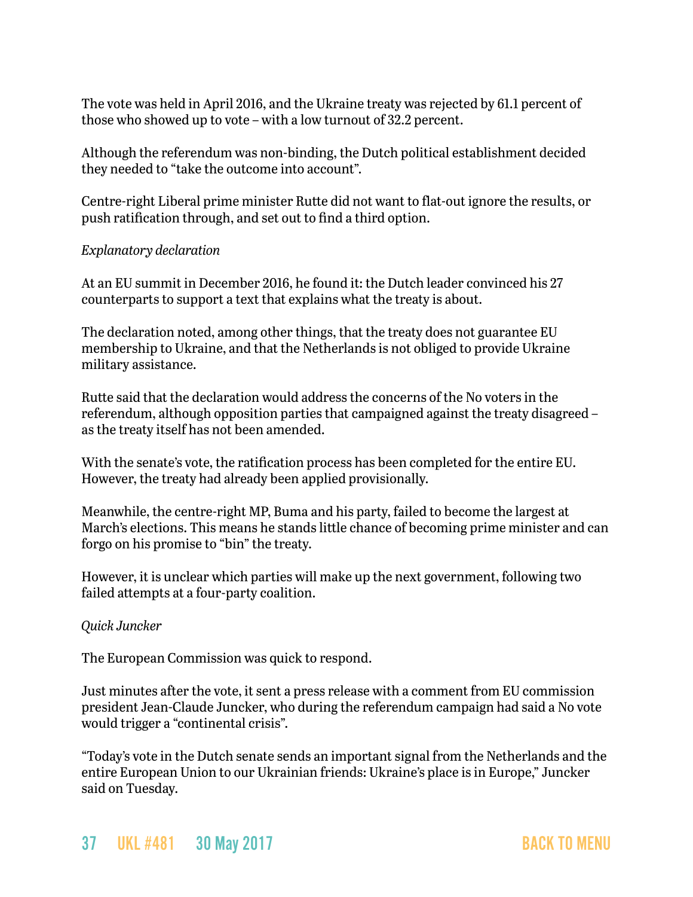The vote was held in April 2016, and the Ukraine treaty was rejected by 61.1 percent of those who showed up to vote – with a low turnout of 32.2 percent.

Although the referendum was non-binding, the Dutch political establishment decided they needed to “take the outcome into account”.

Centre-right Liberal prime minister Rutte did not want to flat-out ignore the results, or push ratification through, and set out to find a third option.

*Explanatory declaration*

At an EU summit in December 2016, he found it: the Dutch leader convinced his 27 counterparts to support a text that explains what the treaty is about.

The declaration noted, among other things, that the treaty does not guarantee EU membership to Ukraine, and that the Netherlands is not obliged to provide Ukraine military assistance.

Rutte said that the declaration would address the concerns of the No voters in the referendum, although opposition parties that campaigned against the treaty disagreed – as the treaty itself has not been amended.

With the senate’s vote, the ratification process has been completed for the entire EU. However, the treaty had already been applied provisionally.

Meanwhile, the centre-right MP, Buma and his party, failed to become the largest at March’s elections. This means he stands little chance of becoming prime minister and can forgo on his promise to “bin” the treaty.

However, it is unclear which parties will make up the next government, following two failed attempts at a four-party coalition.

*Quick Juncker*

The European Commission was quick to respond.

Just minutes after the vote, it sent a press release with a comment from EU commission president Jean-Claude Juncker, who during the referendum campaign had said a No vote would trigger a “continental crisis”.

“Today’s vote in the Dutch senate sends an important signal from the Netherlands and the entire European Union to our Ukrainian friends: Ukraine’s place is in Europe,” Juncker said on Tuesday.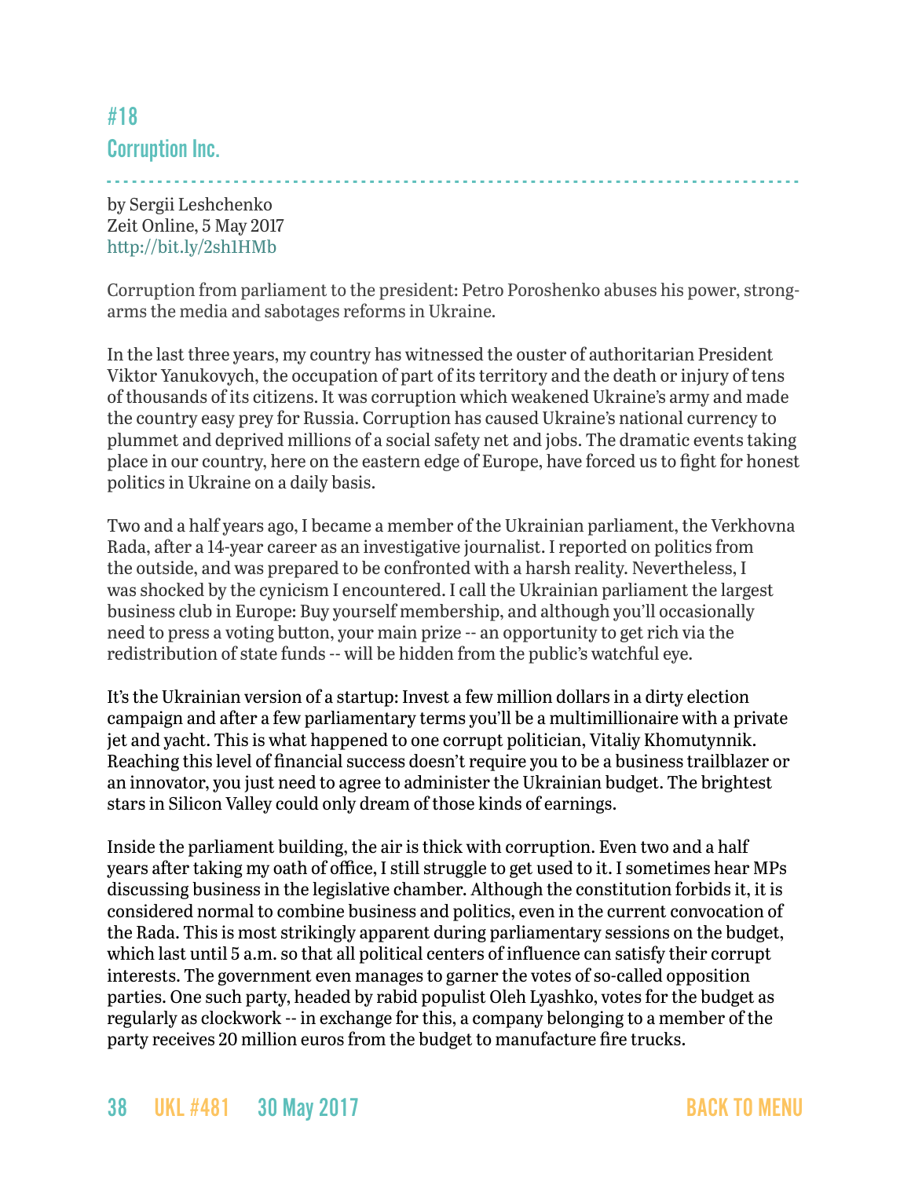## #18
## Corruption Inc.

by Sergii Leshchenko
Zeit Online, 5 May 2017
http://bit.ly/2sh1HMb

Corruption from parliament to the president: Petro Poroshenko abuses his power, strong-arms the media and sabotages reforms in Ukraine.

In the last three years, my country has witnessed the ouster of authoritarian President Viktor Yanukovych, the occupation of part of its territory and the death or injury of tens of thousands of its citizens. It was corruption which weakened Ukraine's army and made the country easy prey for Russia. Corruption has caused Ukraine's national currency to plummet and deprived millions of a social safety net and jobs. The dramatic events taking place in our country, here on the eastern edge of Europe, have forced us to fight for honest politics in Ukraine on a daily basis.

Two and a half years ago, I became a member of the Ukrainian parliament, the Verkhovna Rada, after a 14-year career as an investigative journalist. I reported on politics from the outside, and was prepared to be confronted with a harsh reality. Nevertheless, I was shocked by the cynicism I encountered. I call the Ukrainian parliament the largest business club in Europe: Buy yourself membership, and although you'll occasionally need to press a voting button, your main prize -- an opportunity to get rich via the redistribution of state funds -- will be hidden from the public's watchful eye.

It's the Ukrainian version of a startup: Invest a few million dollars in a dirty election campaign and after a few parliamentary terms you'll be a multimillionaire with a private jet and yacht. This is what happened to one corrupt politician, Vitaliy Khomutynnik. Reaching this level of financial success doesn't require you to be a business trailblazer or an innovator, you just need to agree to administer the Ukrainian budget. The brightest stars in Silicon Valley could only dream of those kinds of earnings.

Inside the parliament building, the air is thick with corruption. Even two and a half years after taking my oath of office, I still struggle to get used to it. I sometimes hear MPs discussing business in the legislative chamber. Although the constitution forbids it, it is considered normal to combine business and politics, even in the current convocation of the Rada. This is most strikingly apparent during parliamentary sessions on the budget, which last until 5 a.m. so that all political centers of influence can satisfy their corrupt interests. The government even manages to garner the votes of so-called opposition parties. One such party, headed by rabid populist Oleh Lyashko, votes for the budget as regularly as clockwork -- in exchange for this, a company belonging to a member of the party receives 20 million euros from the budget to manufacture fire trucks.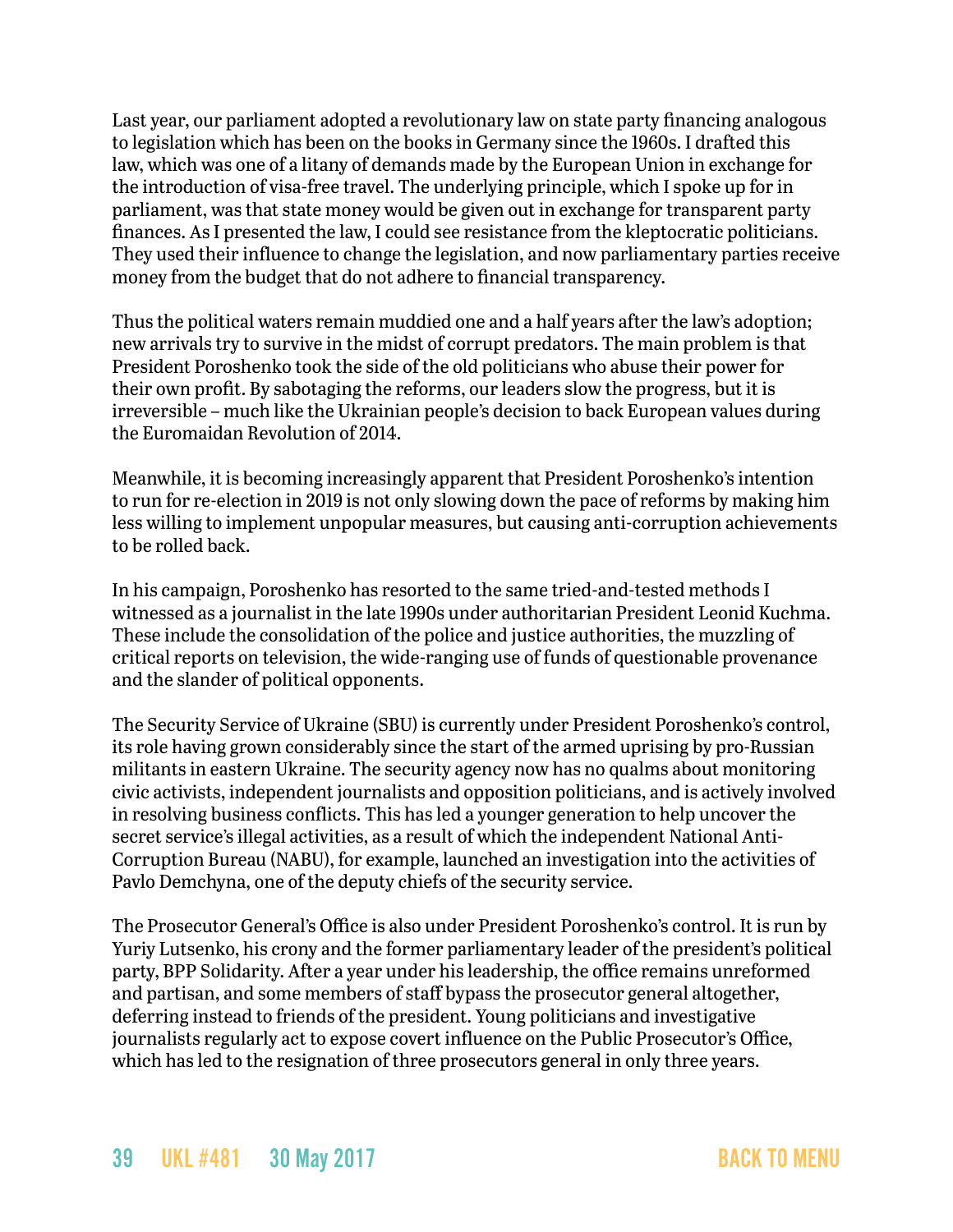Last year, our parliament adopted a revolutionary law on state party financing analogous to legislation which has been on the books in Germany since the 1960s. I drafted this law, which was one of a litany of demands made by the European Union in exchange for the introduction of visa-free travel. The underlying principle, which I spoke up for in parliament, was that state money would be given out in exchange for transparent party finances. As I presented the law, I could see resistance from the kleptocratic politicians. They used their influence to change the legislation, and now parliamentary parties receive money from the budget that do not adhere to financial transparency.

Thus the political waters remain muddied one and a half years after the law's adoption; new arrivals try to survive in the midst of corrupt predators. The main problem is that President Poroshenko took the side of the old politicians who abuse their power for their own profit. By sabotaging the reforms, our leaders slow the progress, but it is irreversible – much like the Ukrainian people's decision to back European values during the Euromaidan Revolution of 2014.

Meanwhile, it is becoming increasingly apparent that President Poroshenko's intention to run for re-election in 2019 is not only slowing down the pace of reforms by making him less willing to implement unpopular measures, but causing anti-corruption achievements to be rolled back.

In his campaign, Poroshenko has resorted to the same tried-and-tested methods I witnessed as a journalist in the late 1990s under authoritarian President Leonid Kuchma. These include the consolidation of the police and justice authorities, the muzzling of critical reports on television, the wide-ranging use of funds of questionable provenance and the slander of political opponents.

The Security Service of Ukraine (SBU) is currently under President Poroshenko's control, its role having grown considerably since the start of the armed uprising by pro-Russian militants in eastern Ukraine. The security agency now has no qualms about monitoring civic activists, independent journalists and opposition politicians, and is actively involved in resolving business conflicts. This has led a younger generation to help uncover the secret service's illegal activities, as a result of which the independent National Anti-Corruption Bureau (NABU), for example, launched an investigation into the activities of Pavlo Demchyna, one of the deputy chiefs of the security service.

The Prosecutor General's Office is also under President Poroshenko's control. It is run by Yuriy Lutsenko, his crony and the former parliamentary leader of the president's political party, BPP Solidarity. After a year under his leadership, the office remains unreformed and partisan, and some members of staff bypass the prosecutor general altogether, deferring instead to friends of the president. Young politicians and investigative journalists regularly act to expose covert influence on the Public Prosecutor's Office, which has led to the resignation of three prosecutors general in only three years.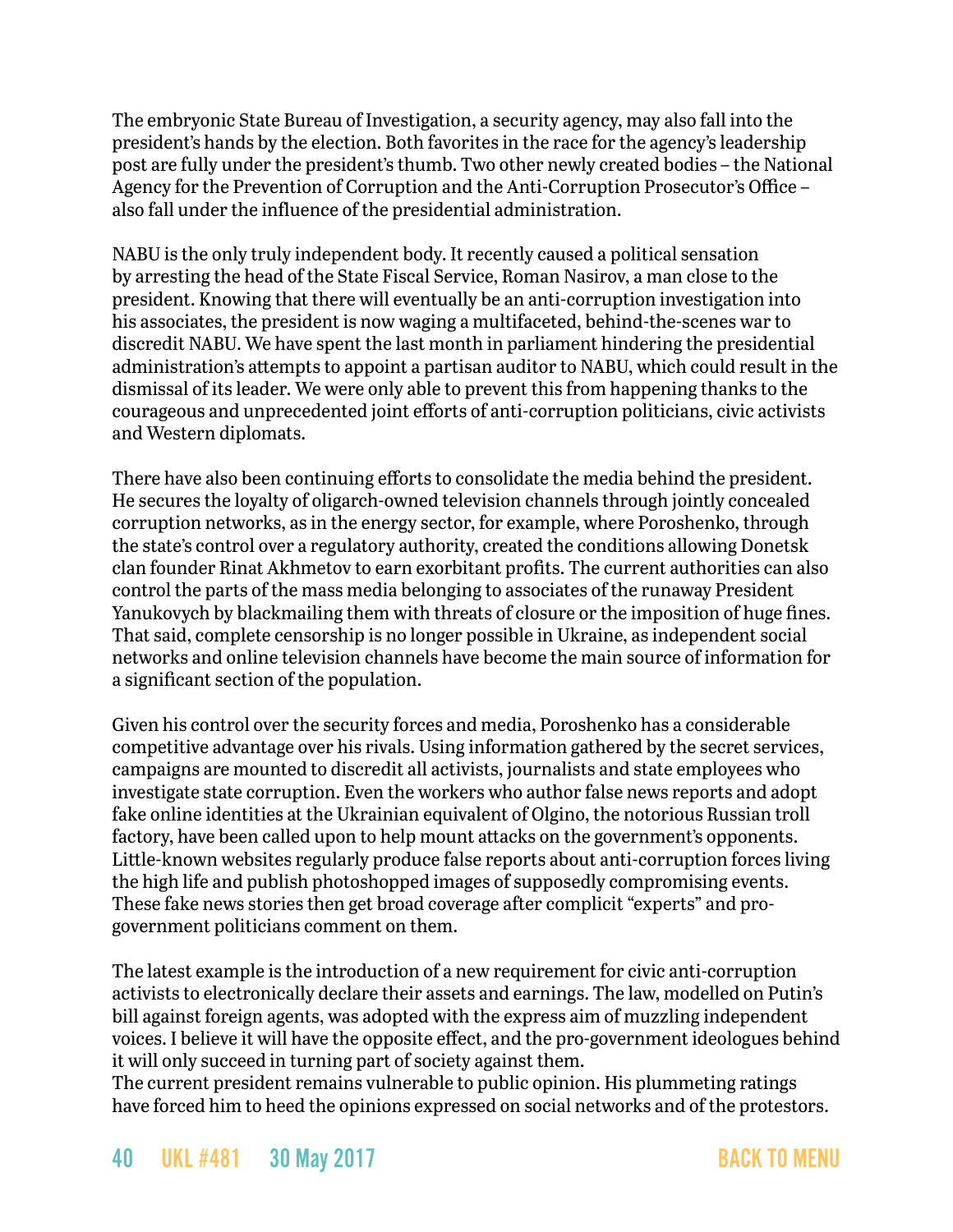The embryonic State Bureau of Investigation, a security agency, may also fall into the president's hands by the election. Both favorites in the race for the agency's leadership post are fully under the president's thumb. Two other newly created bodies – the National Agency for the Prevention of Corruption and the Anti-Corruption Prosecutor's Office – also fall under the influence of the presidential administration.

NABU is the only truly independent body. It recently caused a political sensation by arresting the head of the State Fiscal Service, Roman Nasirov, a man close to the president. Knowing that there will eventually be an anti-corruption investigation into his associates, the president is now waging a multifaceted, behind-the-scenes war to discredit NABU. We have spent the last month in parliament hindering the presidential administration's attempts to appoint a partisan auditor to NABU, which could result in the dismissal of its leader. We were only able to prevent this from happening thanks to the courageous and unprecedented joint efforts of anti-corruption politicians, civic activists and Western diplomats.

There have also been continuing efforts to consolidate the media behind the president. He secures the loyalty of oligarch-owned television channels through jointly concealed corruption networks, as in the energy sector, for example, where Poroshenko, through the state's control over a regulatory authority, created the conditions allowing Donetsk clan founder Rinat Akhmetov to earn exorbitant profits. The current authorities can also control the parts of the mass media belonging to associates of the runaway President Yanukovych by blackmailing them with threats of closure or the imposition of huge fines. That said, complete censorship is no longer possible in Ukraine, as independent social networks and online television channels have become the main source of information for a significant section of the population.

Given his control over the security forces and media, Poroshenko has a considerable competitive advantage over his rivals. Using information gathered by the secret services, campaigns are mounted to discredit all activists, journalists and state employees who investigate state corruption. Even the workers who author false news reports and adopt fake online identities at the Ukrainian equivalent of Olgino, the notorious Russian troll factory, have been called upon to help mount attacks on the government's opponents. Little-known websites regularly produce false reports about anti-corruption forces living the high life and publish photoshopped images of supposedly compromising events. These fake news stories then get broad coverage after complicit "experts" and pro-government politicians comment on them.

The latest example is the introduction of a new requirement for civic anti-corruption activists to electronically declare their assets and earnings. The law, modelled on Putin's bill against foreign agents, was adopted with the express aim of muzzling independent voices. I believe it will have the opposite effect, and the pro-government ideologues behind it will only succeed in turning part of society against them.

The current president remains vulnerable to public opinion. His plummeting ratings have forced him to heed the opinions expressed on social networks and of the protestors.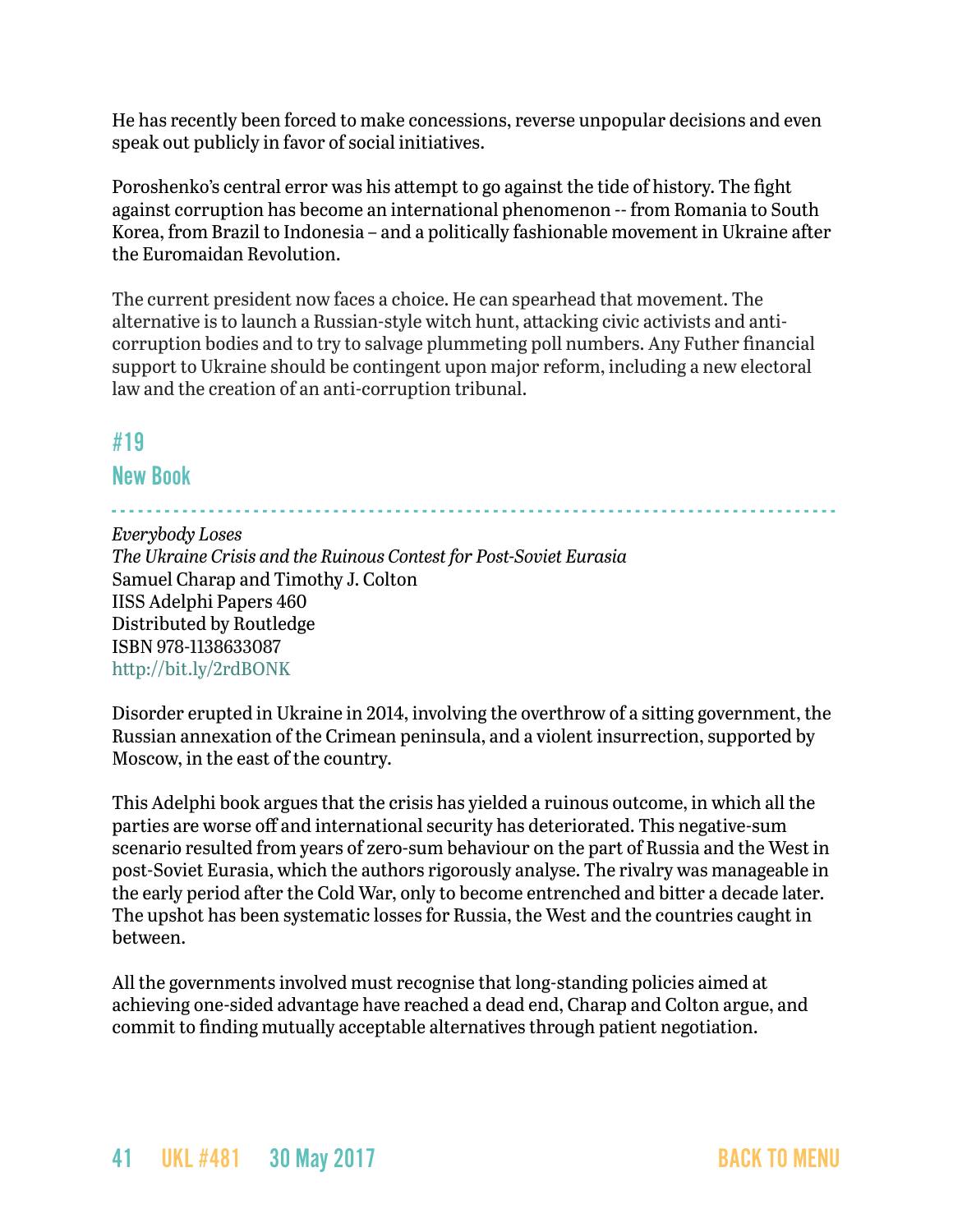He has recently been forced to make concessions, reverse unpopular decisions and even speak out publicly in favor of social initiatives.

Poroshenko's central error was his attempt to go against the tide of history. The fight against corruption has become an international phenomenon -- from Romania to South Korea, from Brazil to Indonesia – and a politically fashionable movement in Ukraine after the Euromaidan Revolution.

The current president now faces a choice. He can spearhead that movement. The alternative is to launch a Russian-style witch hunt, attacking civic activists and anti-corruption bodies and to try to salvage plummeting poll numbers. Any Futher financial support to Ukraine should be contingent upon major reform, including a new electoral law and the creation of an anti-corruption tribunal.

## #19

## New Book

*Everybody Loses*
*The Ukraine Crisis and the Ruinous Contest for Post-Soviet Eurasia*
Samuel Charap and Timothy J. Colton
IISS Adelphi Papers 460
Distributed by Routledge
ISBN 978-1138633087
http://bit.ly/2rdBONK

Disorder erupted in Ukraine in 2014, involving the overthrow of a sitting government, the Russian annexation of the Crimean peninsula, and a violent insurrection, supported by Moscow, in the east of the country.

This Adelphi book argues that the crisis has yielded a ruinous outcome, in which all the parties are worse off and international security has deteriorated. This negative-sum scenario resulted from years of zero-sum behaviour on the part of Russia and the West in post-Soviet Eurasia, which the authors rigorously analyse. The rivalry was manageable in the early period after the Cold War, only to become entrenched and bitter a decade later. The upshot has been systematic losses for Russia, the West and the countries caught in between.

All the governments involved must recognise that long-standing policies aimed at achieving one-sided advantage have reached a dead end, Charap and Colton argue, and commit to finding mutually acceptable alternatives through patient negotiation.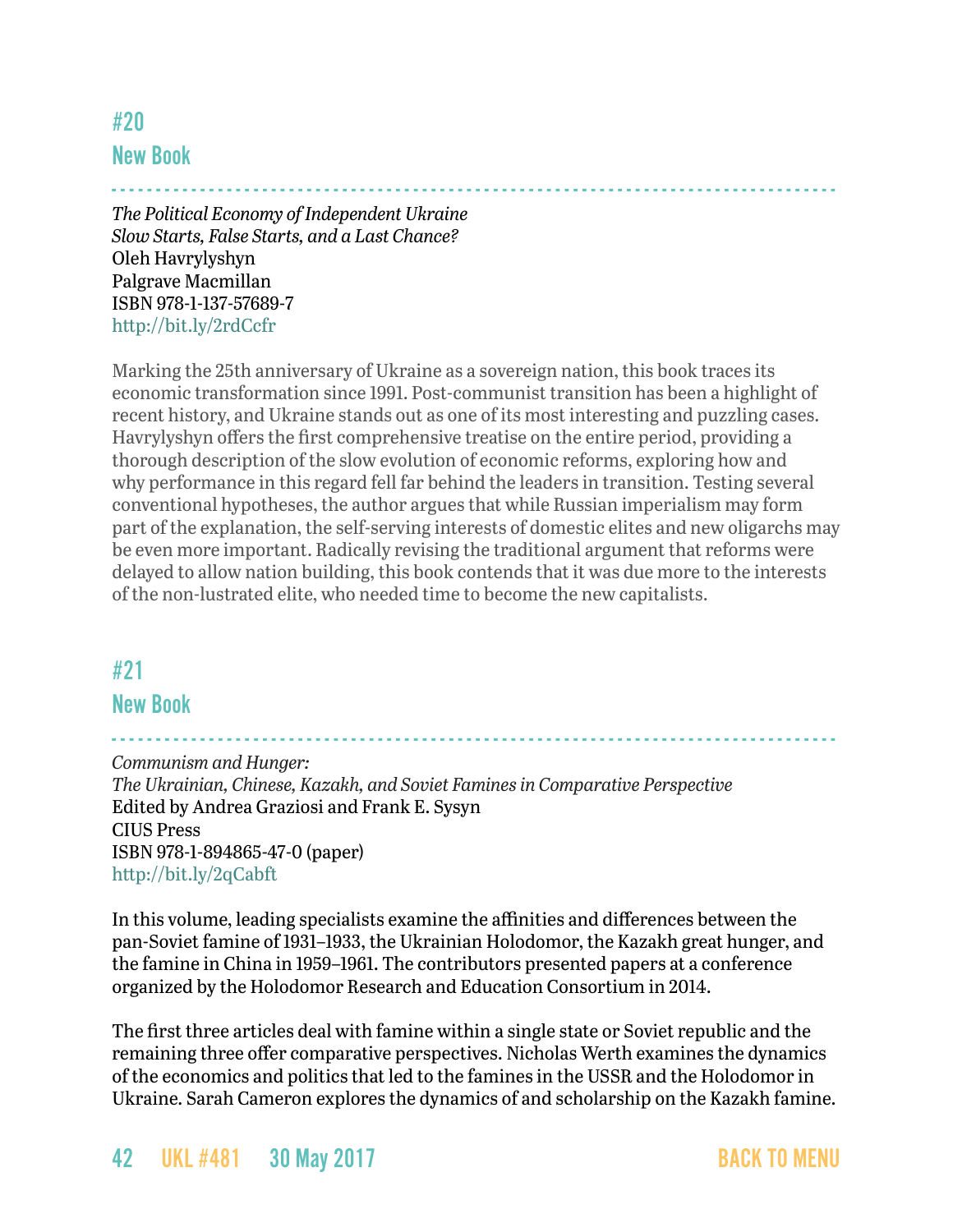## #20
## New Book

*The Political Economy of Independent Ukraine*
*Slow Starts, False Starts, and a Last Chance?*
Oleh Havrylyshyn
Palgrave Macmillan
ISBN 978-1-137-57689-7
http://bit.ly/2rdCcfr

Marking the 25th anniversary of Ukraine as a sovereign nation, this book traces its economic transformation since 1991. Post-communist transition has been a highlight of recent history, and Ukraine stands out as one of its most interesting and puzzling cases. Havrylyshyn offers the first comprehensive treatise on the entire period, providing a thorough description of the slow evolution of economic reforms, exploring how and why performance in this regard fell far behind the leaders in transition. Testing several conventional hypotheses, the author argues that while Russian imperialism may form part of the explanation, the self-serving interests of domestic elites and new oligarchs may be even more important. Radically revising the traditional argument that reforms were delayed to allow nation building, this book contends that it was due more to the interests of the non-lustrated elite, who needed time to become the new capitalists.

## #21
## New Book

*Communism and Hunger:*
*The Ukrainian, Chinese, Kazakh, and Soviet Famines in Comparative Perspective*
Edited by Andrea Graziosi and Frank E. Sysyn
CIUS Press
ISBN 978-1-894865-47-0 (paper)
http://bit.ly/2qCabft

In this volume, leading specialists examine the affinities and differences between the pan-Soviet famine of 1931–1933, the Ukrainian Holodomor, the Kazakh great hunger, and the famine in China in 1959–1961. The contributors presented papers at a conference organized by the Holodomor Research and Education Consortium in 2014.

The first three articles deal with famine within a single state or Soviet republic and the remaining three offer comparative perspectives. Nicholas Werth examines the dynamics of the economics and politics that led to the famines in the USSR and the Holodomor in Ukraine. Sarah Cameron explores the dynamics of and scholarship on the Kazakh famine.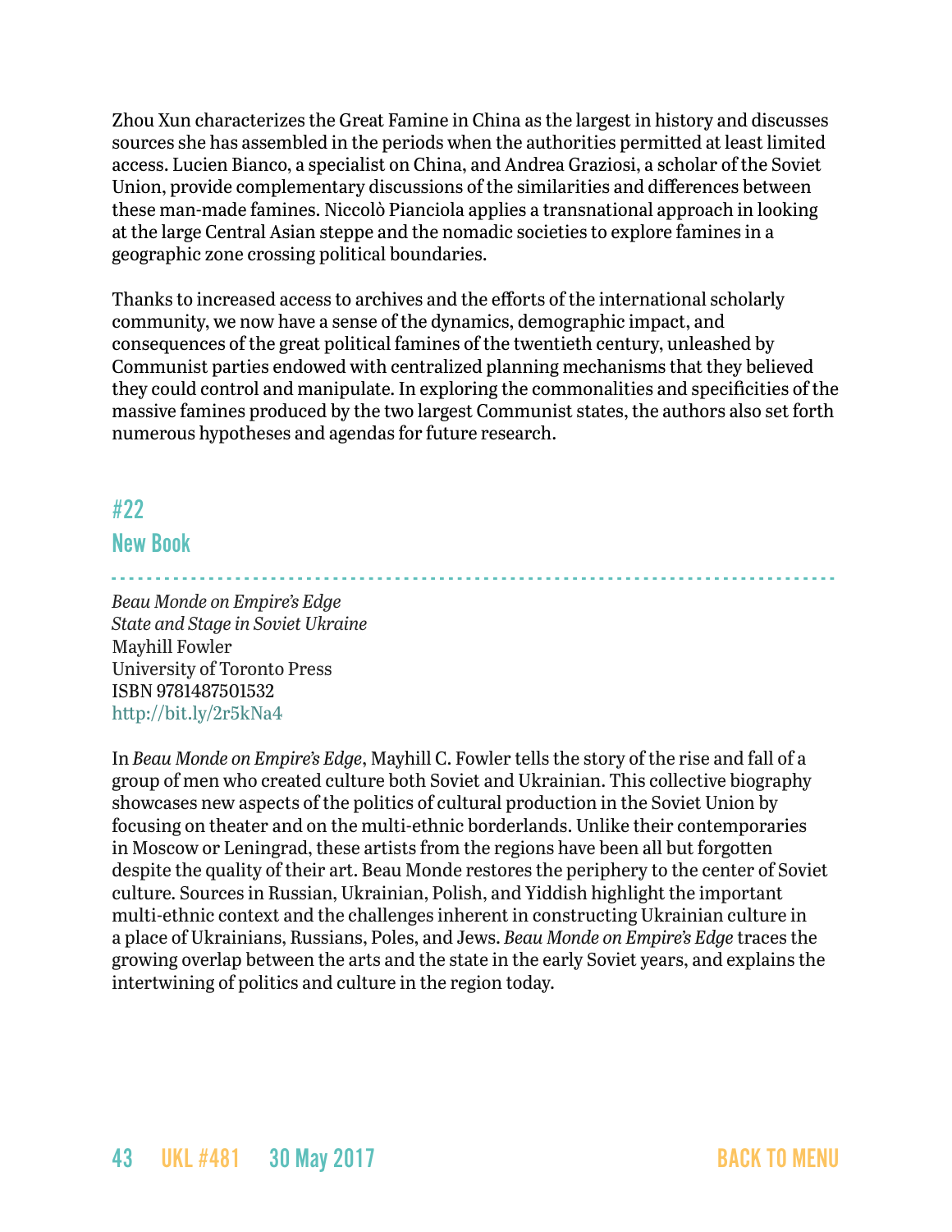Zhou Xun characterizes the Great Famine in China as the largest in history and discusses sources she has assembled in the periods when the authorities permitted at least limited access. Lucien Bianco, a specialist on China, and Andrea Graziosi, a scholar of the Soviet Union, provide complementary discussions of the similarities and differences between these man-made famines. Niccolò Pianciola applies a transnational approach in looking at the large Central Asian steppe and the nomadic societies to explore famines in a geographic zone crossing political boundaries.

Thanks to increased access to archives and the efforts of the international scholarly community, we now have a sense of the dynamics, demographic impact, and consequences of the great political famines of the twentieth century, unleashed by Communist parties endowed with centralized planning mechanisms that they believed they could control and manipulate. In exploring the commonalities and specificities of the massive famines produced by the two largest Communist states, the authors also set forth numerous hypotheses and agendas for future research.

## #22
## New Book

*Beau Monde on Empire's Edge*
*State and Stage in Soviet Ukraine*
Mayhill Fowler
University of Toronto Press
ISBN 9781487501532
http://bit.ly/2r5kNa4

In *Beau Monde on Empire's Edge*, Mayhill C. Fowler tells the story of the rise and fall of a group of men who created culture both Soviet and Ukrainian. This collective biography showcases new aspects of the politics of cultural production in the Soviet Union by focusing on theater and on the multi-ethnic borderlands. Unlike their contemporaries in Moscow or Leningrad, these artists from the regions have been all but forgotten despite the quality of their art. Beau Monde restores the periphery to the center of Soviet culture. Sources in Russian, Ukrainian, Polish, and Yiddish highlight the important multi-ethnic context and the challenges inherent in constructing Ukrainian culture in a place of Ukrainians, Russians, Poles, and Jews. *Beau Monde on Empire's Edge* traces the growing overlap between the arts and the state in the early Soviet years, and explains the intertwining of politics and culture in the region today.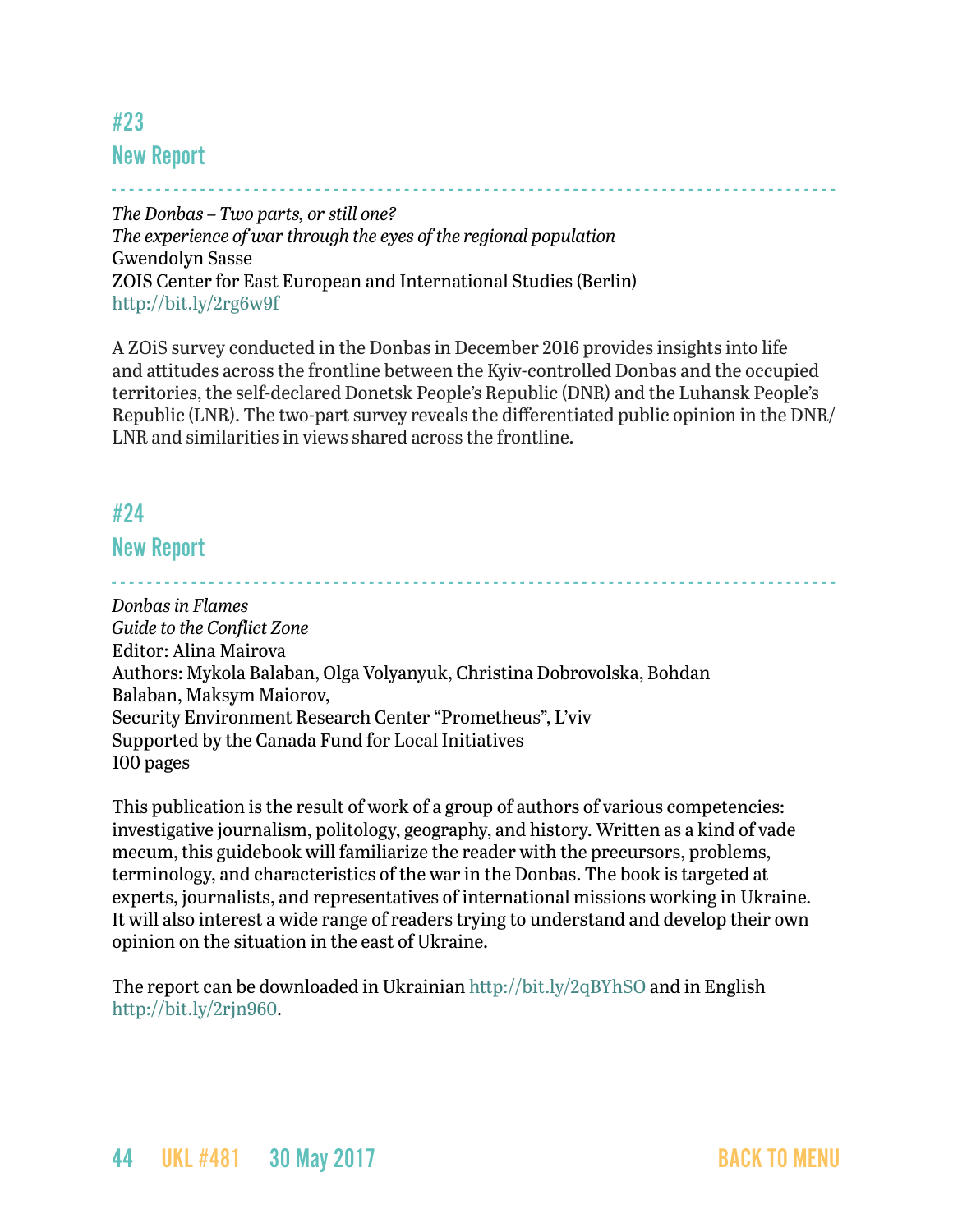## #23

## New Report

*The Donbas – Two parts, or still one?*
*The experience of war through the eyes of the regional population*
Gwendolyn Sasse
ZOIS Center for East European and International Studies (Berlin)
http://bit.ly/2rg6w9f

A ZOiS survey conducted in the Donbas in December 2016 provides insights into life and attitudes across the frontline between the Kyiv-controlled Donbas and the occupied territories, the self-declared Donetsk People's Republic (DNR) and the Luhansk People's Republic (LNR). The two-part survey reveals the differentiated public opinion in the DNR/LNR and similarities in views shared across the frontline.

## #24

## New Report

*Donbas in Flames*
*Guide to the Conflict Zone*
Editor: Alina Mairova
Authors: Mykola Balaban, Olga Volyanyuk, Christina Dobrovolska, Bohdan Balaban, Maksym Maiorov,
Security Environment Research Center "Prometheus", L'viv
Supported by the Canada Fund for Local Initiatives
100 pages

This publication is the result of work of a group of authors of various competencies: investigative journalism, politology, geography, and history. Written as a kind of vade mecum, this guidebook will familiarize the reader with the precursors, problems, terminology, and characteristics of the war in the Donbas. The book is targeted at experts, journalists, and representatives of international missions working in Ukraine. It will also interest a wide range of readers trying to understand and develop their own opinion on the situation in the east of Ukraine.

The report can be downloaded in Ukrainian http://bit.ly/2qBYhSO and in English http://bit.ly/2rjn960.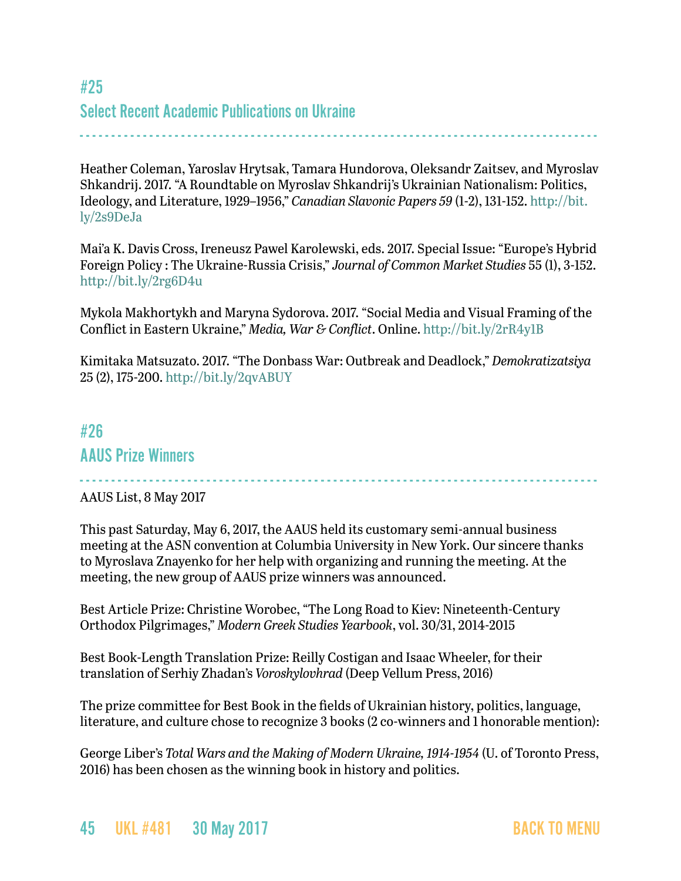## #25
## Select Recent Academic Publications on Ukraine

Heather Coleman, Yaroslav Hrytsak, Tamara Hundorova, Oleksandr Zaitsev, and Myroslav Shkandrij. 2017. "A Roundtable on Myroslav Shkandrij's Ukrainian Nationalism: Politics, Ideology, and Literature, 1929–1956," *Canadian Slavonic Papers 59* (1-2), 131-152. http://bit.ly/2s9DeJa

Mai'a K. Davis Cross, Ireneusz Pawel Karolewski, eds. 2017. Special Issue: "Europe's Hybrid Foreign Policy : The Ukraine-Russia Crisis," *Journal of Common Market Studies* 55 (1), 3-152. http://bit.ly/2rg6D4u

Mykola Makhortykh and Maryna Sydorova. 2017. "Social Media and Visual Framing of the Conflict in Eastern Ukraine," *Media, War & Conflict*. Online. http://bit.ly/2rR4y1B

Kimitaka Matsuzato. 2017. "The Donbass War: Outbreak and Deadlock," *Demokratizatsiya* 25 (2), 175-200. http://bit.ly/2qvABUY

## #26
## AAUS Prize Winners

AAUS List, 8 May 2017

This past Saturday, May 6, 2017, the AAUS held its customary semi-annual business meeting at the ASN convention at Columbia University in New York. Our sincere thanks to Myroslava Znayenko for her help with organizing and running the meeting. At the meeting, the new group of AAUS prize winners was announced.

Best Article Prize: Christine Worobec, "The Long Road to Kiev: Nineteenth-Century Orthodox Pilgrimages," *Modern Greek Studies Yearbook*, vol. 30/31, 2014-2015

Best Book-Length Translation Prize: Reilly Costigan and Isaac Wheeler, for their translation of Serhiy Zhadan's *Voroshylovhrad* (Deep Vellum Press, 2016)

The prize committee for Best Book in the fields of Ukrainian history, politics, language, literature, and culture chose to recognize 3 books (2 co-winners and 1 honorable mention):

George Liber's *Total Wars and the Making of Modern Ukraine, 1914-1954* (U. of Toronto Press, 2016) has been chosen as the winning book in history and politics.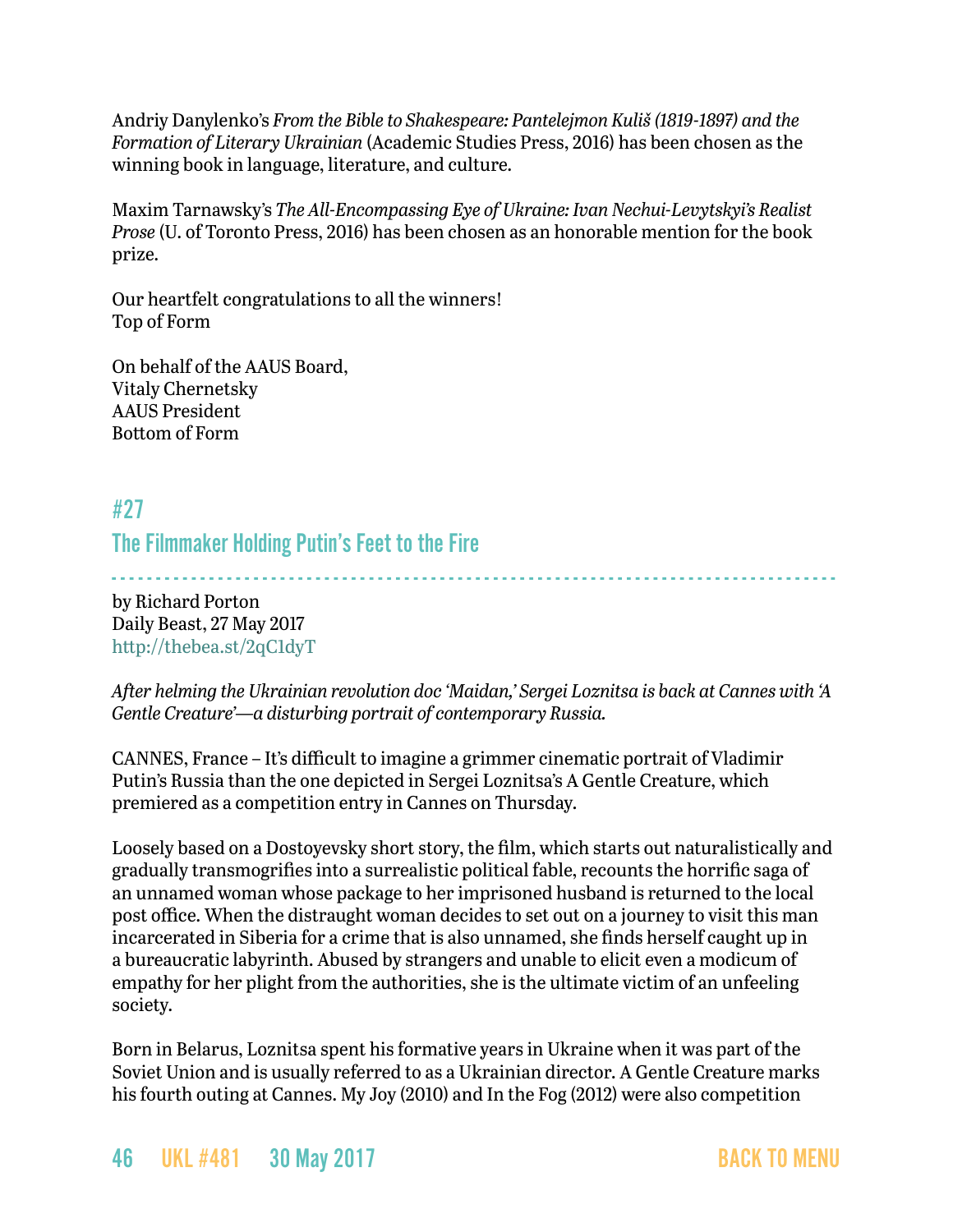Andriy Danylenko's *From the Bible to Shakespeare: Pantelejmon Kuliš (1819-1897) and the Formation of Literary Ukrainian* (Academic Studies Press, 2016) has been chosen as the winning book in language, literature, and culture.

Maxim Tarnawsky's *The All-Encompassing Eye of Ukraine: Ivan Nechui-Levytskyi's Realist Prose* (U. of Toronto Press, 2016) has been chosen as an honorable mention for the book prize.

Our heartfelt congratulations to all the winners!
Top of Form

On behalf of the AAUS Board,
Vitaly Chernetsky
AAUS President
Bottom of Form

## #27
## The Filmmaker Holding Putin's Feet to the Fire

by Richard Porton
Daily Beast, 27 May 2017
http://thebea.st/2qC1dyT

*After helming the Ukrainian revolution doc 'Maidan,' Sergei Loznitsa is back at Cannes with 'A Gentle Creature'—a disturbing portrait of contemporary Russia.*

CANNES, France – It's difficult to imagine a grimmer cinematic portrait of Vladimir Putin's Russia than the one depicted in Sergei Loznitsa's A Gentle Creature, which premiered as a competition entry in Cannes on Thursday.

Loosely based on a Dostoyevsky short story, the film, which starts out naturalistically and gradually transmogrifies into a surrealistic political fable, recounts the horrific saga of an unnamed woman whose package to her imprisoned husband is returned to the local post office. When the distraught woman decides to set out on a journey to visit this man incarcerated in Siberia for a crime that is also unnamed, she finds herself caught up in a bureaucratic labyrinth. Abused by strangers and unable to elicit even a modicum of empathy for her plight from the authorities, she is the ultimate victim of an unfeeling society.

Born in Belarus, Loznitsa spent his formative years in Ukraine when it was part of the Soviet Union and is usually referred to as a Ukrainian director. A Gentle Creature marks his fourth outing at Cannes. My Joy (2010) and In the Fog (2012) were also competition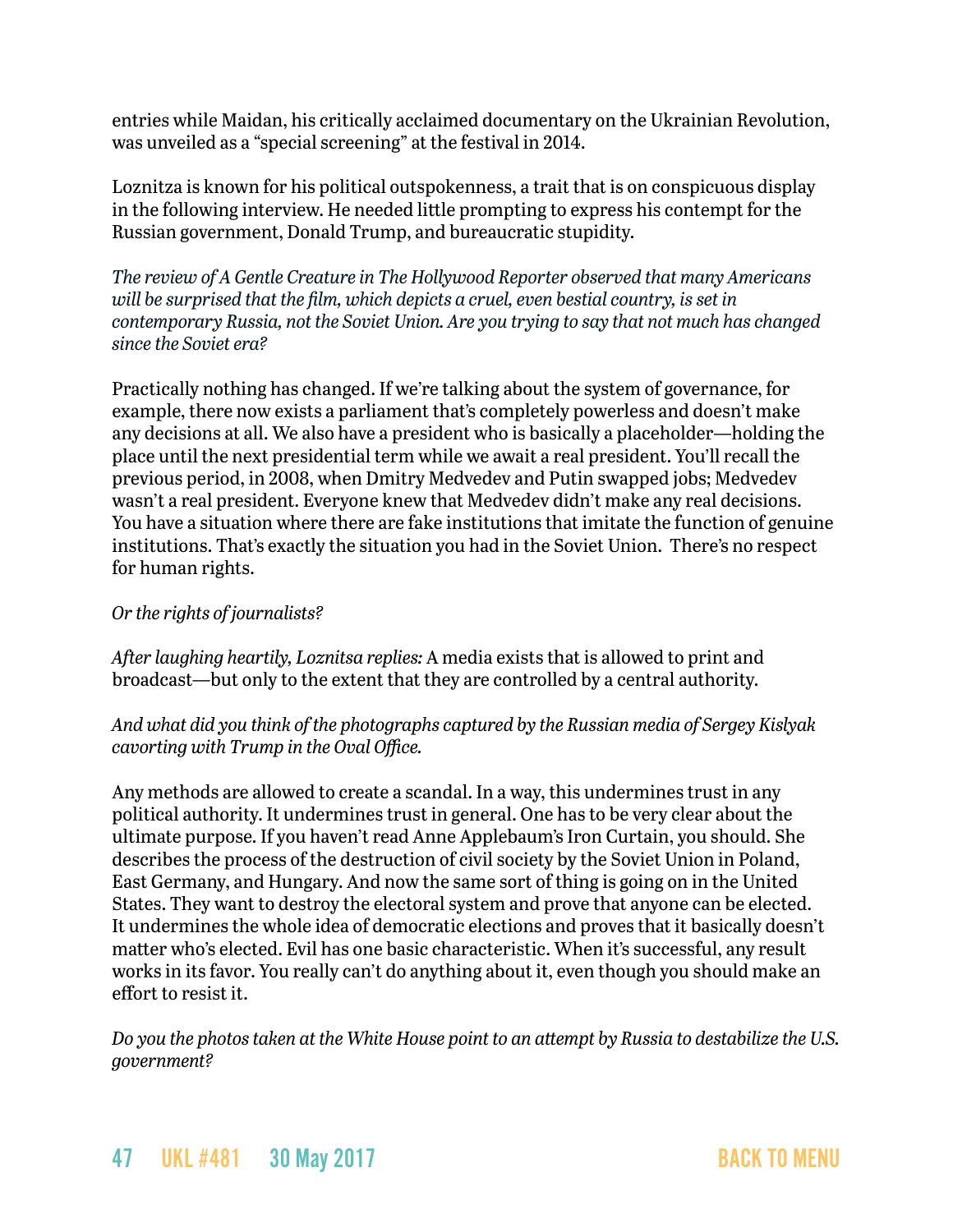entries while Maidan, his critically acclaimed documentary on the Ukrainian Revolution, was unveiled as a "special screening" at the festival in 2014.

Loznitza is known for his political outspokenness, a trait that is on conspicuous display in the following interview. He needed little prompting to express his contempt for the Russian government, Donald Trump, and bureaucratic stupidity.

*The review of A Gentle Creature in The Hollywood Reporter observed that many Americans will be surprised that the film, which depicts a cruel, even bestial country, is set in contemporary Russia, not the Soviet Union. Are you trying to say that not much has changed since the Soviet era?*

Practically nothing has changed. If we're talking about the system of governance, for example, there now exists a parliament that's completely powerless and doesn't make any decisions at all. We also have a president who is basically a placeholder—holding the place until the next presidential term while we await a real president. You'll recall the previous period, in 2008, when Dmitry Medvedev and Putin swapped jobs; Medvedev wasn't a real president. Everyone knew that Medvedev didn't make any real decisions. You have a situation where there are fake institutions that imitate the function of genuine institutions. That's exactly the situation you had in the Soviet Union. There's no respect for human rights.

*Or the rights of journalists?*

*After laughing heartily, Loznitsa replies:* A media exists that is allowed to print and broadcast—but only to the extent that they are controlled by a central authority.

*And what did you think of the photographs captured by the Russian media of Sergey Kislyak cavorting with Trump in the Oval Office.*

Any methods are allowed to create a scandal. In a way, this undermines trust in any political authority. It undermines trust in general. One has to be very clear about the ultimate purpose. If you haven't read Anne Applebaum's Iron Curtain, you should. She describes the process of the destruction of civil society by the Soviet Union in Poland, East Germany, and Hungary. And now the same sort of thing is going on in the United States. They want to destroy the electoral system and prove that anyone can be elected. It undermines the whole idea of democratic elections and proves that it basically doesn't matter who's elected. Evil has one basic characteristic. When it's successful, any result works in its favor. You really can't do anything about it, even though you should make an effort to resist it.

*Do you the photos taken at the White House point to an attempt by Russia to destabilize the U.S. government?*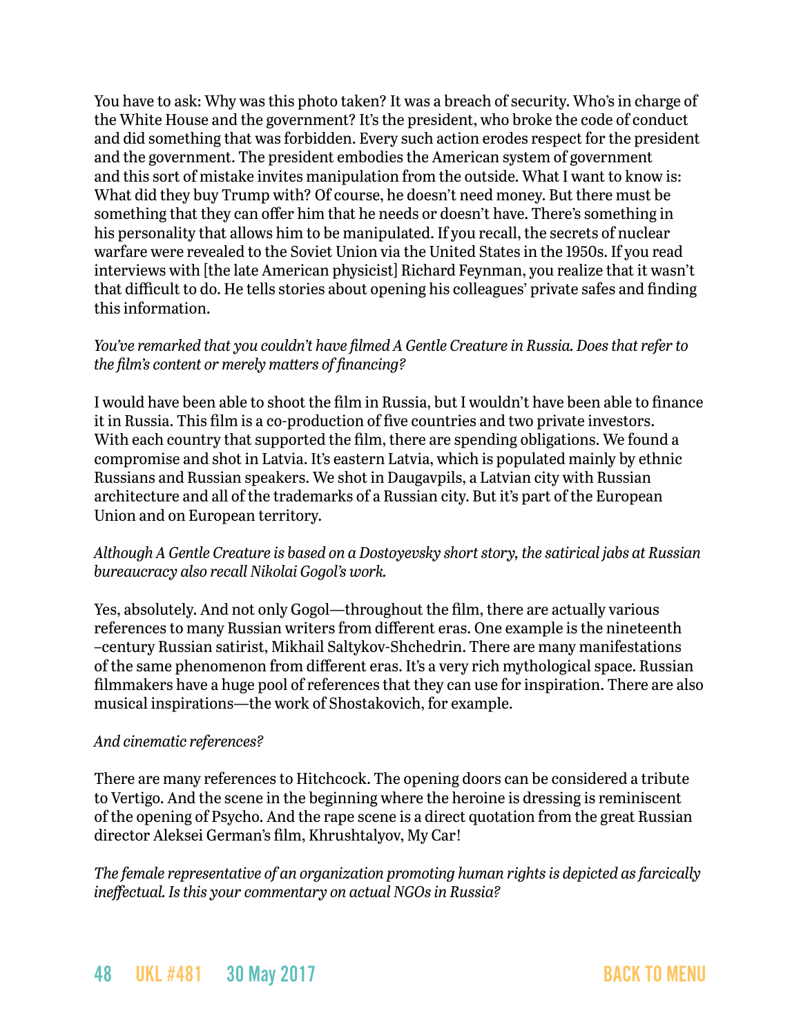You have to ask: Why was this photo taken? It was a breach of security. Who's in charge of the White House and the government? It's the president, who broke the code of conduct and did something that was forbidden. Every such action erodes respect for the president and the government. The president embodies the American system of government and this sort of mistake invites manipulation from the outside. What I want to know is: What did they buy Trump with? Of course, he doesn't need money. But there must be something that they can offer him that he needs or doesn't have. There's something in his personality that allows him to be manipulated. If you recall, the secrets of nuclear warfare were revealed to the Soviet Union via the United States in the 1950s. If you read interviews with [the late American physicist] Richard Feynman, you realize that it wasn't that difficult to do. He tells stories about opening his colleagues' private safes and finding this information.

*You've remarked that you couldn't have filmed A Gentle Creature in Russia. Does that refer to the film's content or merely matters of financing?*

I would have been able to shoot the film in Russia, but I wouldn't have been able to finance it in Russia. This film is a co-production of five countries and two private investors. With each country that supported the film, there are spending obligations. We found a compromise and shot in Latvia. It's eastern Latvia, which is populated mainly by ethnic Russians and Russian speakers. We shot in Daugavpils, a Latvian city with Russian architecture and all of the trademarks of a Russian city. But it's part of the European Union and on European territory.

*Although A Gentle Creature is based on a Dostoyevsky short story, the satirical jabs at Russian bureaucracy also recall Nikolai Gogol's work.*

Yes, absolutely. And not only Gogol—throughout the film, there are actually various references to many Russian writers from different eras. One example is the nineteenth –century Russian satirist, Mikhail Saltykov-Shchedrin. There are many manifestations of the same phenomenon from different eras. It's a very rich mythological space. Russian filmmakers have a huge pool of references that they can use for inspiration. There are also musical inspirations—the work of Shostakovich, for example.

*And cinematic references?*

There are many references to Hitchcock. The opening doors can be considered a tribute to Vertigo. And the scene in the beginning where the heroine is dressing is reminiscent of the opening of Psycho. And the rape scene is a direct quotation from the great Russian director Aleksei German's film, Khrushtalyov, My Car!

*The female representative of an organization promoting human rights is depicted as farcically ineffectual. Is this your commentary on actual NGOs in Russia?*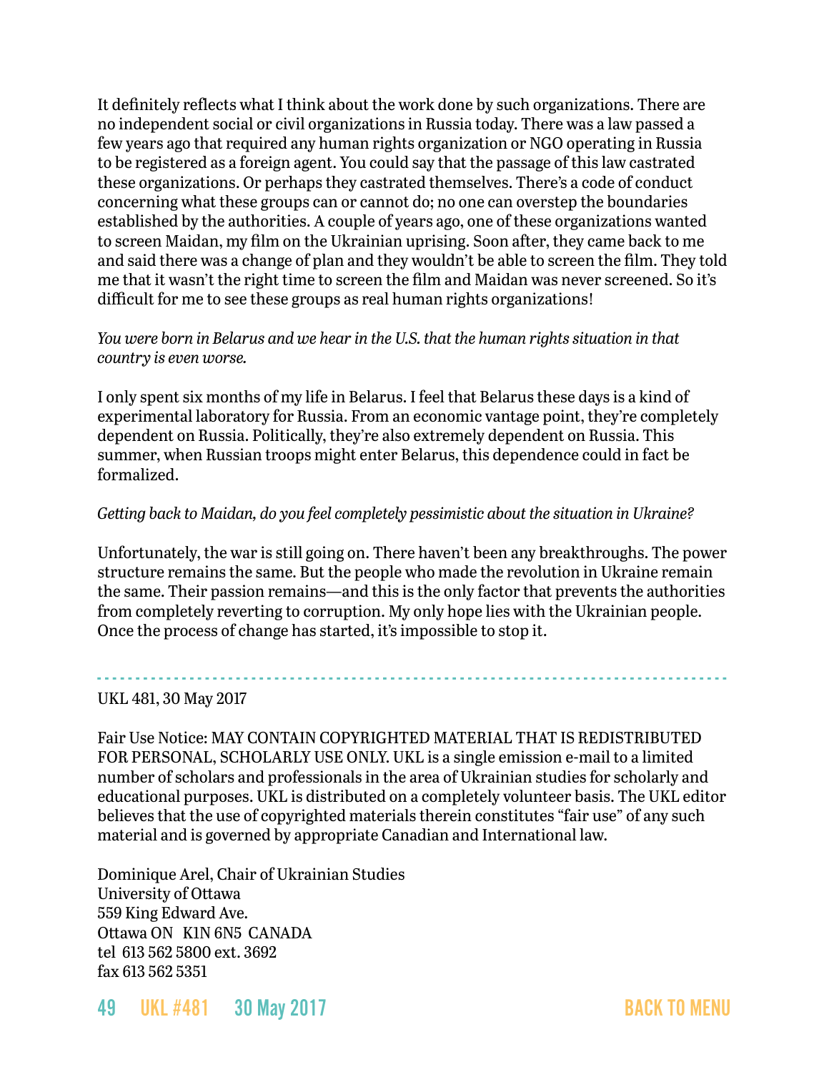It definitely reflects what I think about the work done by such organizations. There are no independent social or civil organizations in Russia today. There was a law passed a few years ago that required any human rights organization or NGO operating in Russia to be registered as a foreign agent. You could say that the passage of this law castrated these organizations. Or perhaps they castrated themselves. There's a code of conduct concerning what these groups can or cannot do; no one can overstep the boundaries established by the authorities. A couple of years ago, one of these organizations wanted to screen Maidan, my film on the Ukrainian uprising. Soon after, they came back to me and said there was a change of plan and they wouldn't be able to screen the film. They told me that it wasn't the right time to screen the film and Maidan was never screened. So it's difficult for me to see these groups as real human rights organizations!

*You were born in Belarus and we hear in the U.S. that the human rights situation in that country is even worse.*

I only spent six months of my life in Belarus. I feel that Belarus these days is a kind of experimental laboratory for Russia. From an economic vantage point, they're completely dependent on Russia. Politically, they're also extremely dependent on Russia. This summer, when Russian troops might enter Belarus, this dependence could in fact be formalized.

*Getting back to Maidan, do you feel completely pessimistic about the situation in Ukraine?*

Unfortunately, the war is still going on. There haven't been any breakthroughs. The power structure remains the same. But the people who made the revolution in Ukraine remain the same. Their passion remains—and this is the only factor that prevents the authorities from completely reverting to corruption. My only hope lies with the Ukrainian people. Once the process of change has started, it's impossible to stop it.

---

UKL 481, 30 May 2017

Fair Use Notice: MAY CONTAIN COPYRIGHTED MATERIAL THAT IS REDISTRIBUTED FOR PERSONAL, SCHOLARLY USE ONLY. UKL is a single emission e-mail to a limited number of scholars and professionals in the area of Ukrainian studies for scholarly and educational purposes. UKL is distributed on a completely volunteer basis. The UKL editor believes that the use of copyrighted materials therein constitutes "fair use" of any such material and is governed by appropriate Canadian and International law.

Dominique Arel, Chair of Ukrainian Studies
University of Ottawa
559 King Edward Ave.
Ottawa ON K1N 6N5 CANADA
tel 613 562 5800 ext. 3692
fax 613 562 5351